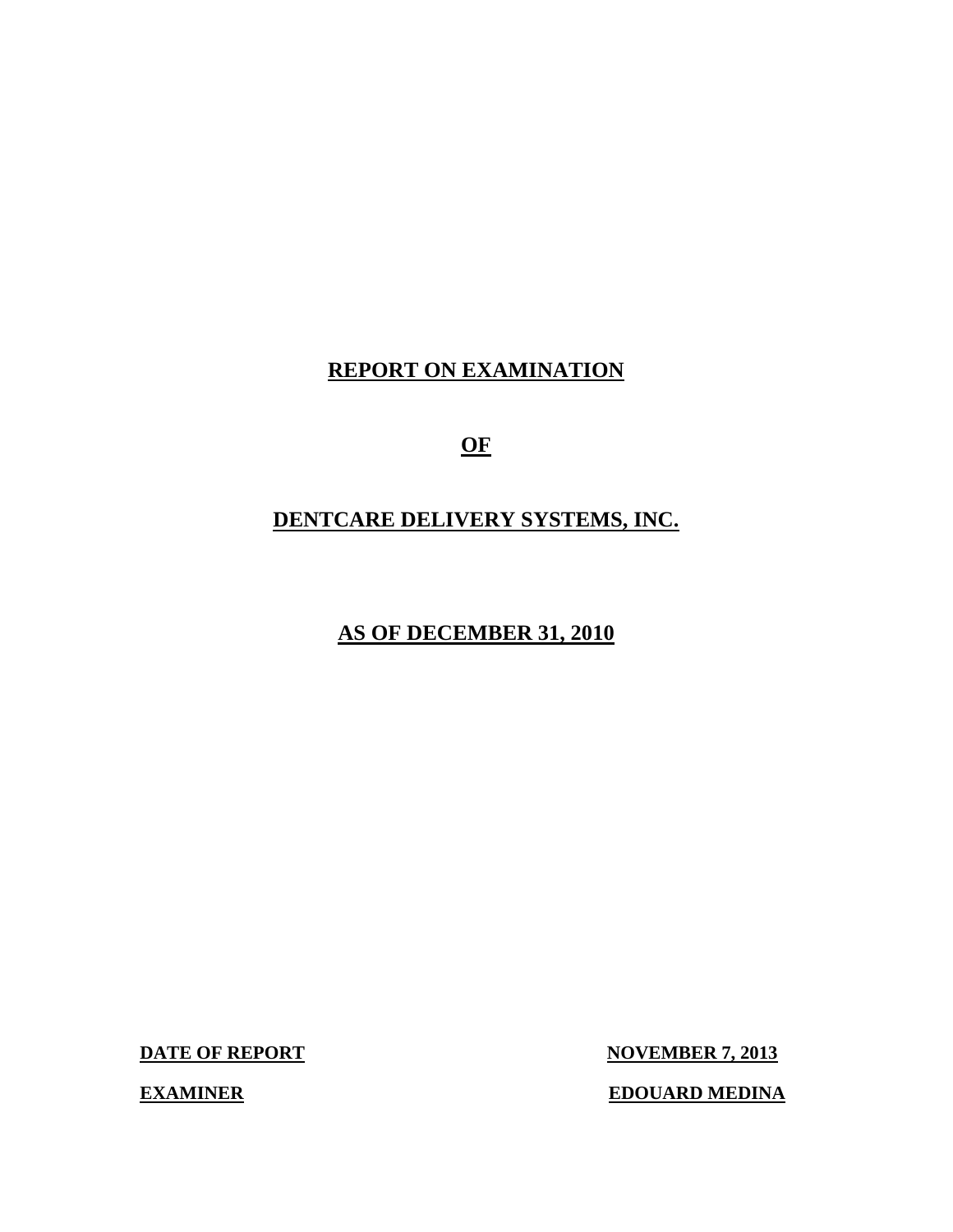# REPORT ON EXAMINATION

# OF

# DENTCARE DELIVERY SYSTEMS, INC.

# AS OF DECEMBER 31, 2010

| | |
|---|---|
| **DATE OF REPORT** | **NOVEMBER 7, 2013** |
| **EXAMINER** | **EDOUARD MEDINA** |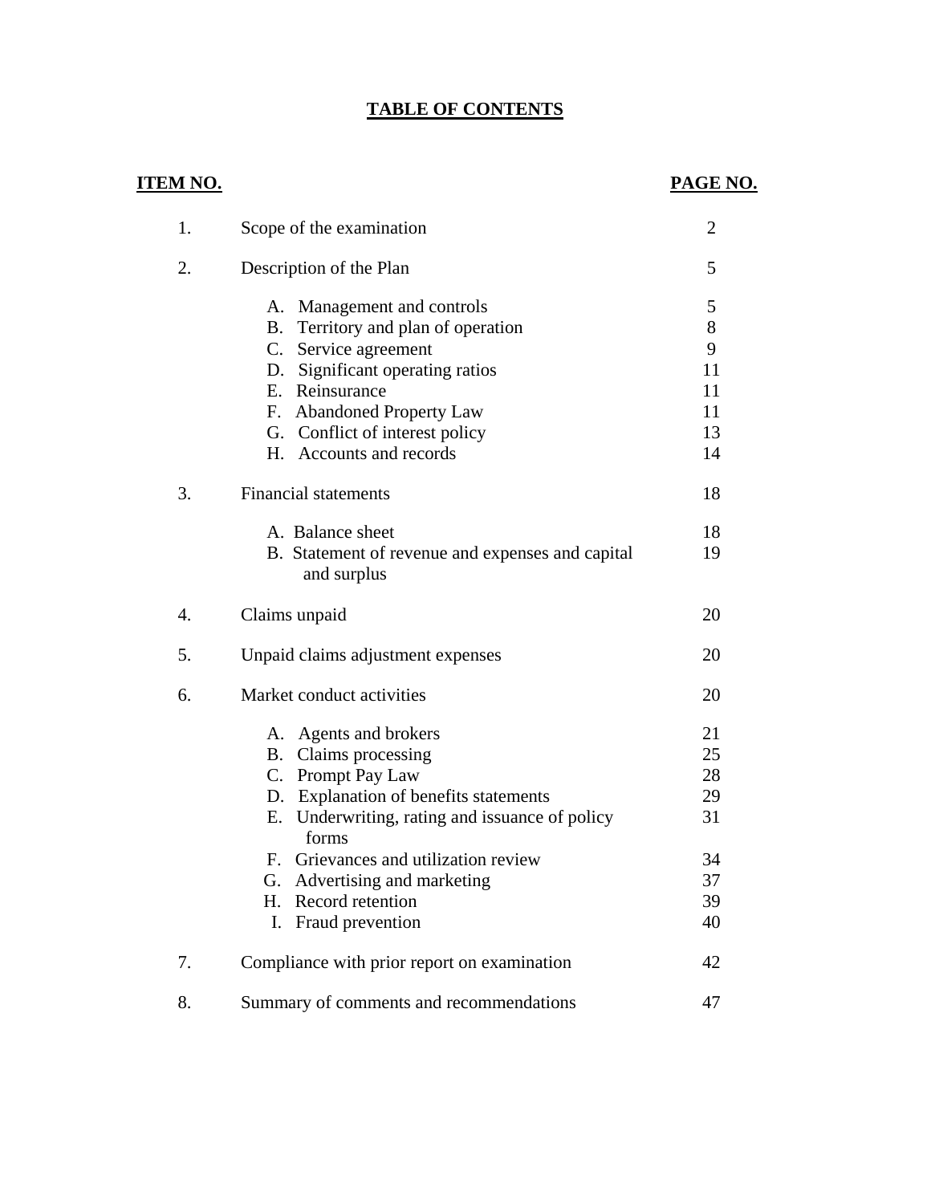# TABLE OF CONTENTS

| ITEM NO. | | PAGE NO. |
|---|---|---|
| 1. | Scope of the examination | 2 |
| 2. | Description of the Plan | 5 |
| | A. Management and controls | 5 |
| | B. Territory and plan of operation | 8 |
| | C. Service agreement | 9 |
| | D. Significant operating ratios | 11 |
| | E. Reinsurance | 11 |
| | F. Abandoned Property Law | 11 |
| | G. Conflict of interest policy | 13 |
| | H. Accounts and records | 14 |
| 3. | Financial statements | 18 |
| | A. Balance sheet | 18 |
| | B. Statement of revenue and expenses and capital and surplus | 19 |
| 4. | Claims unpaid | 20 |
| 5. | Unpaid claims adjustment expenses | 20 |
| 6. | Market conduct activities | 20 |
| | A. Agents and brokers | 21 |
| | B. Claims processing | 25 |
| | C. Prompt Pay Law | 28 |
| | D. Explanation of benefits statements | 29 |
| | E. Underwriting, rating and issuance of policy forms | 31 |
| | F. Grievances and utilization review | 34 |
| | G. Advertising and marketing | 37 |
| | H. Record retention | 39 |
| | I. Fraud prevention | 40 |
| 7. | Compliance with prior report on examination | 42 |
| 8. | Summary of comments and recommendations | 47 |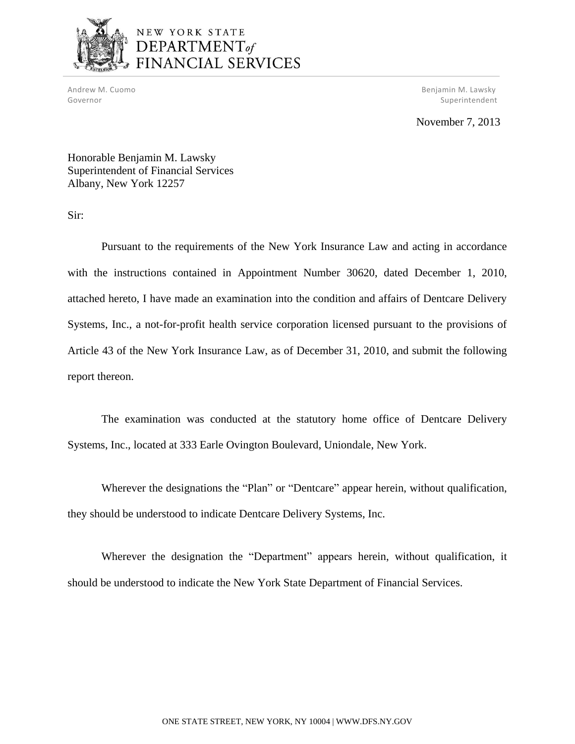NEW YORK STATE
DEPARTMENT *of*
FINANCIAL SERVICES

Andrew M. Cuomo
Governor

Benjamin M. Lawsky
Superintendent

November 7, 2013

Honorable Benjamin M. Lawsky
Superintendent of Financial Services
Albany, New York 12257

Sir:

Pursuant to the requirements of the New York Insurance Law and acting in accordance with the instructions contained in Appointment Number 30620, dated December 1, 2010, attached hereto, I have made an examination into the condition and affairs of Dentcare Delivery Systems, Inc., a not-for-profit health service corporation licensed pursuant to the provisions of Article 43 of the New York Insurance Law, as of December 31, 2010, and submit the following report thereon.

The examination was conducted at the statutory home office of Dentcare Delivery Systems, Inc., located at 333 Earle Ovington Boulevard, Uniondale, New York.

Wherever the designations the "Plan" or "Dentcare" appear herein, without qualification, they should be understood to indicate Dentcare Delivery Systems, Inc.

Wherever the designation the "Department" appears herein, without qualification, it should be understood to indicate the New York State Department of Financial Services.

ONE STATE STREET, NEW YORK, NY 10004 | WWW.DFS.NY.GOV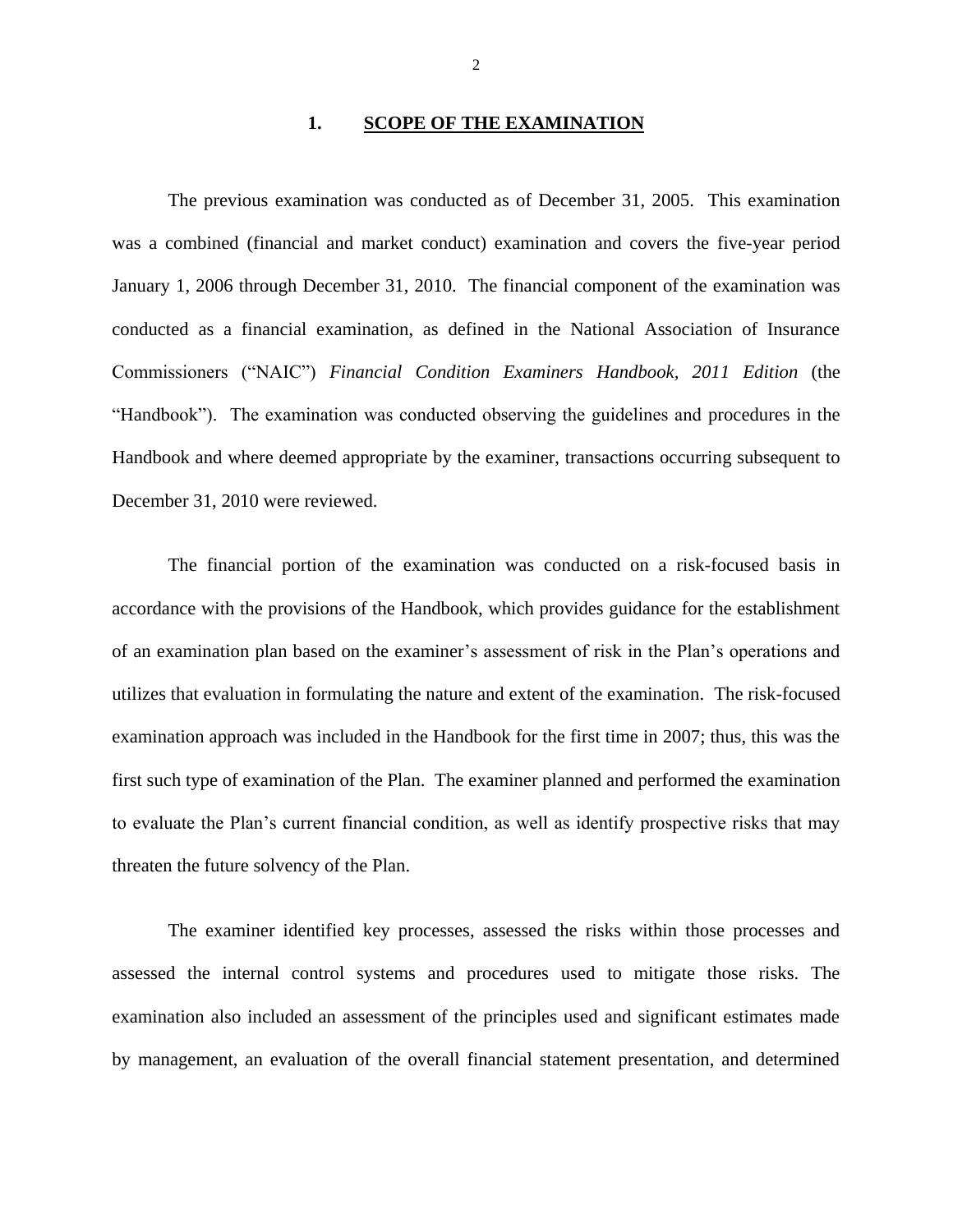## 1. SCOPE OF THE EXAMINATION

The previous examination was conducted as of December 31, 2005. This examination was a combined (financial and market conduct) examination and covers the five-year period January 1, 2006 through December 31, 2010. The financial component of the examination was conducted as a financial examination, as defined in the National Association of Insurance Commissioners ("NAIC") *Financial Condition Examiners Handbook, 2011 Edition* (the "Handbook"). The examination was conducted observing the guidelines and procedures in the Handbook and where deemed appropriate by the examiner, transactions occurring subsequent to December 31, 2010 were reviewed.

The financial portion of the examination was conducted on a risk-focused basis in accordance with the provisions of the Handbook, which provides guidance for the establishment of an examination plan based on the examiner's assessment of risk in the Plan's operations and utilizes that evaluation in formulating the nature and extent of the examination. The risk-focused examination approach was included in the Handbook for the first time in 2007; thus, this was the first such type of examination of the Plan. The examiner planned and performed the examination to evaluate the Plan's current financial condition, as well as identify prospective risks that may threaten the future solvency of the Plan.

The examiner identified key processes, assessed the risks within those processes and assessed the internal control systems and procedures used to mitigate those risks. The examination also included an assessment of the principles used and significant estimates made by management, an evaluation of the overall financial statement presentation, and determined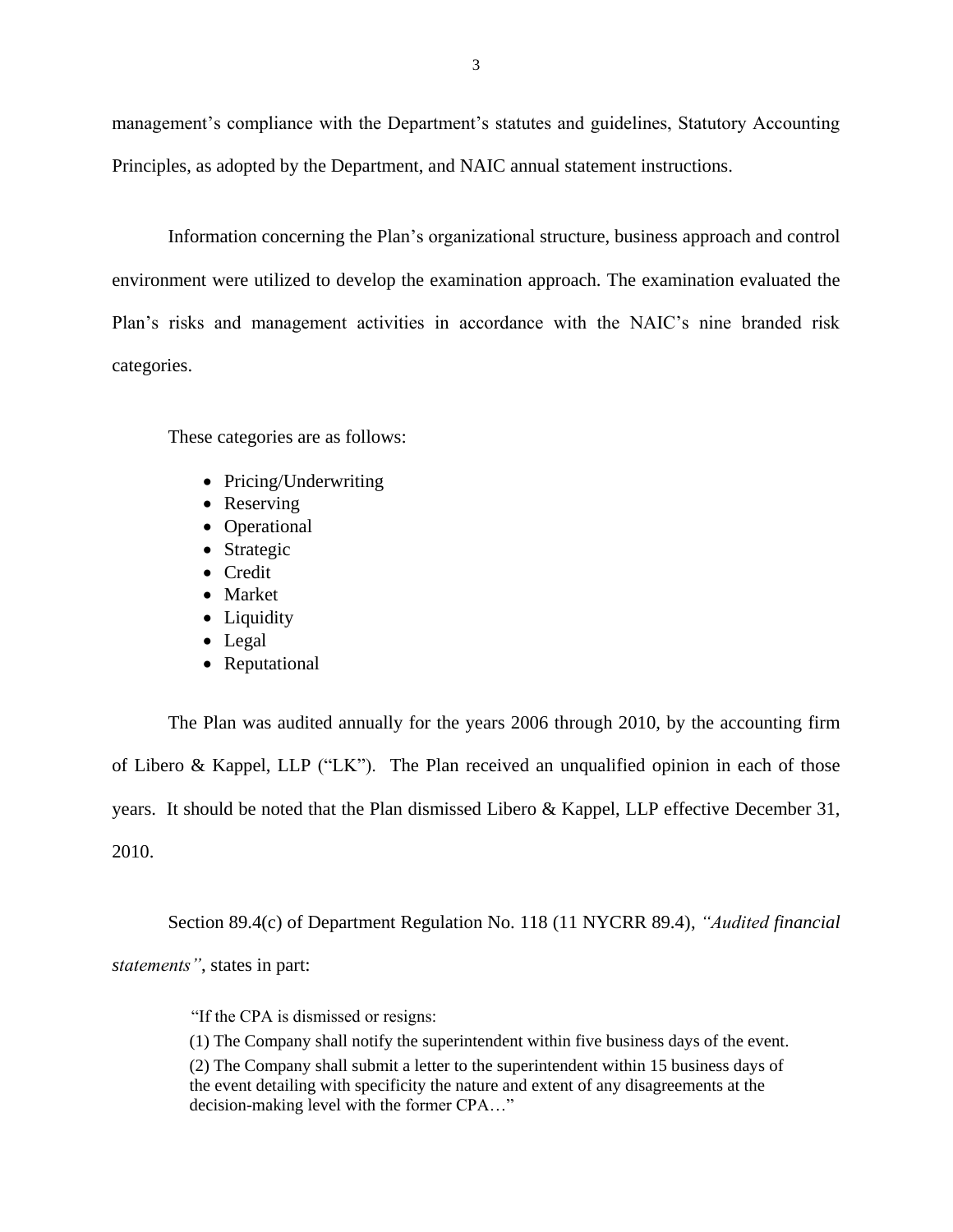management's compliance with the Department's statutes and guidelines, Statutory Accounting Principles, as adopted by the Department, and NAIC annual statement instructions.

Information concerning the Plan's organizational structure, business approach and control environment were utilized to develop the examination approach. The examination evaluated the Plan's risks and management activities in accordance with the NAIC's nine branded risk categories.

These categories are as follows:

- Pricing/Underwriting
- Reserving
- Operational
- Strategic
- Credit
- Market
- Liquidity
- Legal
- Reputational

The Plan was audited annually for the years 2006 through 2010, by the accounting firm of Libero & Kappel, LLP ("LK"). The Plan received an unqualified opinion in each of those years. It should be noted that the Plan dismissed Libero & Kappel, LLP effective December 31, 2010.

Section 89.4(c) of Department Regulation No. 118 (11 NYCRR 89.4), *"Audited financial statements"*, states in part:

> "If the CPA is dismissed or resigns:
>
> (1) The Company shall notify the superintendent within five business days of the event.
>
> (2) The Company shall submit a letter to the superintendent within 15 business days of the event detailing with specificity the nature and extent of any disagreements at the decision-making level with the former CPA…"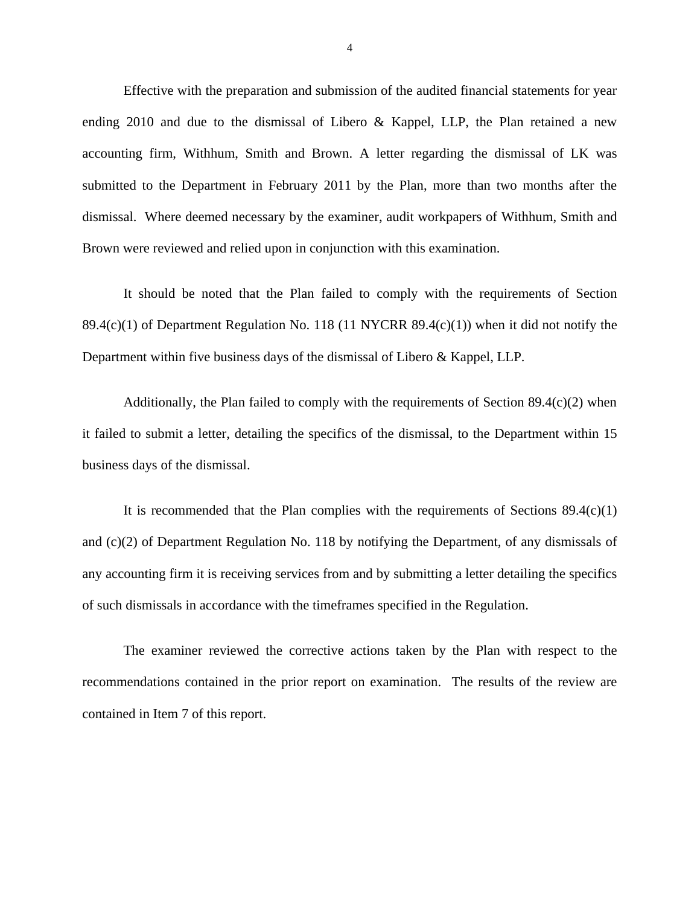Effective with the preparation and submission of the audited financial statements for year ending 2010 and due to the dismissal of Libero & Kappel, LLP, the Plan retained a new accounting firm, Withhum, Smith and Brown. A letter regarding the dismissal of LK was submitted to the Department in February 2011 by the Plan, more than two months after the dismissal. Where deemed necessary by the examiner, audit workpapers of Withhum, Smith and Brown were reviewed and relied upon in conjunction with this examination.

It should be noted that the Plan failed to comply with the requirements of Section 89.4(c)(1) of Department Regulation No. 118 (11 NYCRR 89.4(c)(1)) when it did not notify the Department within five business days of the dismissal of Libero & Kappel, LLP.

Additionally, the Plan failed to comply with the requirements of Section 89.4(c)(2) when it failed to submit a letter, detailing the specifics of the dismissal, to the Department within 15 business days of the dismissal.

It is recommended that the Plan complies with the requirements of Sections 89.4(c)(1) and (c)(2) of Department Regulation No. 118 by notifying the Department, of any dismissals of any accounting firm it is receiving services from and by submitting a letter detailing the specifics of such dismissals in accordance with the timeframes specified in the Regulation.

The examiner reviewed the corrective actions taken by the Plan with respect to the recommendations contained in the prior report on examination. The results of the review are contained in Item 7 of this report.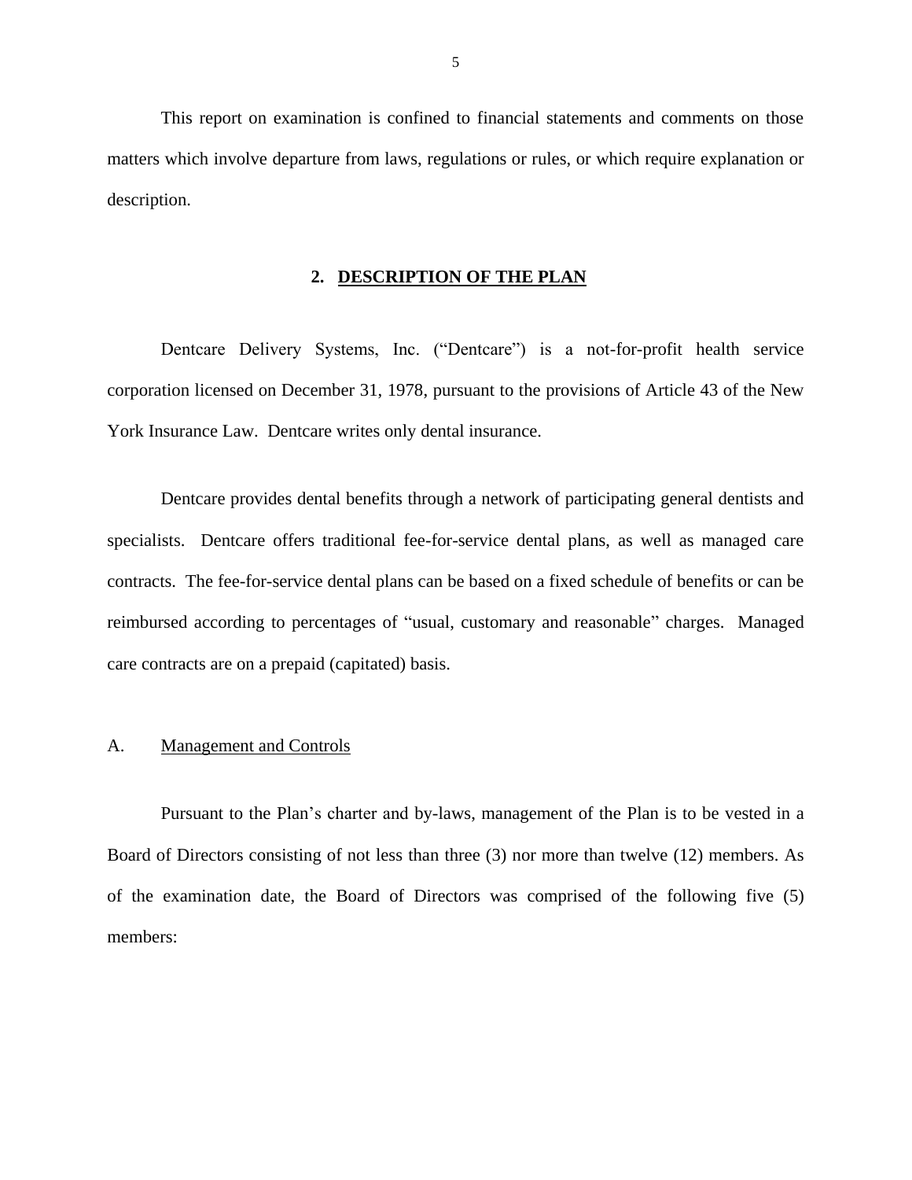This report on examination is confined to financial statements and comments on those matters which involve departure from laws, regulations or rules, or which require explanation or description.

## 2. DESCRIPTION OF THE PLAN

Dentcare Delivery Systems, Inc. ("Dentcare") is a not-for-profit health service corporation licensed on December 31, 1978, pursuant to the provisions of Article 43 of the New York Insurance Law. Dentcare writes only dental insurance.

Dentcare provides dental benefits through a network of participating general dentists and specialists. Dentcare offers traditional fee-for-service dental plans, as well as managed care contracts. The fee-for-service dental plans can be based on a fixed schedule of benefits or can be reimbursed according to percentages of "usual, customary and reasonable" charges. Managed care contracts are on a prepaid (capitated) basis.

### A. Management and Controls

Pursuant to the Plan's charter and by-laws, management of the Plan is to be vested in a Board of Directors consisting of not less than three (3) nor more than twelve (12) members. As of the examination date, the Board of Directors was comprised of the following five (5) members: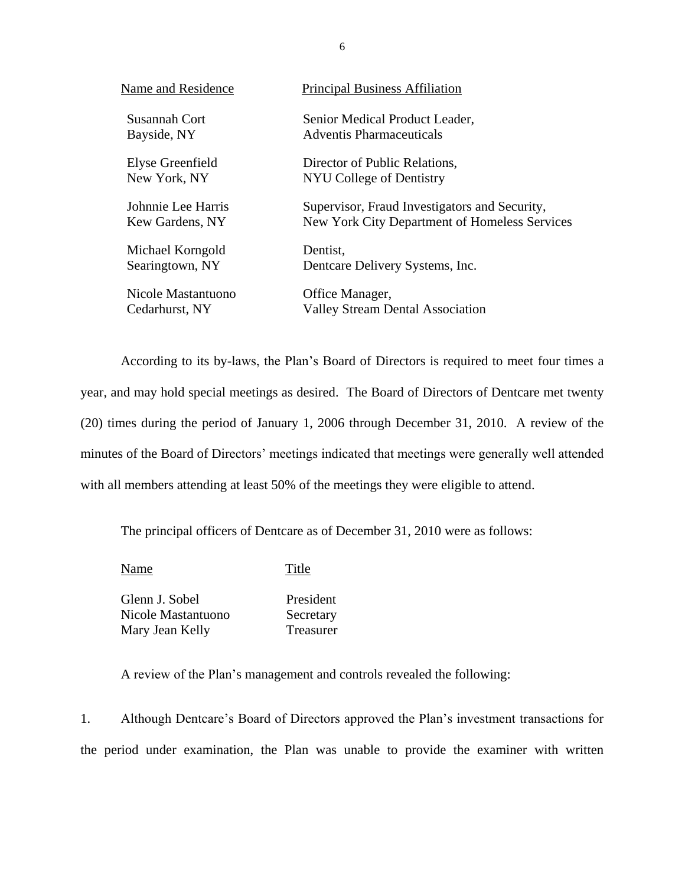| Name and Residence | Principal Business Affiliation |
|---|---|
| Susannah Cort<br>Bayside, NY | Senior Medical Product Leader,<br>Adventis Pharmaceuticals |
| Elyse Greenfield<br>New York, NY | Director of Public Relations,<br>NYU College of Dentistry |
| Johnnie Lee Harris<br>Kew Gardens, NY | Supervisor, Fraud Investigators and Security,<br>New York City Department of Homeless Services |
| Michael Korngold<br>Searingtown, NY | Dentist,<br>Dentcare Delivery Systems, Inc. |
| Nicole Mastantuono<br>Cedarhurst, NY | Office Manager,<br>Valley Stream Dental Association |

According to its by-laws, the Plan's Board of Directors is required to meet four times a year, and may hold special meetings as desired. The Board of Directors of Dentcare met twenty (20) times during the period of January 1, 2006 through December 31, 2010. A review of the minutes of the Board of Directors' meetings indicated that meetings were generally well attended with all members attending at least 50% of the meetings they were eligible to attend.

The principal officers of Dentcare as of December 31, 2010 were as follows:

| Name | Title |
|---|---|
| Glenn J. Sobel | President |
| Nicole Mastantuono | Secretary |
| Mary Jean Kelly | Treasurer |

A review of the Plan's management and controls revealed the following:

1. Although Dentcare's Board of Directors approved the Plan's investment transactions for the period under examination, the Plan was unable to provide the examiner with written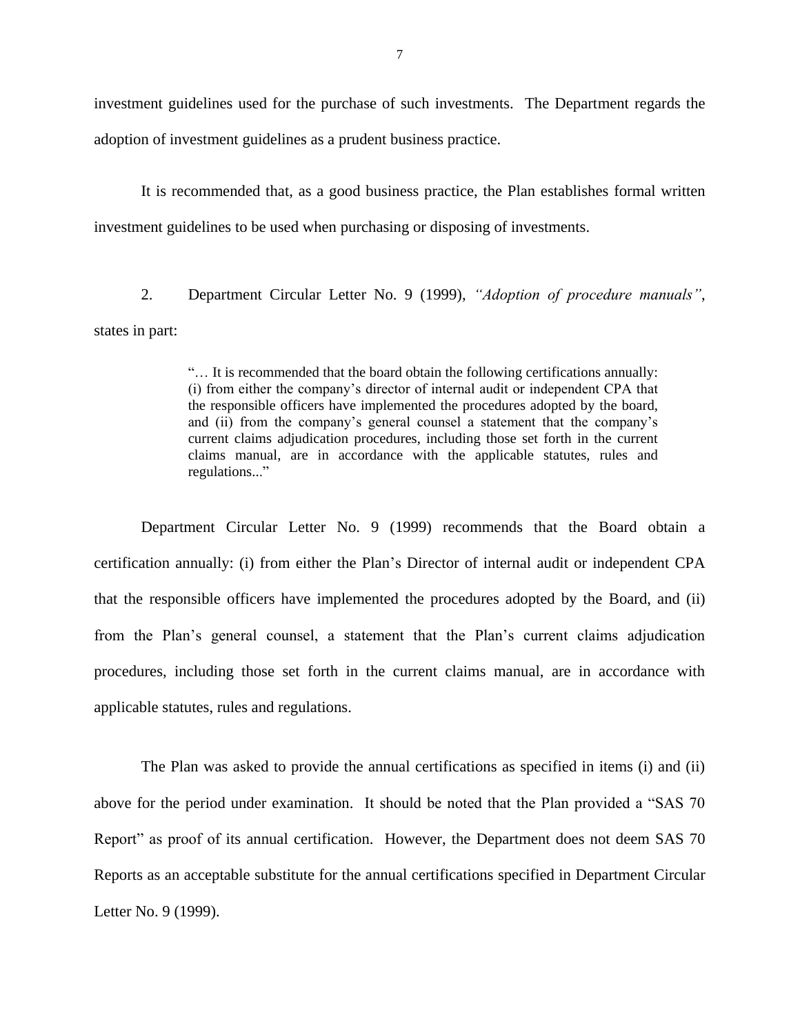investment guidelines used for the purchase of such investments. The Department regards the adoption of investment guidelines as a prudent business practice.

It is recommended that, as a good business practice, the Plan establishes formal written investment guidelines to be used when purchasing or disposing of investments.

2. Department Circular Letter No. 9 (1999), *"Adoption of procedure manuals"*, states in part:

> "… It is recommended that the board obtain the following certifications annually: (i) from either the company's director of internal audit or independent CPA that the responsible officers have implemented the procedures adopted by the board, and (ii) from the company's general counsel a statement that the company's current claims adjudication procedures, including those set forth in the current claims manual, are in accordance with the applicable statutes, rules and regulations..."

Department Circular Letter No. 9 (1999) recommends that the Board obtain a certification annually: (i) from either the Plan's Director of internal audit or independent CPA that the responsible officers have implemented the procedures adopted by the Board, and (ii) from the Plan's general counsel, a statement that the Plan's current claims adjudication procedures, including those set forth in the current claims manual, are in accordance with applicable statutes, rules and regulations.

The Plan was asked to provide the annual certifications as specified in items (i) and (ii) above for the period under examination. It should be noted that the Plan provided a "SAS 70 Report" as proof of its annual certification. However, the Department does not deem SAS 70 Reports as an acceptable substitute for the annual certifications specified in Department Circular Letter No. 9 (1999).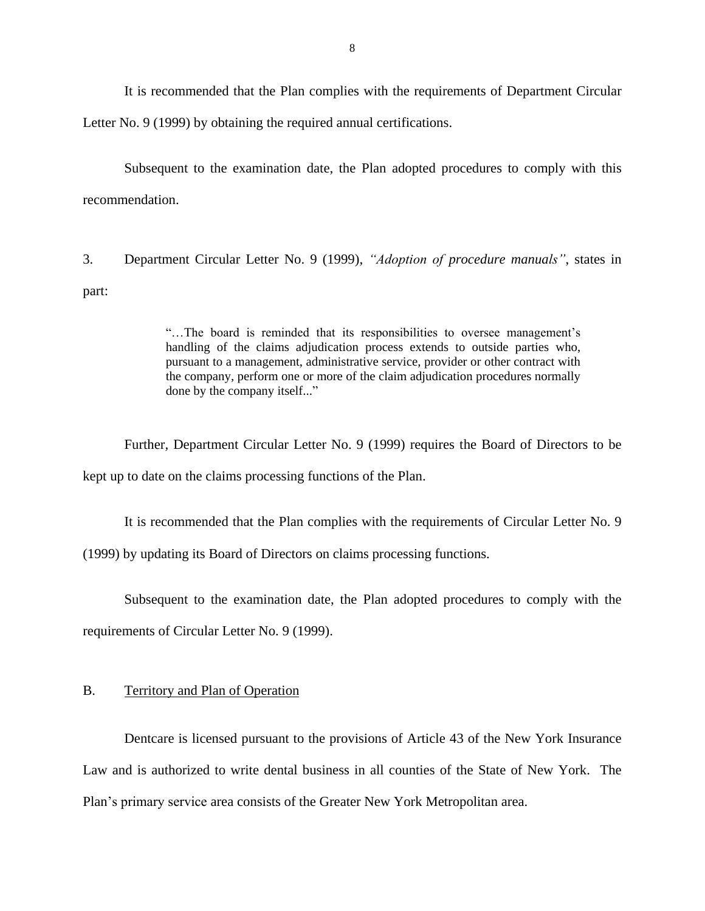It is recommended that the Plan complies with the requirements of Department Circular Letter No. 9 (1999) by obtaining the required annual certifications.

Subsequent to the examination date, the Plan adopted procedures to comply with this recommendation.

3. Department Circular Letter No. 9 (1999), *"Adoption of procedure manuals"*, states in part:

> "…The board is reminded that its responsibilities to oversee management's handling of the claims adjudication process extends to outside parties who, pursuant to a management, administrative service, provider or other contract with the company, perform one or more of the claim adjudication procedures normally done by the company itself..."

Further, Department Circular Letter No. 9 (1999) requires the Board of Directors to be kept up to date on the claims processing functions of the Plan.

It is recommended that the Plan complies with the requirements of Circular Letter No. 9 (1999) by updating its Board of Directors on claims processing functions.

Subsequent to the examination date, the Plan adopted procedures to comply with the requirements of Circular Letter No. 9 (1999).

## B. Territory and Plan of Operation

Dentcare is licensed pursuant to the provisions of Article 43 of the New York Insurance Law and is authorized to write dental business in all counties of the State of New York. The Plan's primary service area consists of the Greater New York Metropolitan area.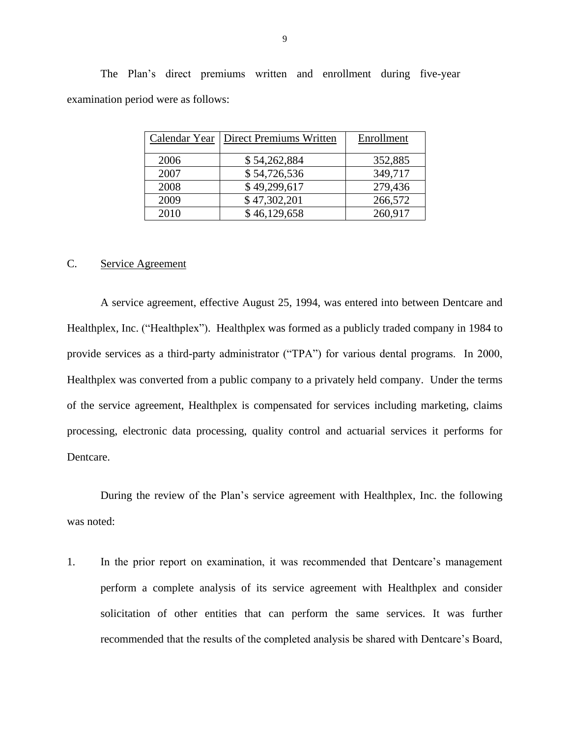The Plan's direct premiums written and enrollment during five-year examination period were as follows:

| Calendar Year | Direct Premiums Written | Enrollment |
|---|---|---|
| 2006 | $ 54,262,884 | 352,885 |
| 2007 | $ 54,726,536 | 349,717 |
| 2008 | $ 49,299,617 | 279,436 |
| 2009 | $ 47,302,201 | 266,572 |
| 2010 | $ 46,129,658 | 260,917 |

## C. Service Agreement

A service agreement, effective August 25, 1994, was entered into between Dentcare and Healthplex, Inc. ("Healthplex"). Healthplex was formed as a publicly traded company in 1984 to provide services as a third-party administrator ("TPA") for various dental programs. In 2000, Healthplex was converted from a public company to a privately held company. Under the terms of the service agreement, Healthplex is compensated for services including marketing, claims processing, electronic data processing, quality control and actuarial services it performs for Dentcare.

During the review of the Plan's service agreement with Healthplex, Inc. the following was noted:

1. In the prior report on examination, it was recommended that Dentcare's management perform a complete analysis of its service agreement with Healthplex and consider solicitation of other entities that can perform the same services. It was further recommended that the results of the completed analysis be shared with Dentcare's Board,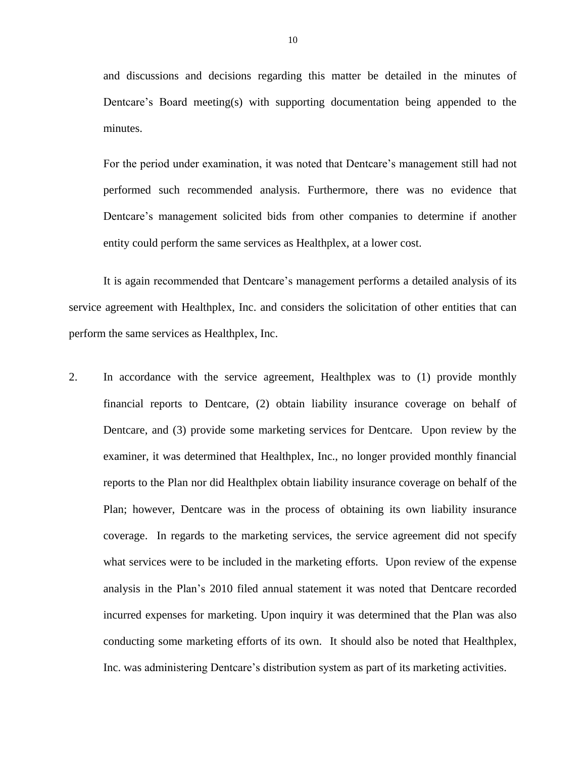and discussions and decisions regarding this matter be detailed in the minutes of Dentcare's Board meeting(s) with supporting documentation being appended to the minutes.

For the period under examination, it was noted that Dentcare's management still had not performed such recommended analysis. Furthermore, there was no evidence that Dentcare's management solicited bids from other companies to determine if another entity could perform the same services as Healthplex, at a lower cost.

It is again recommended that Dentcare's management performs a detailed analysis of its service agreement with Healthplex, Inc. and considers the solicitation of other entities that can perform the same services as Healthplex, Inc.

2. In accordance with the service agreement, Healthplex was to (1) provide monthly financial reports to Dentcare, (2) obtain liability insurance coverage on behalf of Dentcare, and (3) provide some marketing services for Dentcare. Upon review by the examiner, it was determined that Healthplex, Inc., no longer provided monthly financial reports to the Plan nor did Healthplex obtain liability insurance coverage on behalf of the Plan; however, Dentcare was in the process of obtaining its own liability insurance coverage. In regards to the marketing services, the service agreement did not specify what services were to be included in the marketing efforts. Upon review of the expense analysis in the Plan's 2010 filed annual statement it was noted that Dentcare recorded incurred expenses for marketing. Upon inquiry it was determined that the Plan was also conducting some marketing efforts of its own. It should also be noted that Healthplex, Inc. was administering Dentcare's distribution system as part of its marketing activities.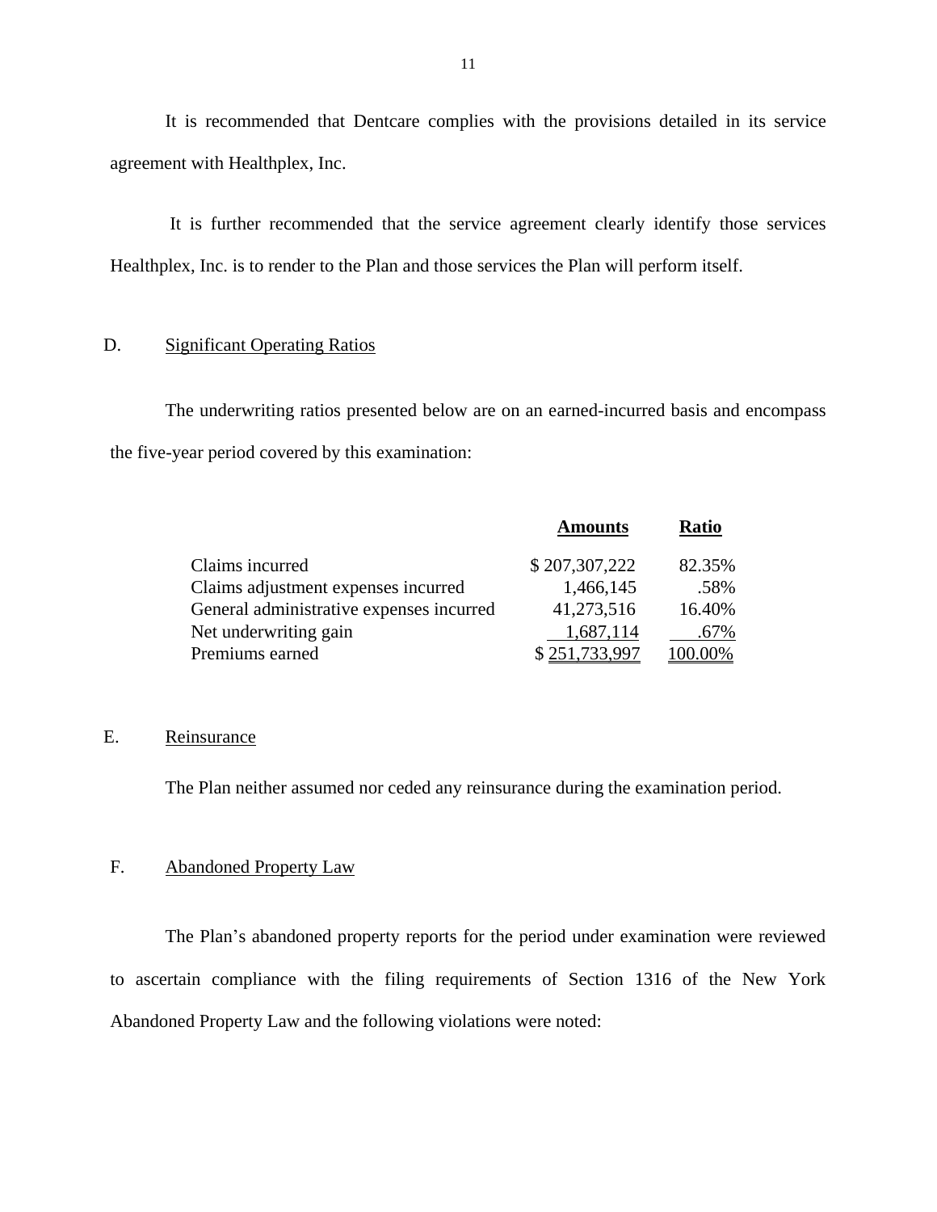It is recommended that Dentcare complies with the provisions detailed in its service agreement with Healthplex, Inc.

It is further recommended that the service agreement clearly identify those services Healthplex, Inc. is to render to the Plan and those services the Plan will perform itself.

## D. Significant Operating Ratios

The underwriting ratios presented below are on an earned-incurred basis and encompass the five-year period covered by this examination:

| | **Amounts** | **Ratio** |
|---|---|---|
| Claims incurred | $ 207,307,222 | 82.35% |
| Claims adjustment expenses incurred | 1,466,145 | .58% |
| General administrative expenses incurred | 41,273,516 | 16.40% |
| Net underwriting gain | 1,687,114 | .67% |
| Premiums earned | $ 251,733,997 | 100.00% |

## E. Reinsurance

The Plan neither assumed nor ceded any reinsurance during the examination period.

## F. Abandoned Property Law

The Plan's abandoned property reports for the period under examination were reviewed to ascertain compliance with the filing requirements of Section 1316 of the New York Abandoned Property Law and the following violations were noted: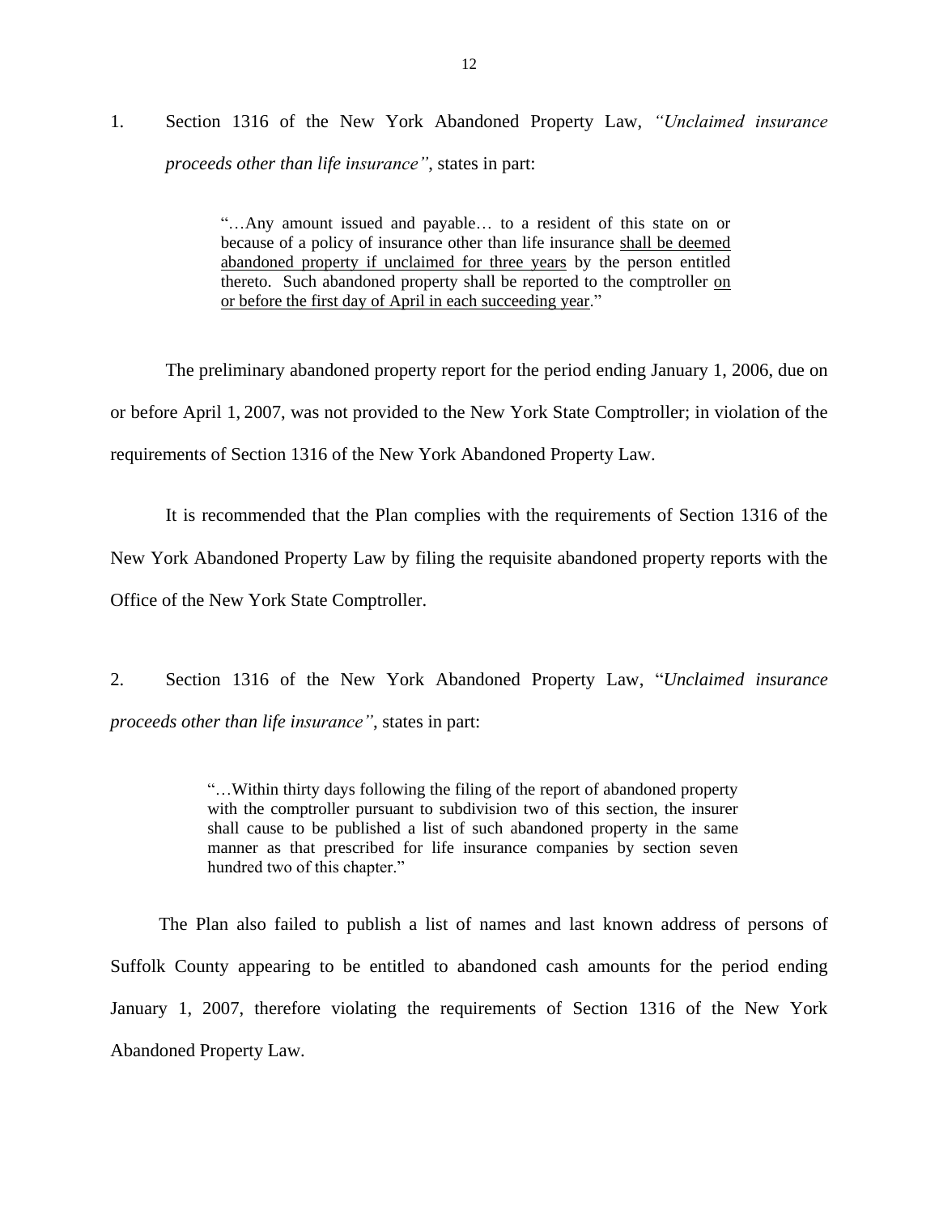1. Section 1316 of the New York Abandoned Property Law, *"Unclaimed insurance proceeds other than life insurance"*, states in part:

> "…Any amount issued and payable… to a resident of this state on or because of a policy of insurance other than life insurance <u>shall be deemed abandoned property if unclaimed for three years</u> by the person entitled thereto. Such abandoned property shall be reported to the comptroller <u>on or before the first day of April in each succeeding year</u>."

The preliminary abandoned property report for the period ending January 1, 2006, due on or before April 1, 2007, was not provided to the New York State Comptroller; in violation of the requirements of Section 1316 of the New York Abandoned Property Law.

It is recommended that the Plan complies with the requirements of Section 1316 of the New York Abandoned Property Law by filing the requisite abandoned property reports with the Office of the New York State Comptroller.

2. Section 1316 of the New York Abandoned Property Law, "*Unclaimed insurance proceeds other than life insurance"*, states in part:

> "…Within thirty days following the filing of the report of abandoned property with the comptroller pursuant to subdivision two of this section, the insurer shall cause to be published a list of such abandoned property in the same manner as that prescribed for life insurance companies by section seven hundred two of this chapter."

The Plan also failed to publish a list of names and last known address of persons of Suffolk County appearing to be entitled to abandoned cash amounts for the period ending January 1, 2007, therefore violating the requirements of Section 1316 of the New York Abandoned Property Law.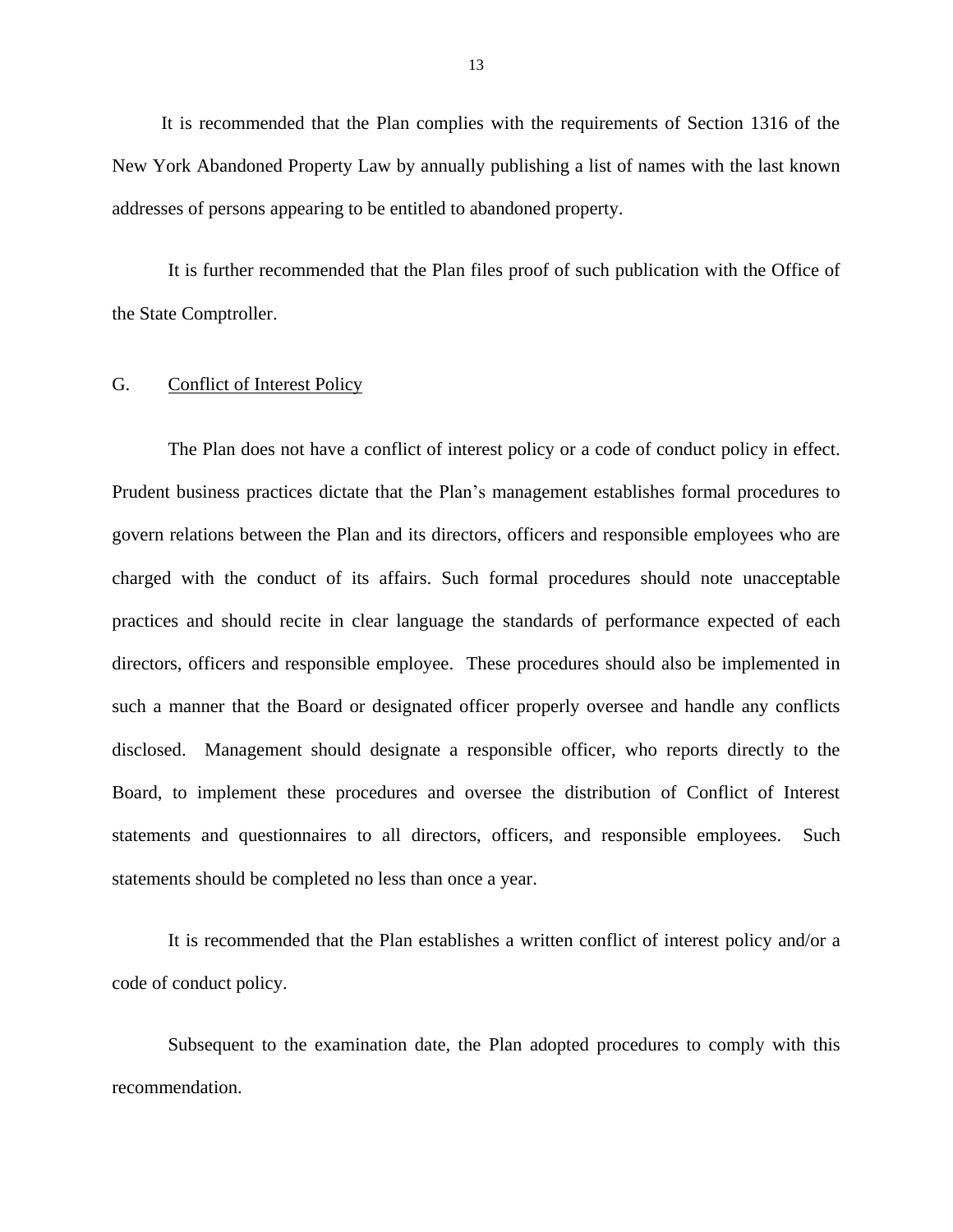It is recommended that the Plan complies with the requirements of Section 1316 of the New York Abandoned Property Law by annually publishing a list of names with the last known addresses of persons appearing to be entitled to abandoned property.

It is further recommended that the Plan files proof of such publication with the Office of the State Comptroller.

## G. Conflict of Interest Policy

The Plan does not have a conflict of interest policy or a code of conduct policy in effect. Prudent business practices dictate that the Plan's management establishes formal procedures to govern relations between the Plan and its directors, officers and responsible employees who are charged with the conduct of its affairs. Such formal procedures should note unacceptable practices and should recite in clear language the standards of performance expected of each directors, officers and responsible employee. These procedures should also be implemented in such a manner that the Board or designated officer properly oversee and handle any conflicts disclosed. Management should designate a responsible officer, who reports directly to the Board, to implement these procedures and oversee the distribution of Conflict of Interest statements and questionnaires to all directors, officers, and responsible employees. Such statements should be completed no less than once a year.

It is recommended that the Plan establishes a written conflict of interest policy and/or a code of conduct policy.

Subsequent to the examination date, the Plan adopted procedures to comply with this recommendation.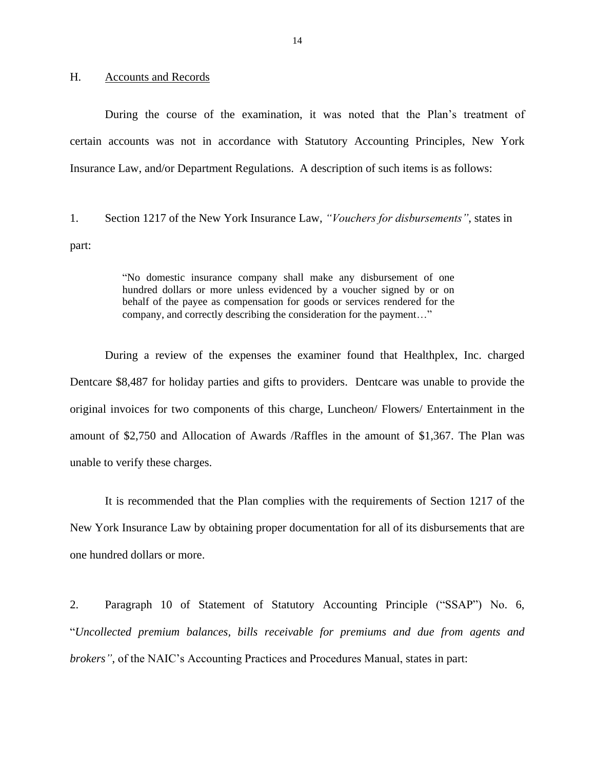## H. Accounts and Records

During the course of the examination, it was noted that the Plan's treatment of certain accounts was not in accordance with Statutory Accounting Principles, New York Insurance Law, and/or Department Regulations. A description of such items is as follows:

1. Section 1217 of the New York Insurance Law, *"Vouchers for disbursements"*, states in part:

> "No domestic insurance company shall make any disbursement of one hundred dollars or more unless evidenced by a voucher signed by or on behalf of the payee as compensation for goods or services rendered for the company, and correctly describing the consideration for the payment…"

During a review of the expenses the examiner found that Healthplex, Inc. charged Dentcare $8,487 for holiday parties and gifts to providers. Dentcare was unable to provide the original invoices for two components of this charge, Luncheon/ Flowers/ Entertainment in the amount of $2,750 and Allocation of Awards /Raffles in the amount of $1,367. The Plan was unable to verify these charges.

It is recommended that the Plan complies with the requirements of Section 1217 of the New York Insurance Law by obtaining proper documentation for all of its disbursements that are one hundred dollars or more.

2. Paragraph 10 of Statement of Statutory Accounting Principle ("SSAP") No. 6, "*Uncollected premium balances, bills receivable for premiums and due from agents and brokers"*, of the NAIC's Accounting Practices and Procedures Manual, states in part: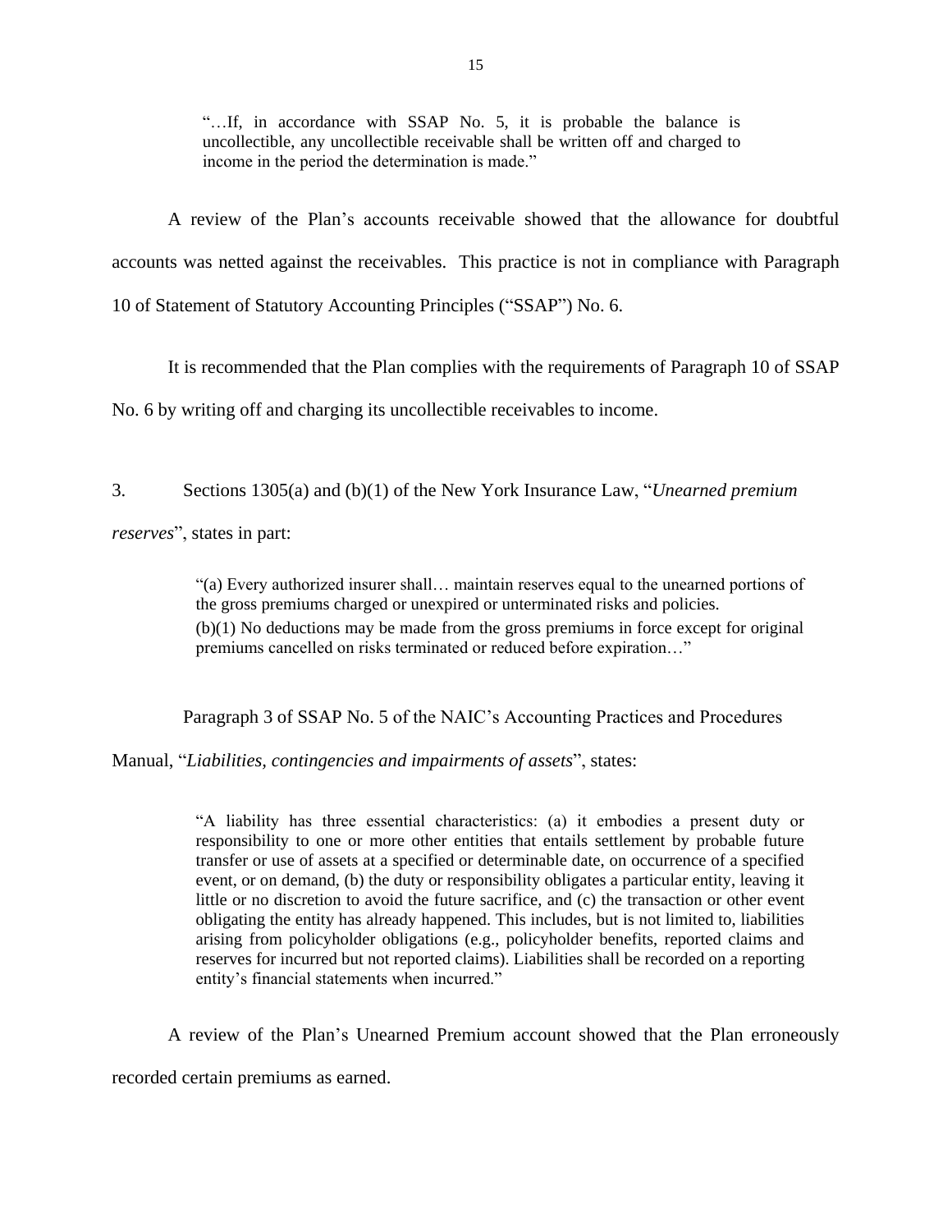> "…If, in accordance with SSAP No. 5, it is probable the balance is uncollectible, any uncollectible receivable shall be written off and charged to income in the period the determination is made."

A review of the Plan's accounts receivable showed that the allowance for doubtful accounts was netted against the receivables. This practice is not in compliance with Paragraph 10 of Statement of Statutory Accounting Principles ("SSAP") No. 6.

It is recommended that the Plan complies with the requirements of Paragraph 10 of SSAP No. 6 by writing off and charging its uncollectible receivables to income.

3. Sections 1305(a) and (b)(1) of the New York Insurance Law, "*Unearned premium reserves*", states in part:

> "(a) Every authorized insurer shall… maintain reserves equal to the unearned portions of the gross premiums charged or unexpired or unterminated risks and policies.
>
> (b)(1) No deductions may be made from the gross premiums in force except for original premiums cancelled on risks terminated or reduced before expiration…"

Paragraph 3 of SSAP No. 5 of the NAIC's Accounting Practices and Procedures Manual, "*Liabilities, contingencies and impairments of assets*", states:

> "A liability has three essential characteristics: (a) it embodies a present duty or responsibility to one or more other entities that entails settlement by probable future transfer or use of assets at a specified or determinable date, on occurrence of a specified event, or on demand, (b) the duty or responsibility obligates a particular entity, leaving it little or no discretion to avoid the future sacrifice, and (c) the transaction or other event obligating the entity has already happened. This includes, but is not limited to, liabilities arising from policyholder obligations (e.g., policyholder benefits, reported claims and reserves for incurred but not reported claims). Liabilities shall be recorded on a reporting entity's financial statements when incurred."

A review of the Plan's Unearned Premium account showed that the Plan erroneously recorded certain premiums as earned.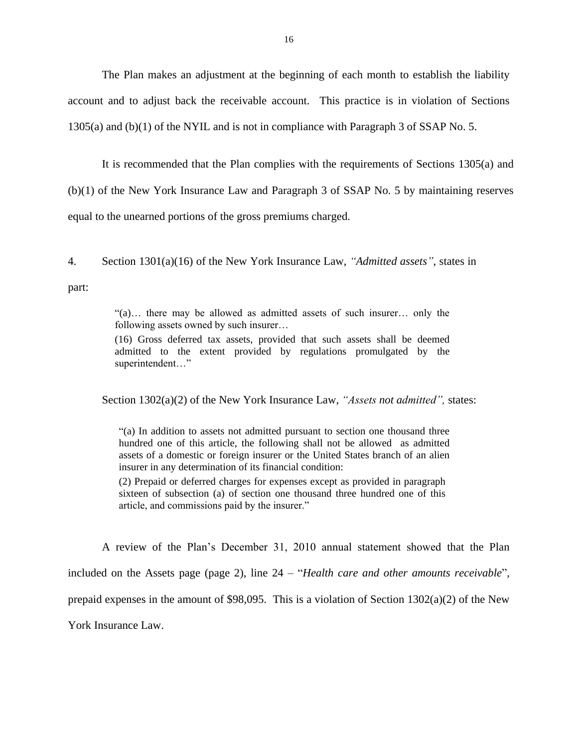The Plan makes an adjustment at the beginning of each month to establish the liability account and to adjust back the receivable account. This practice is in violation of Sections 1305(a) and (b)(1) of the NYIL and is not in compliance with Paragraph 3 of SSAP No. 5.

It is recommended that the Plan complies with the requirements of Sections 1305(a) and (b)(1) of the New York Insurance Law and Paragraph 3 of SSAP No. 5 by maintaining reserves equal to the unearned portions of the gross premiums charged.

4. Section 1301(a)(16) of the New York Insurance Law, *"Admitted assets"*, states in part:

> "(a)… there may be allowed as admitted assets of such insurer… only the following assets owned by such insurer…
>
> (16) Gross deferred tax assets, provided that such assets shall be deemed admitted to the extent provided by regulations promulgated by the superintendent…"

Section 1302(a)(2) of the New York Insurance Law, *"Assets not admitted",* states:

> "(a) In addition to assets not admitted pursuant to section one thousand three hundred one of this article, the following shall not be allowed as admitted assets of a domestic or foreign insurer or the United States branch of an alien insurer in any determination of its financial condition:
>
> (2) Prepaid or deferred charges for expenses except as provided in paragraph sixteen of subsection (a) of section one thousand three hundred one of this article, and commissions paid by the insurer."

A review of the Plan's December 31, 2010 annual statement showed that the Plan included on the Assets page (page 2), line 24 – "*Health care and other amounts receivable*", prepaid expenses in the amount of $98,095. This is a violation of Section 1302(a)(2) of the New York Insurance Law.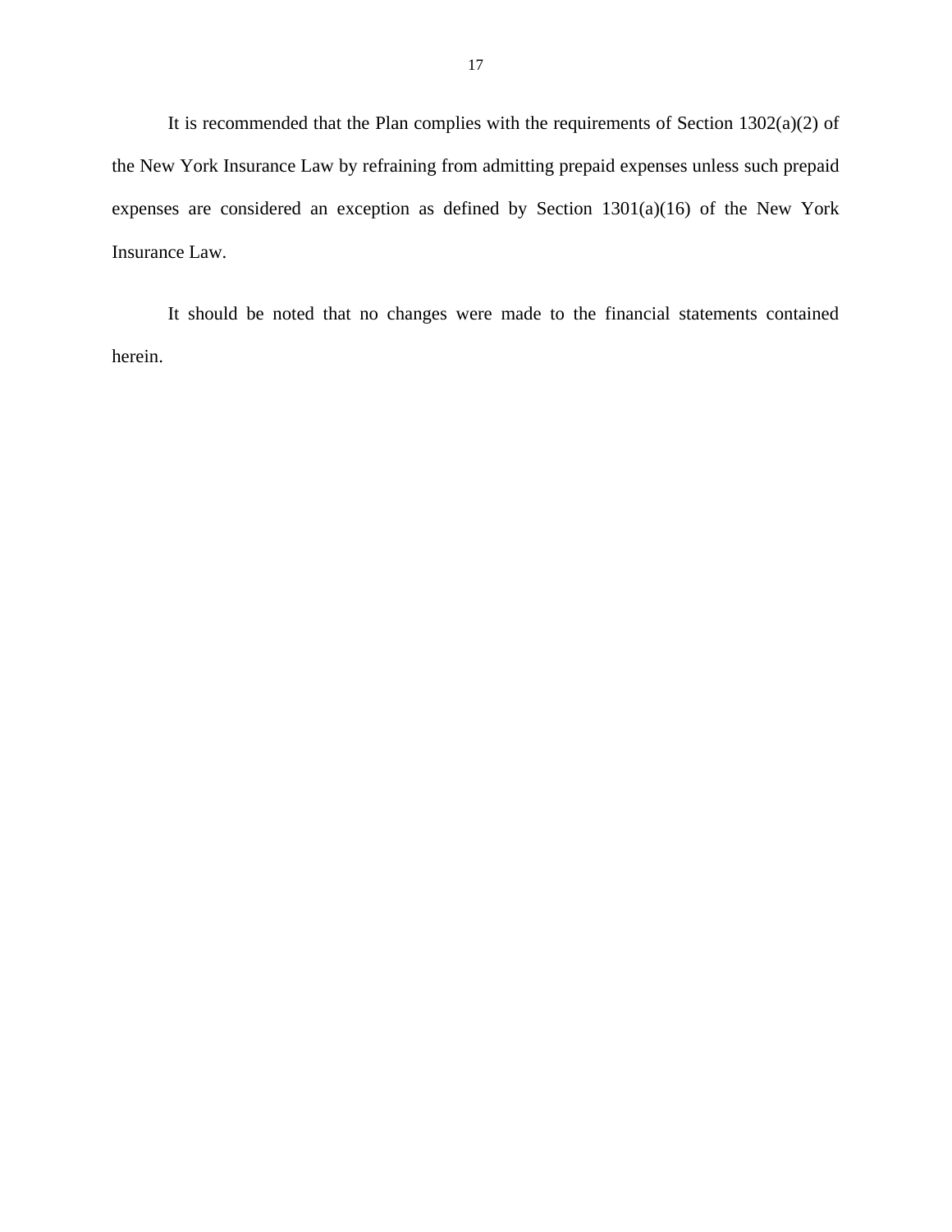It is recommended that the Plan complies with the requirements of Section 1302(a)(2) of the New York Insurance Law by refraining from admitting prepaid expenses unless such prepaid expenses are considered an exception as defined by Section 1301(a)(16) of the New York Insurance Law.

It should be noted that no changes were made to the financial statements contained herein.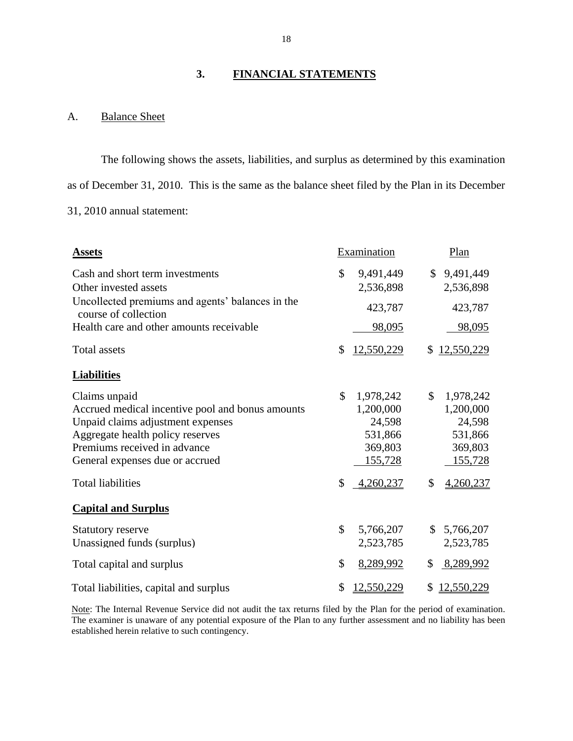## 3. FINANCIAL STATEMENTS

### A. Balance Sheet

The following shows the assets, liabilities, and surplus as determined by this examination as of December 31, 2010. This is the same as the balance sheet filed by the Plan in its December 31, 2010 annual statement:

| **Assets** | Examination | Plan |
|---|---|---|
| Cash and short term investments | $ 9,491,449 | $ 9,491,449 |
| Other invested assets | 2,536,898 | 2,536,898 |
| Uncollected premiums and agents' balances in the course of collection | 423,787 | 423,787 |
| Health care and other amounts receivable | 98,095 | 98,095 |
| Total assets | $ 12,550,229 | $ 12,550,229 |
| **Liabilities** | | |
| Claims unpaid | $ 1,978,242 | $ 1,978,242 |
| Accrued medical incentive pool and bonus amounts | 1,200,000 | 1,200,000 |
| Unpaid claims adjustment expenses | 24,598 | 24,598 |
| Aggregate health policy reserves | 531,866 | 531,866 |
| Premiums received in advance | 369,803 | 369,803 |
| General expenses due or accrued | 155,728 | 155,728 |
| Total liabilities | $ 4,260,237 | $ 4,260,237 |
| **Capital and Surplus** | | |
| Statutory reserve | $ 5,766,207 | $ 5,766,207 |
| Unassigned funds (surplus) | 2,523,785 | 2,523,785 |
| Total capital and surplus | $ 8,289,992 | $ 8,289,992 |
| Total liabilities, capital and surplus | $ 12,550,229 | $ 12,550,229 |

Note: The Internal Revenue Service did not audit the tax returns filed by the Plan for the period of examination. The examiner is unaware of any potential exposure of the Plan to any further assessment and no liability has been established herein relative to such contingency.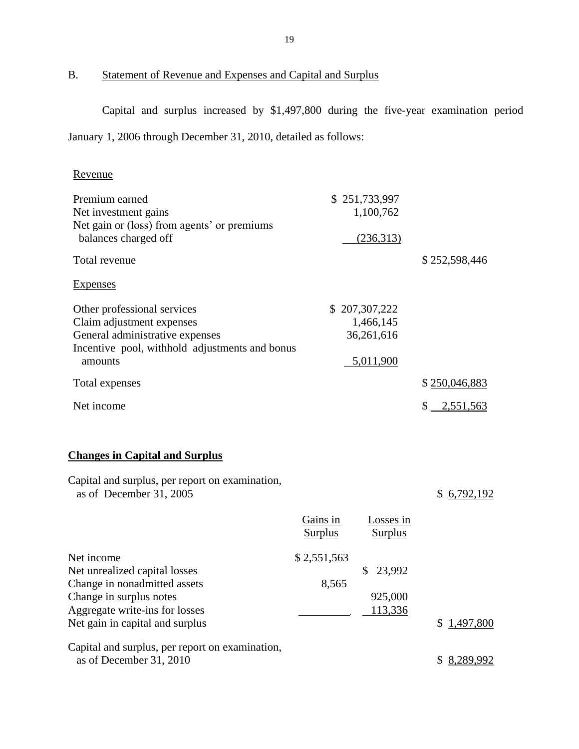## B. Statement of Revenue and Expenses and Capital and Surplus

Capital and surplus increased by $1,497,800 during the five-year examination period January 1, 2006 through December 31, 2010, detailed as follows:

| Revenue | | |
|---|---|---|
| Premium earned | $ 251,733,997 | |
| Net investment gains | 1,100,762 | |
| Net gain or (loss) from agents' or premiums balances charged off | (236,313) | |
| Total revenue | | $ 252,598,446 |
| **Expenses** | | |
| Other professional services | $ 207,307,222 | |
| Claim adjustment expenses | 1,466,145 | |
| General administrative expenses | 36,261,616 | |
| Incentive pool, withhold adjustments and bonus amounts | 5,011,900 | |
| Total expenses | | $ 250,046,883 |
| Net income | | $ 2,551,563 |

**Changes in Capital and Surplus**

| | Gains in Surplus | Losses in Surplus | |
|---|---|---|---|
| Capital and surplus, per report on examination, as of December 31, 2005 | | | $ 6,792,192 |
| Net income | $ 2,551,563 | | |
| Net unrealized capital losses | | $ 23,992 | |
| Change in nonadmitted assets | 8,565 | | |
| Change in surplus notes | | 925,000 | |
| Aggregate write-ins for losses | | 113,336 | |
| Net gain in capital and surplus | | | $ 1,497,800 |
| Capital and surplus, per report on examination, as of December 31, 2010 | | | $ 8,289,992 |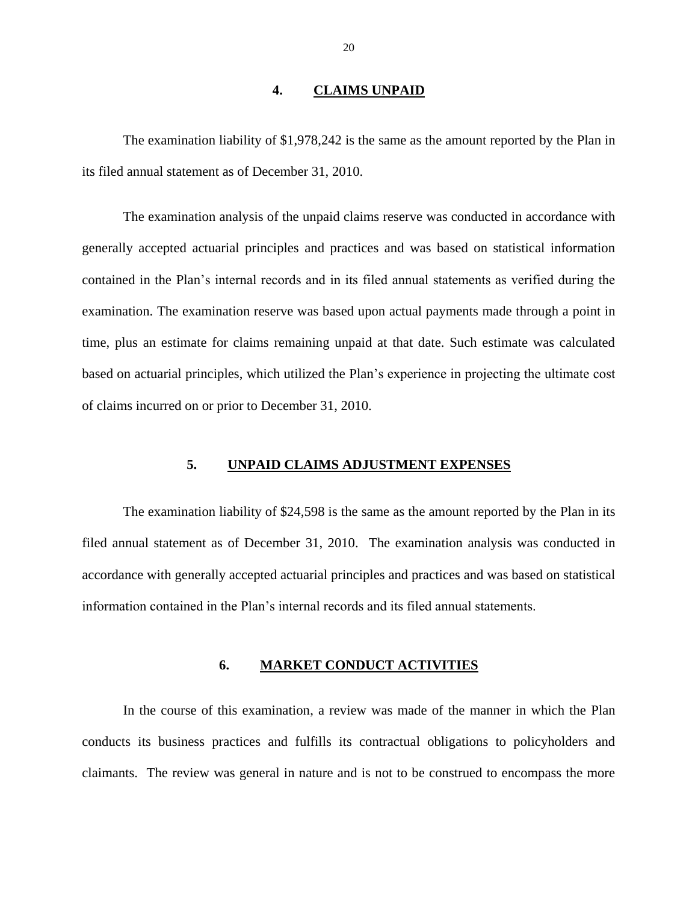## 4. CLAIMS UNPAID

The examination liability of $1,978,242 is the same as the amount reported by the Plan in its filed annual statement as of December 31, 2010.

The examination analysis of the unpaid claims reserve was conducted in accordance with generally accepted actuarial principles and practices and was based on statistical information contained in the Plan's internal records and in its filed annual statements as verified during the examination. The examination reserve was based upon actual payments made through a point in time, plus an estimate for claims remaining unpaid at that date. Such estimate was calculated based on actuarial principles, which utilized the Plan's experience in projecting the ultimate cost of claims incurred on or prior to December 31, 2010.

## 5. UNPAID CLAIMS ADJUSTMENT EXPENSES

The examination liability of $24,598 is the same as the amount reported by the Plan in its filed annual statement as of December 31, 2010. The examination analysis was conducted in accordance with generally accepted actuarial principles and practices and was based on statistical information contained in the Plan's internal records and its filed annual statements.

## 6. MARKET CONDUCT ACTIVITIES

In the course of this examination, a review was made of the manner in which the Plan conducts its business practices and fulfills its contractual obligations to policyholders and claimants. The review was general in nature and is not to be construed to encompass the more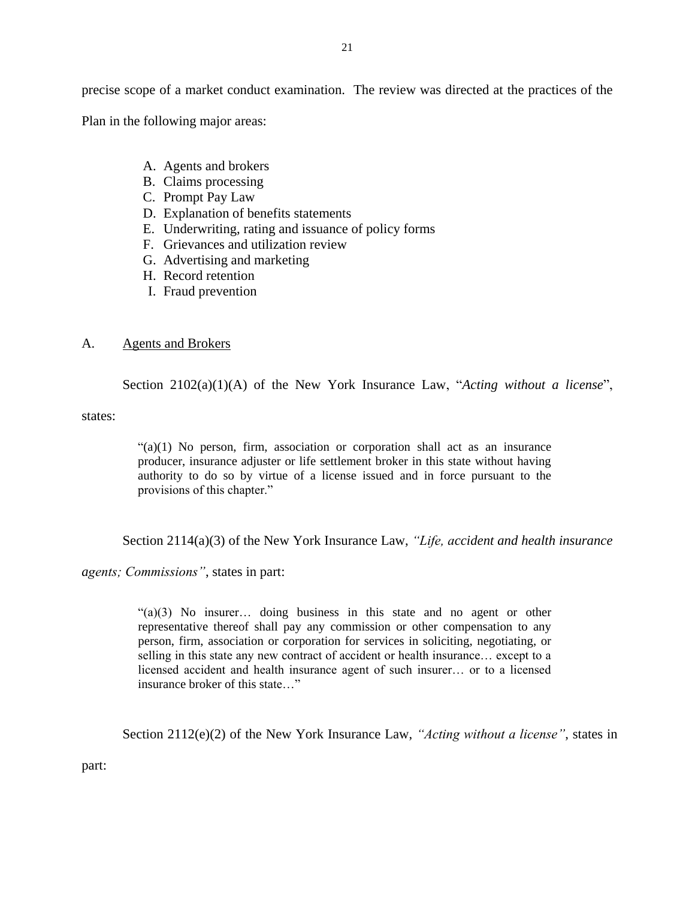precise scope of a market conduct examination. The review was directed at the practices of the Plan in the following major areas:

A. Agents and brokers
B. Claims processing
C. Prompt Pay Law
D. Explanation of benefits statements
E. Underwriting, rating and issuance of policy forms
F. Grievances and utilization review
G. Advertising and marketing
H. Record retention
I. Fraud prevention

## A. Agents and Brokers

Section 2102(a)(1)(A) of the New York Insurance Law, "*Acting without a license*", states:

> "(a)(1) No person, firm, association or corporation shall act as an insurance producer, insurance adjuster or life settlement broker in this state without having authority to do so by virtue of a license issued and in force pursuant to the provisions of this chapter."

Section 2114(a)(3) of the New York Insurance Law, *"Life, accident and health insurance agents; Commissions"*, states in part:

> "(a)(3) No insurer… doing business in this state and no agent or other representative thereof shall pay any commission or other compensation to any person, firm, association or corporation for services in soliciting, negotiating, or selling in this state any new contract of accident or health insurance… except to a licensed accident and health insurance agent of such insurer… or to a licensed insurance broker of this state…"

Section 2112(e)(2) of the New York Insurance Law, *"Acting without a license"*, states in part: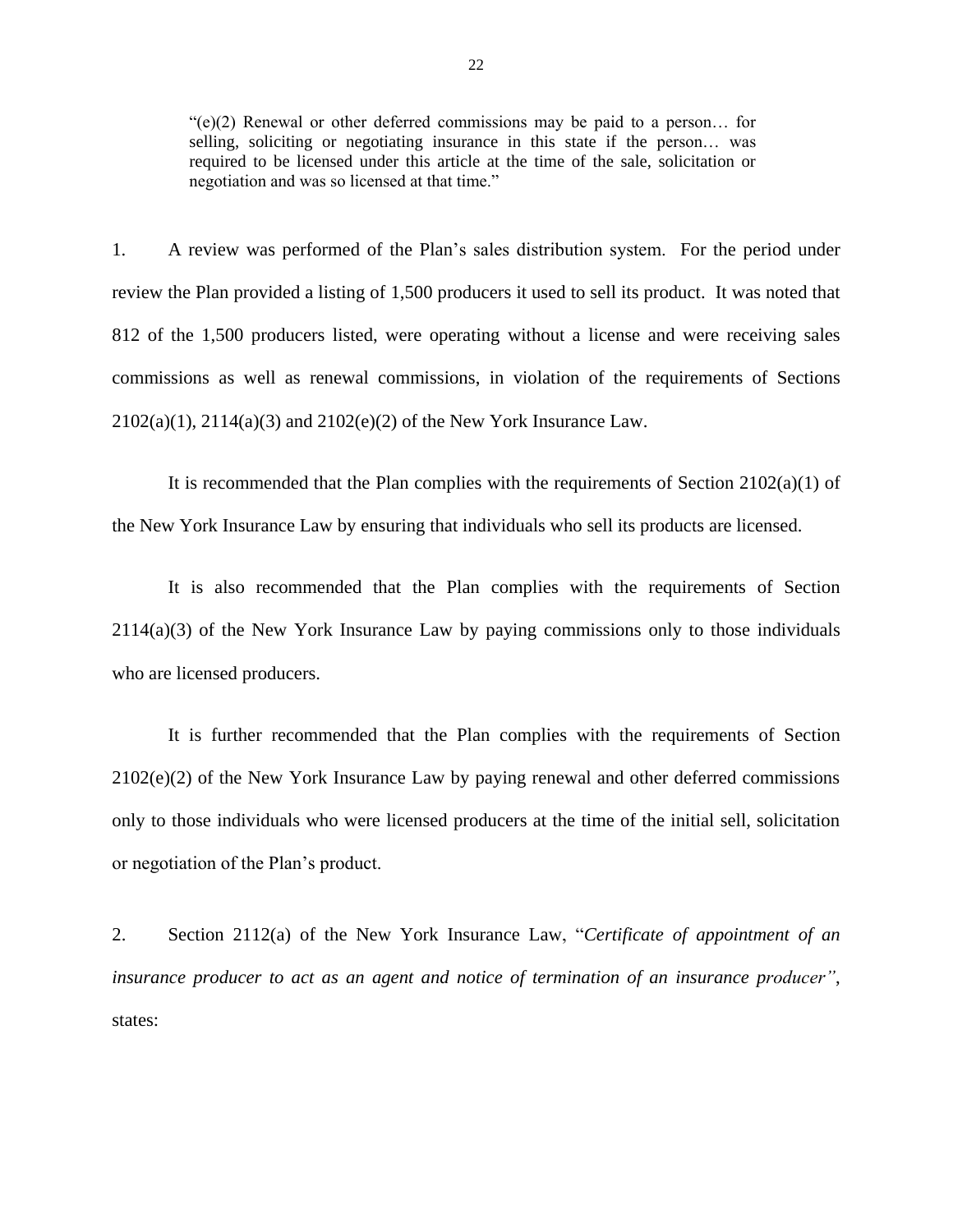> "(e)(2) Renewal or other deferred commissions may be paid to a person… for selling, soliciting or negotiating insurance in this state if the person… was required to be licensed under this article at the time of the sale, solicitation or negotiation and was so licensed at that time."

1. A review was performed of the Plan's sales distribution system. For the period under review the Plan provided a listing of 1,500 producers it used to sell its product. It was noted that 812 of the 1,500 producers listed, were operating without a license and were receiving sales commissions as well as renewal commissions, in violation of the requirements of Sections 2102(a)(1), 2114(a)(3) and 2102(e)(2) of the New York Insurance Law.

It is recommended that the Plan complies with the requirements of Section 2102(a)(1) of the New York Insurance Law by ensuring that individuals who sell its products are licensed.

It is also recommended that the Plan complies with the requirements of Section 2114(a)(3) of the New York Insurance Law by paying commissions only to those individuals who are licensed producers.

It is further recommended that the Plan complies with the requirements of Section 2102(e)(2) of the New York Insurance Law by paying renewal and other deferred commissions only to those individuals who were licensed producers at the time of the initial sell, solicitation or negotiation of the Plan's product.

2. Section 2112(a) of the New York Insurance Law, "*Certificate of appointment of an insurance producer to act as an agent and notice of termination of an insurance producer"*, states: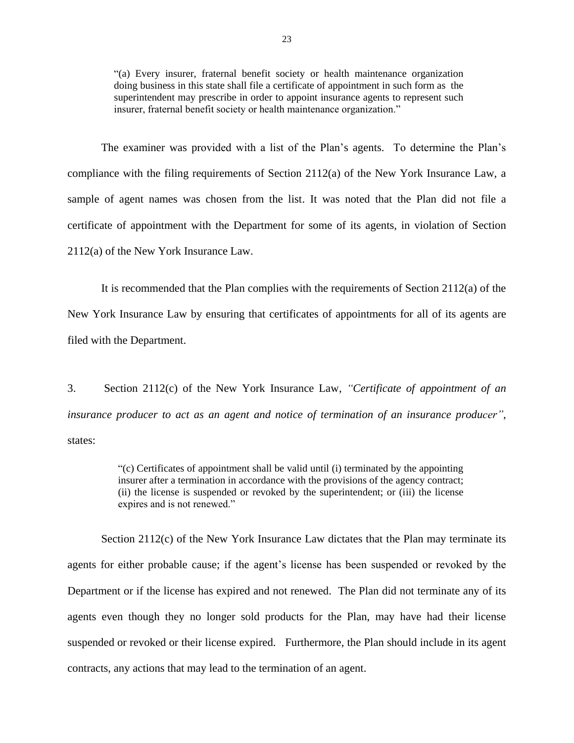> "(a) Every insurer, fraternal benefit society or health maintenance organization doing business in this state shall file a certificate of appointment in such form as the superintendent may prescribe in order to appoint insurance agents to represent such insurer, fraternal benefit society or health maintenance organization."

The examiner was provided with a list of the Plan's agents. To determine the Plan's compliance with the filing requirements of Section 2112(a) of the New York Insurance Law, a sample of agent names was chosen from the list. It was noted that the Plan did not file a certificate of appointment with the Department for some of its agents, in violation of Section 2112(a) of the New York Insurance Law.

It is recommended that the Plan complies with the requirements of Section 2112(a) of the New York Insurance Law by ensuring that certificates of appointments for all of its agents are filed with the Department.

3. Section 2112(c) of the New York Insurance Law, *"Certificate of appointment of an insurance producer to act as an agent and notice of termination of an insurance producer"*, states:

> "(c) Certificates of appointment shall be valid until (i) terminated by the appointing insurer after a termination in accordance with the provisions of the agency contract; (ii) the license is suspended or revoked by the superintendent; or (iii) the license expires and is not renewed."

Section 2112(c) of the New York Insurance Law dictates that the Plan may terminate its agents for either probable cause; if the agent's license has been suspended or revoked by the Department or if the license has expired and not renewed. The Plan did not terminate any of its agents even though they no longer sold products for the Plan, may have had their license suspended or revoked or their license expired. Furthermore, the Plan should include in its agent contracts, any actions that may lead to the termination of an agent.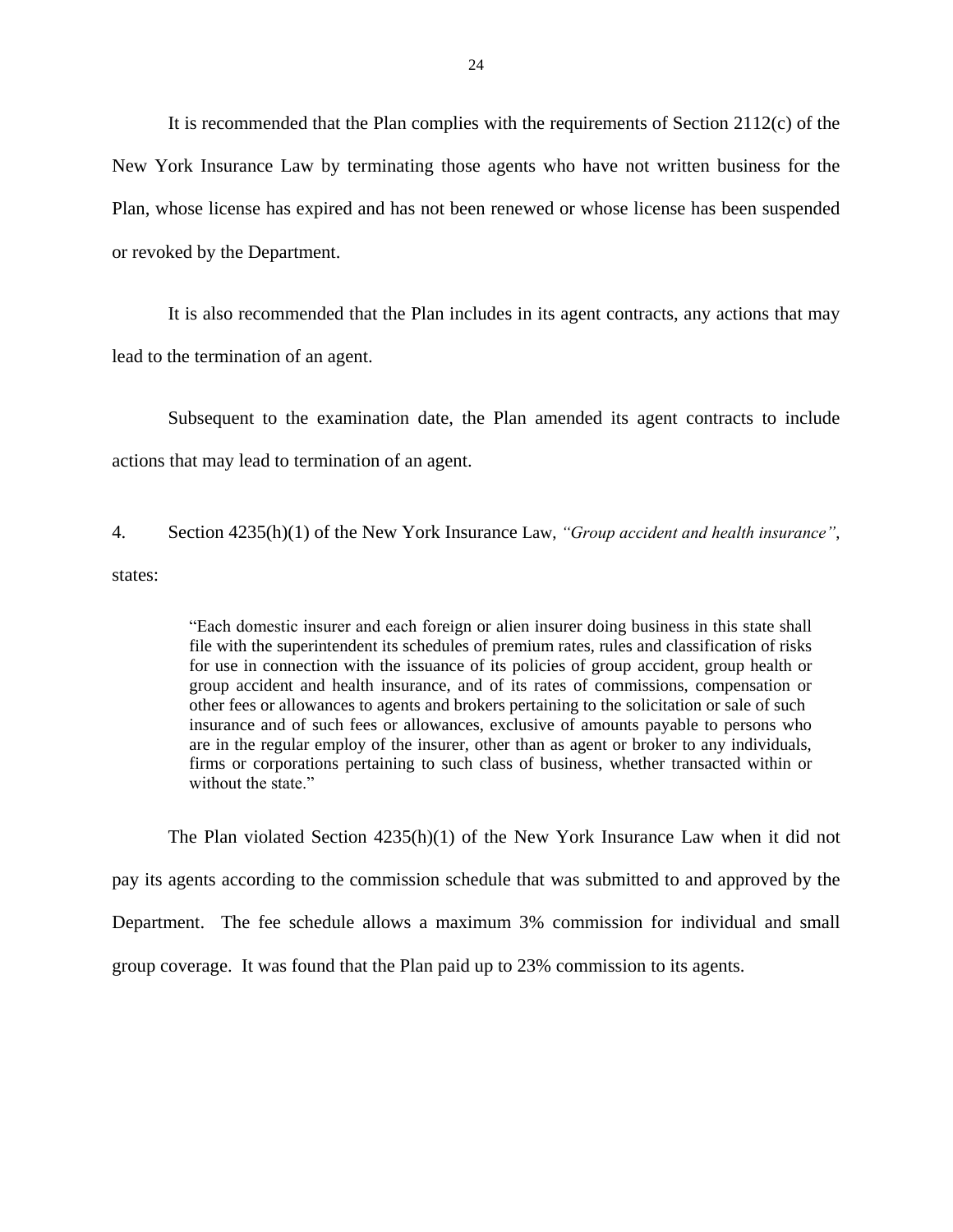It is recommended that the Plan complies with the requirements of Section 2112(c) of the New York Insurance Law by terminating those agents who have not written business for the Plan, whose license has expired and has not been renewed or whose license has been suspended or revoked by the Department.

It is also recommended that the Plan includes in its agent contracts, any actions that may lead to the termination of an agent.

Subsequent to the examination date, the Plan amended its agent contracts to include actions that may lead to termination of an agent.

4. Section 4235(h)(1) of the New York Insurance Law, *"Group accident and health insurance"*, states:

> "Each domestic insurer and each foreign or alien insurer doing business in this state shall file with the superintendent its schedules of premium rates, rules and classification of risks for use in connection with the issuance of its policies of group accident, group health or group accident and health insurance, and of its rates of commissions, compensation or other fees or allowances to agents and brokers pertaining to the solicitation or sale of such insurance and of such fees or allowances, exclusive of amounts payable to persons who are in the regular employ of the insurer, other than as agent or broker to any individuals, firms or corporations pertaining to such class of business, whether transacted within or without the state."

The Plan violated Section 4235(h)(1) of the New York Insurance Law when it did not pay its agents according to the commission schedule that was submitted to and approved by the Department. The fee schedule allows a maximum 3% commission for individual and small group coverage. It was found that the Plan paid up to 23% commission to its agents.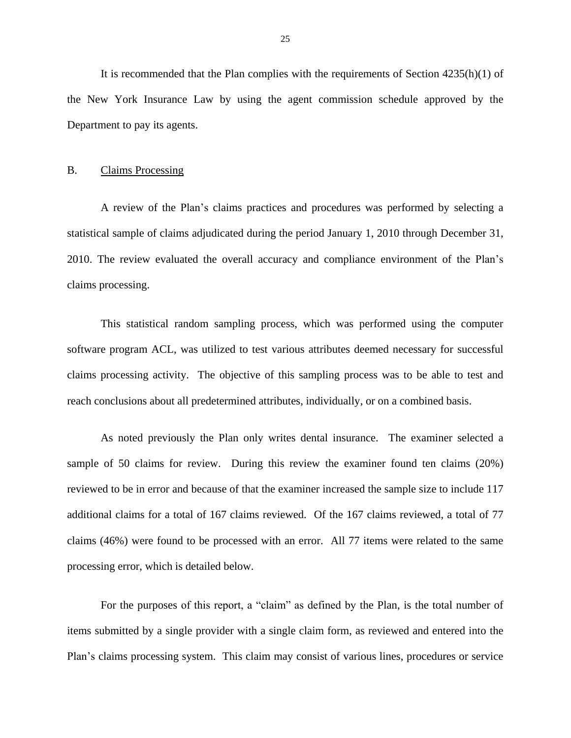It is recommended that the Plan complies with the requirements of Section 4235(h)(1) of the New York Insurance Law by using the agent commission schedule approved by the Department to pay its agents.

## B. Claims Processing

A review of the Plan's claims practices and procedures was performed by selecting a statistical sample of claims adjudicated during the period January 1, 2010 through December 31, 2010. The review evaluated the overall accuracy and compliance environment of the Plan's claims processing.

This statistical random sampling process, which was performed using the computer software program ACL, was utilized to test various attributes deemed necessary for successful claims processing activity. The objective of this sampling process was to be able to test and reach conclusions about all predetermined attributes, individually, or on a combined basis.

As noted previously the Plan only writes dental insurance. The examiner selected a sample of 50 claims for review. During this review the examiner found ten claims (20%) reviewed to be in error and because of that the examiner increased the sample size to include 117 additional claims for a total of 167 claims reviewed. Of the 167 claims reviewed, a total of 77 claims (46%) were found to be processed with an error. All 77 items were related to the same processing error, which is detailed below.

For the purposes of this report, a "claim" as defined by the Plan, is the total number of items submitted by a single provider with a single claim form, as reviewed and entered into the Plan's claims processing system. This claim may consist of various lines, procedures or service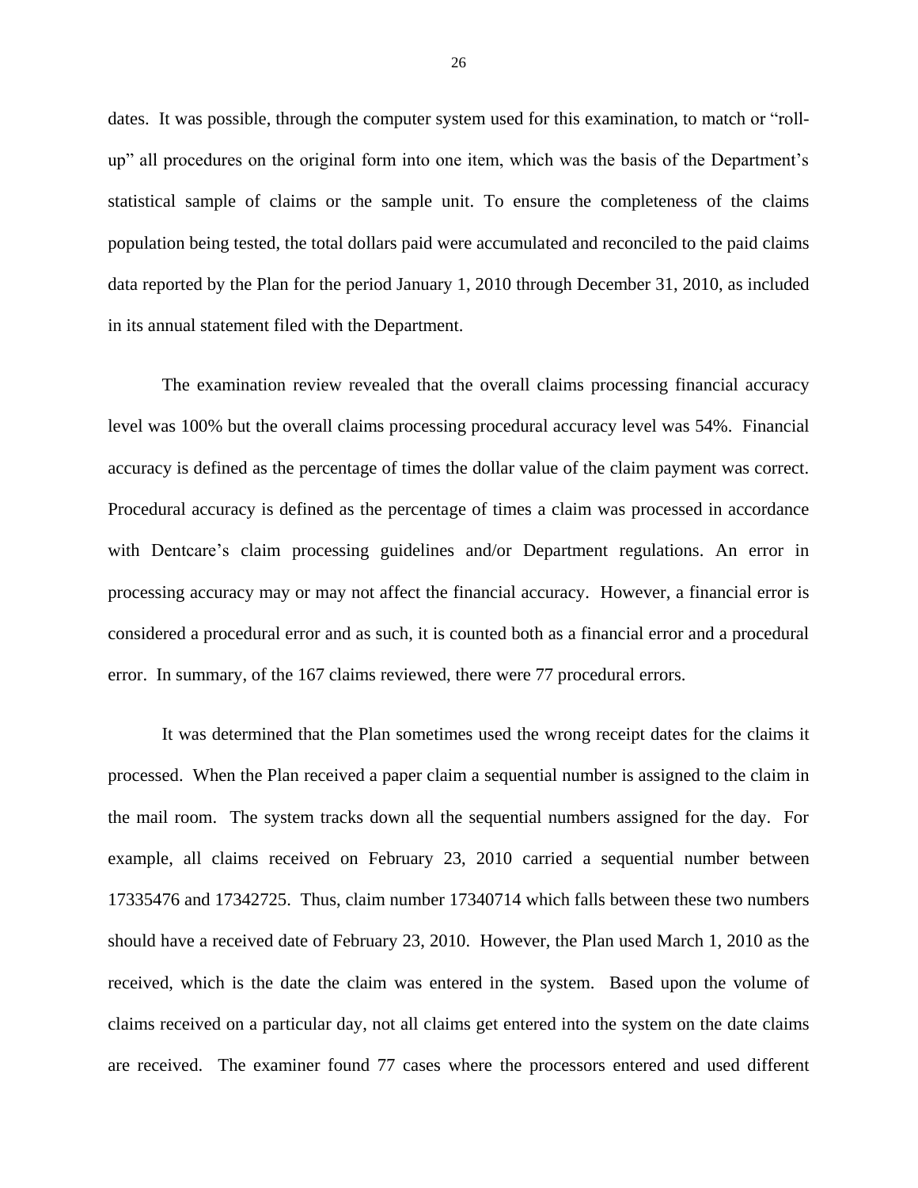dates. It was possible, through the computer system used for this examination, to match or "roll-up" all procedures on the original form into one item, which was the basis of the Department's statistical sample of claims or the sample unit. To ensure the completeness of the claims population being tested, the total dollars paid were accumulated and reconciled to the paid claims data reported by the Plan for the period January 1, 2010 through December 31, 2010, as included in its annual statement filed with the Department.

The examination review revealed that the overall claims processing financial accuracy level was 100% but the overall claims processing procedural accuracy level was 54%. Financial accuracy is defined as the percentage of times the dollar value of the claim payment was correct. Procedural accuracy is defined as the percentage of times a claim was processed in accordance with Dentcare's claim processing guidelines and/or Department regulations. An error in processing accuracy may or may not affect the financial accuracy. However, a financial error is considered a procedural error and as such, it is counted both as a financial error and a procedural error. In summary, of the 167 claims reviewed, there were 77 procedural errors.

It was determined that the Plan sometimes used the wrong receipt dates for the claims it processed. When the Plan received a paper claim a sequential number is assigned to the claim in the mail room. The system tracks down all the sequential numbers assigned for the day. For example, all claims received on February 23, 2010 carried a sequential number between 17335476 and 17342725. Thus, claim number 17340714 which falls between these two numbers should have a received date of February 23, 2010. However, the Plan used March 1, 2010 as the received, which is the date the claim was entered in the system. Based upon the volume of claims received on a particular day, not all claims get entered into the system on the date claims are received. The examiner found 77 cases where the processors entered and used different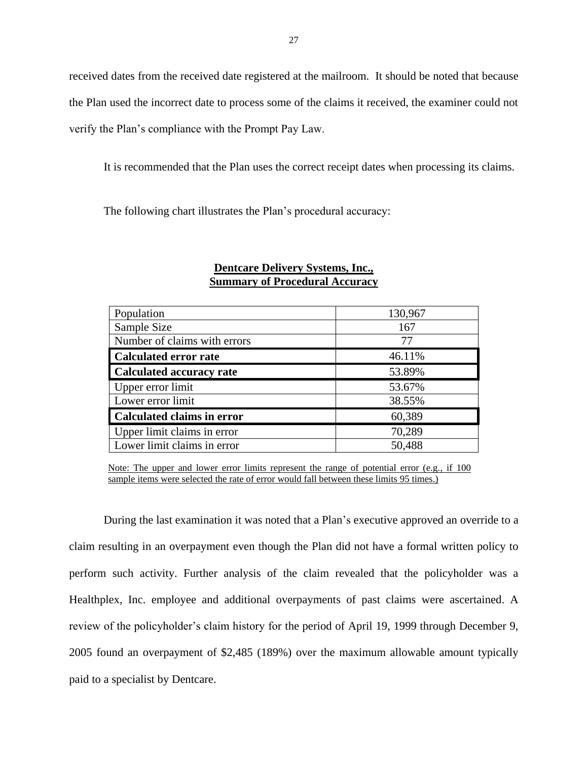received dates from the received date registered at the mailroom. It should be noted that because the Plan used the incorrect date to process some of the claims it received, the examiner could not verify the Plan's compliance with the Prompt Pay Law.

It is recommended that the Plan uses the correct receipt dates when processing its claims.

The following chart illustrates the Plan's procedural accuracy:

**Dentcare Delivery Systems, Inc.,**
**Summary of Procedural Accuracy**

| | |
|---|---|
| Population | 130,967 |
| Sample Size | 167 |
| Number of claims with errors | 77 |
| **Calculated error rate** | 46.11% |
| **Calculated accuracy rate** | 53.89% |
| Upper error limit | 53.67% |
| Lower error limit | 38.55% |
| **Calculated claims in error** | 60,389 |
| Upper limit claims in error | 70,289 |
| Lower limit claims in error | 50,488 |

Note: The upper and lower error limits represent the range of potential error (e.g., if 100 sample items were selected the rate of error would fall between these limits 95 times.)

During the last examination it was noted that a Plan's executive approved an override to a claim resulting in an overpayment even though the Plan did not have a formal written policy to perform such activity. Further analysis of the claim revealed that the policyholder was a Healthplex, Inc. employee and additional overpayments of past claims were ascertained. A review of the policyholder's claim history for the period of April 19, 1999 through December 9, 2005 found an overpayment of $2,485 (189%) over the maximum allowable amount typically paid to a specialist by Dentcare.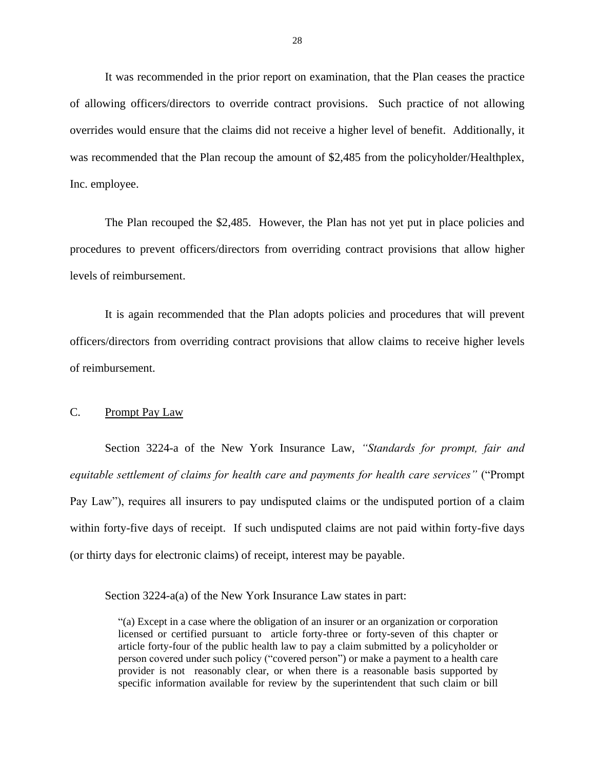It was recommended in the prior report on examination, that the Plan ceases the practice of allowing officers/directors to override contract provisions. Such practice of not allowing overrides would ensure that the claims did not receive a higher level of benefit. Additionally, it was recommended that the Plan recoup the amount of $2,485 from the policyholder/Healthplex, Inc. employee.

The Plan recouped the $2,485. However, the Plan has not yet put in place policies and procedures to prevent officers/directors from overriding contract provisions that allow higher levels of reimbursement.

It is again recommended that the Plan adopts policies and procedures that will prevent officers/directors from overriding contract provisions that allow claims to receive higher levels of reimbursement.

## C. Prompt Pay Law

Section 3224-a of the New York Insurance Law, *"Standards for prompt, fair and equitable settlement of claims for health care and payments for health care services"* ("Prompt Pay Law"), requires all insurers to pay undisputed claims or the undisputed portion of a claim within forty-five days of receipt. If such undisputed claims are not paid within forty-five days (or thirty days for electronic claims) of receipt, interest may be payable.

Section 3224-a(a) of the New York Insurance Law states in part:

> "(a) Except in a case where the obligation of an insurer or an organization or corporation licensed or certified pursuant to article forty-three or forty-seven of this chapter or article forty-four of the public health law to pay a claim submitted by a policyholder or person covered under such policy ("covered person") or make a payment to a health care provider is not reasonably clear, or when there is a reasonable basis supported by specific information available for review by the superintendent that such claim or bill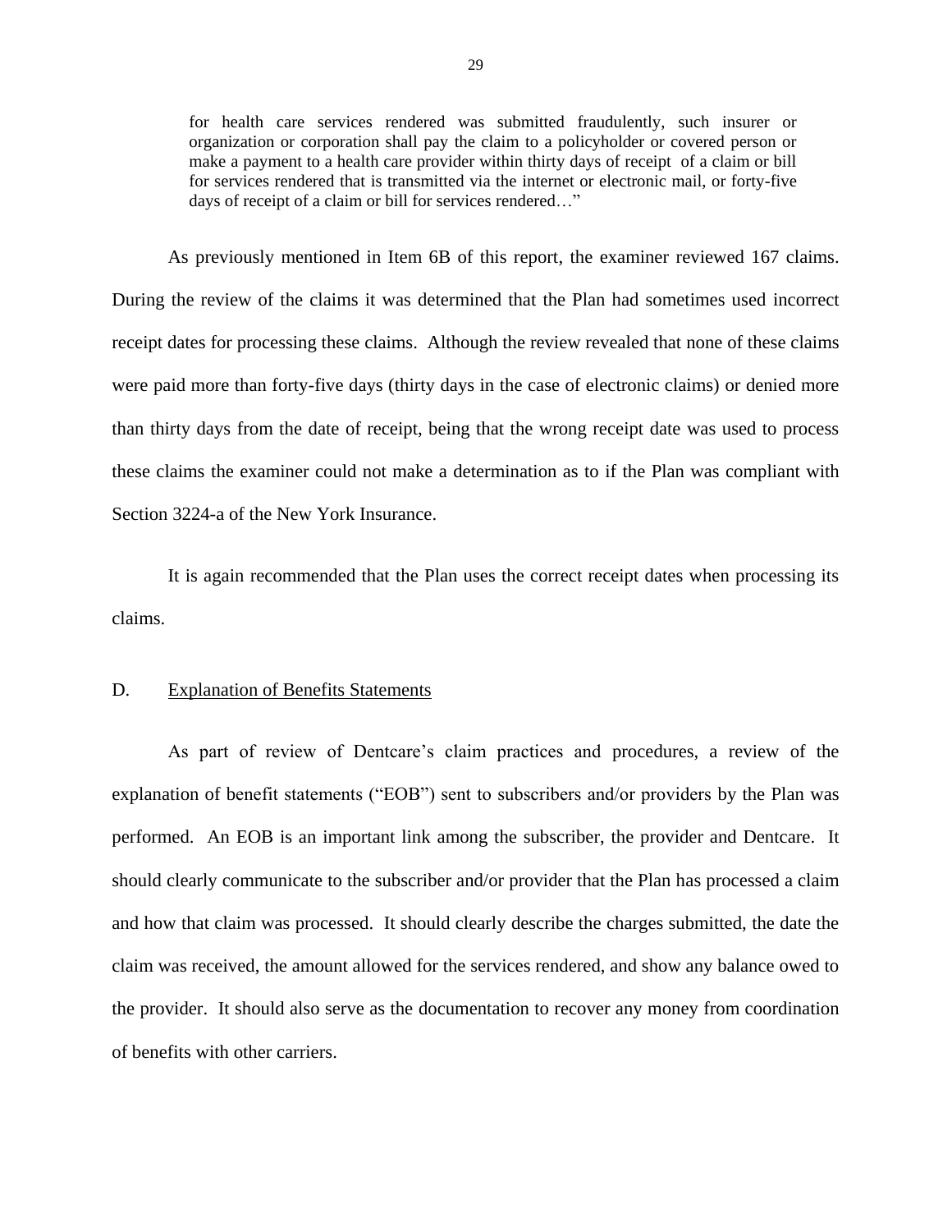> for health care services rendered was submitted fraudulently, such insurer or organization or corporation shall pay the claim to a policyholder or covered person or make a payment to a health care provider within thirty days of receipt of a claim or bill for services rendered that is transmitted via the internet or electronic mail, or forty-five days of receipt of a claim or bill for services rendered…"

As previously mentioned in Item 6B of this report, the examiner reviewed 167 claims. During the review of the claims it was determined that the Plan had sometimes used incorrect receipt dates for processing these claims. Although the review revealed that none of these claims were paid more than forty-five days (thirty days in the case of electronic claims) or denied more than thirty days from the date of receipt, being that the wrong receipt date was used to process these claims the examiner could not make a determination as to if the Plan was compliant with Section 3224-a of the New York Insurance.

It is again recommended that the Plan uses the correct receipt dates when processing its claims.

## D. Explanation of Benefits Statements

As part of review of Dentcare's claim practices and procedures, a review of the explanation of benefit statements ("EOB") sent to subscribers and/or providers by the Plan was performed. An EOB is an important link among the subscriber, the provider and Dentcare. It should clearly communicate to the subscriber and/or provider that the Plan has processed a claim and how that claim was processed. It should clearly describe the charges submitted, the date the claim was received, the amount allowed for the services rendered, and show any balance owed to the provider. It should also serve as the documentation to recover any money from coordination of benefits with other carriers.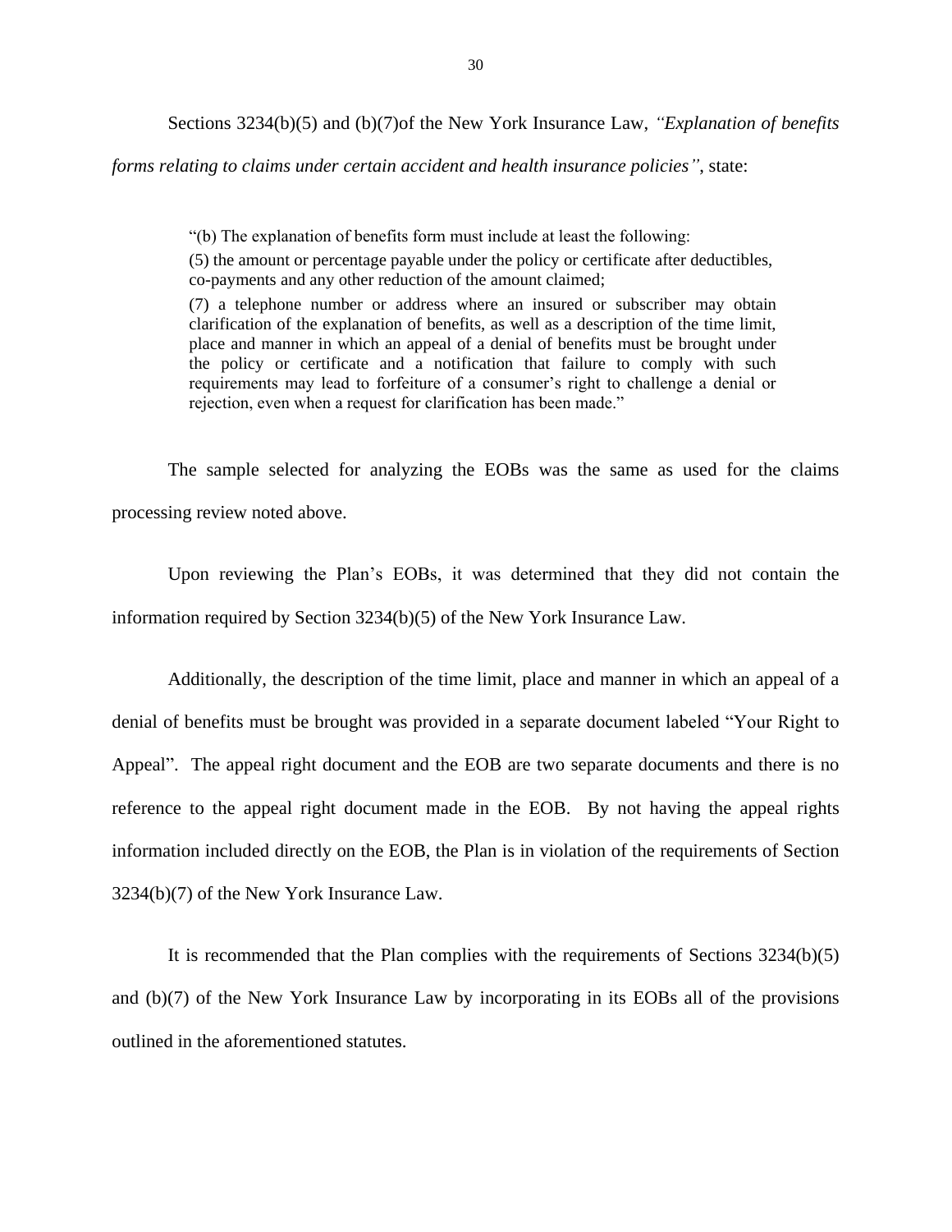Sections 3234(b)(5) and (b)(7)of the New York Insurance Law, *"Explanation of benefits forms relating to claims under certain accident and health insurance policies"*, state:

> "(b) The explanation of benefits form must include at least the following:
>
> (5) the amount or percentage payable under the policy or certificate after deductibles, co-payments and any other reduction of the amount claimed;
>
> (7) a telephone number or address where an insured or subscriber may obtain clarification of the explanation of benefits, as well as a description of the time limit, place and manner in which an appeal of a denial of benefits must be brought under the policy or certificate and a notification that failure to comply with such requirements may lead to forfeiture of a consumer's right to challenge a denial or rejection, even when a request for clarification has been made."

The sample selected for analyzing the EOBs was the same as used for the claims processing review noted above.

Upon reviewing the Plan's EOBs, it was determined that they did not contain the information required by Section 3234(b)(5) of the New York Insurance Law.

Additionally, the description of the time limit, place and manner in which an appeal of a denial of benefits must be brought was provided in a separate document labeled "Your Right to Appeal". The appeal right document and the EOB are two separate documents and there is no reference to the appeal right document made in the EOB. By not having the appeal rights information included directly on the EOB, the Plan is in violation of the requirements of Section 3234(b)(7) of the New York Insurance Law.

It is recommended that the Plan complies with the requirements of Sections 3234(b)(5) and (b)(7) of the New York Insurance Law by incorporating in its EOBs all of the provisions outlined in the aforementioned statutes.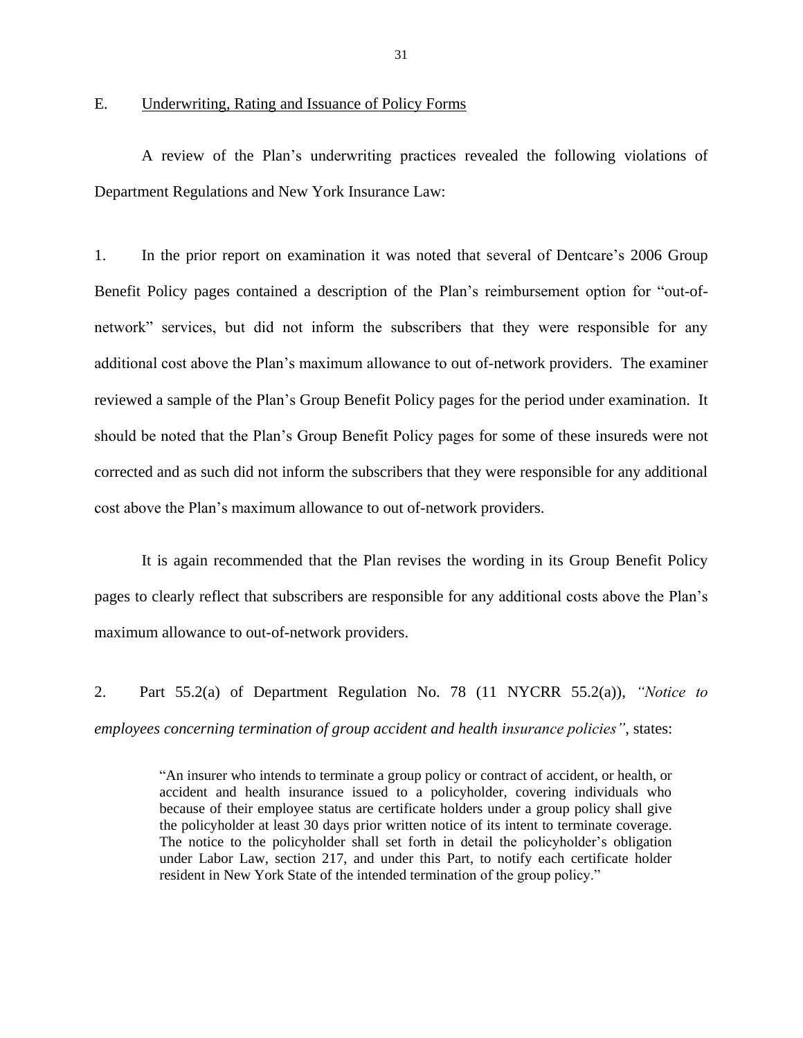## E. Underwriting, Rating and Issuance of Policy Forms

A review of the Plan's underwriting practices revealed the following violations of Department Regulations and New York Insurance Law:

1. In the prior report on examination it was noted that several of Dentcare's 2006 Group Benefit Policy pages contained a description of the Plan's reimbursement option for "out-of-network" services, but did not inform the subscribers that they were responsible for any additional cost above the Plan's maximum allowance to out of-network providers. The examiner reviewed a sample of the Plan's Group Benefit Policy pages for the period under examination. It should be noted that the Plan's Group Benefit Policy pages for some of these insureds were not corrected and as such did not inform the subscribers that they were responsible for any additional cost above the Plan's maximum allowance to out of-network providers.

It is again recommended that the Plan revises the wording in its Group Benefit Policy pages to clearly reflect that subscribers are responsible for any additional costs above the Plan's maximum allowance to out-of-network providers.

2. Part 55.2(a) of Department Regulation No. 78 (11 NYCRR 55.2(a)), *"Notice to employees concerning termination of group accident and health insurance policies"*, states:

> "An insurer who intends to terminate a group policy or contract of accident, or health, or accident and health insurance issued to a policyholder, covering individuals who because of their employee status are certificate holders under a group policy shall give the policyholder at least 30 days prior written notice of its intent to terminate coverage. The notice to the policyholder shall set forth in detail the policyholder's obligation under Labor Law, section 217, and under this Part, to notify each certificate holder resident in New York State of the intended termination of the group policy."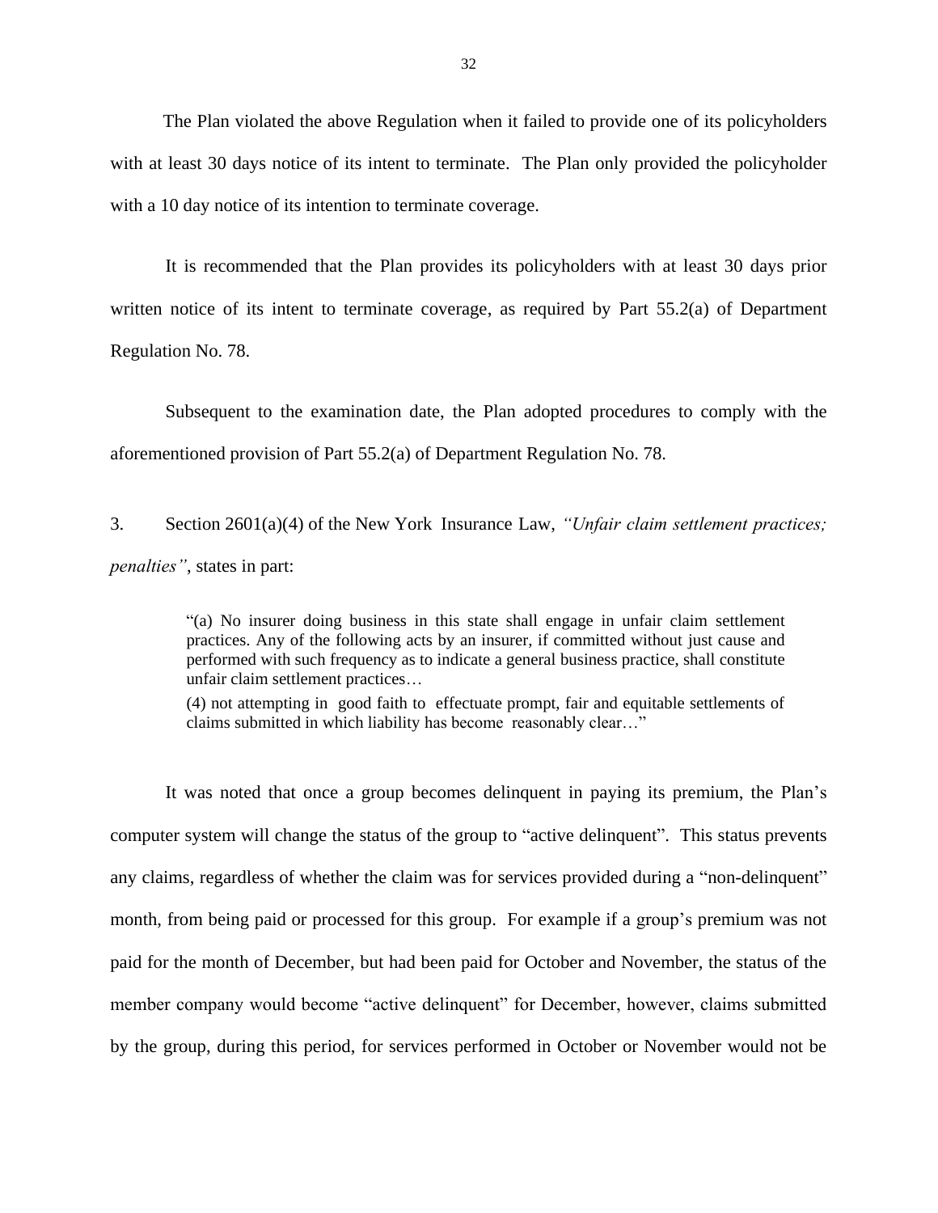The Plan violated the above Regulation when it failed to provide one of its policyholders with at least 30 days notice of its intent to terminate. The Plan only provided the policyholder with a 10 day notice of its intention to terminate coverage.

It is recommended that the Plan provides its policyholders with at least 30 days prior written notice of its intent to terminate coverage, as required by Part 55.2(a) of Department Regulation No. 78.

Subsequent to the examination date, the Plan adopted procedures to comply with the aforementioned provision of Part 55.2(a) of Department Regulation No. 78.

3. Section 2601(a)(4) of the New York Insurance Law, *"Unfair claim settlement practices; penalties"*, states in part:

> "(a) No insurer doing business in this state shall engage in unfair claim settlement practices. Any of the following acts by an insurer, if committed without just cause and performed with such frequency as to indicate a general business practice, shall constitute unfair claim settlement practices…
>
> (4) not attempting in good faith to effectuate prompt, fair and equitable settlements of claims submitted in which liability has become reasonably clear…"

It was noted that once a group becomes delinquent in paying its premium, the Plan's computer system will change the status of the group to "active delinquent". This status prevents any claims, regardless of whether the claim was for services provided during a "non-delinquent" month, from being paid or processed for this group. For example if a group's premium was not paid for the month of December, but had been paid for October and November, the status of the member company would become "active delinquent" for December, however, claims submitted by the group, during this period, for services performed in October or November would not be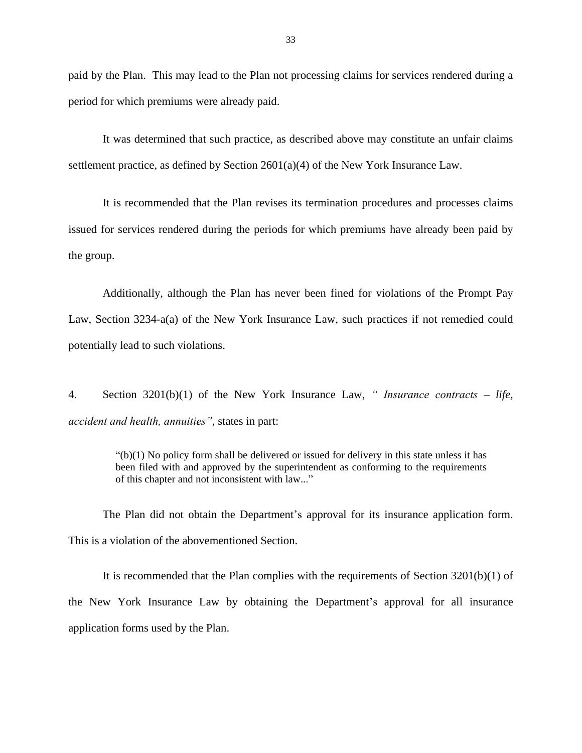paid by the Plan. This may lead to the Plan not processing claims for services rendered during a period for which premiums were already paid.

It was determined that such practice, as described above may constitute an unfair claims settlement practice, as defined by Section 2601(a)(4) of the New York Insurance Law.

It is recommended that the Plan revises its termination procedures and processes claims issued for services rendered during the periods for which premiums have already been paid by the group.

Additionally, although the Plan has never been fined for violations of the Prompt Pay Law, Section 3234-a(a) of the New York Insurance Law, such practices if not remedied could potentially lead to such violations.

4. Section 3201(b)(1) of the New York Insurance Law, *" Insurance contracts – life, accident and health, annuities"*, states in part:

> "(b)(1) No policy form shall be delivered or issued for delivery in this state unless it has been filed with and approved by the superintendent as conforming to the requirements of this chapter and not inconsistent with law..."

The Plan did not obtain the Department's approval for its insurance application form. This is a violation of the abovementioned Section.

It is recommended that the Plan complies with the requirements of Section 3201(b)(1) of the New York Insurance Law by obtaining the Department's approval for all insurance application forms used by the Plan.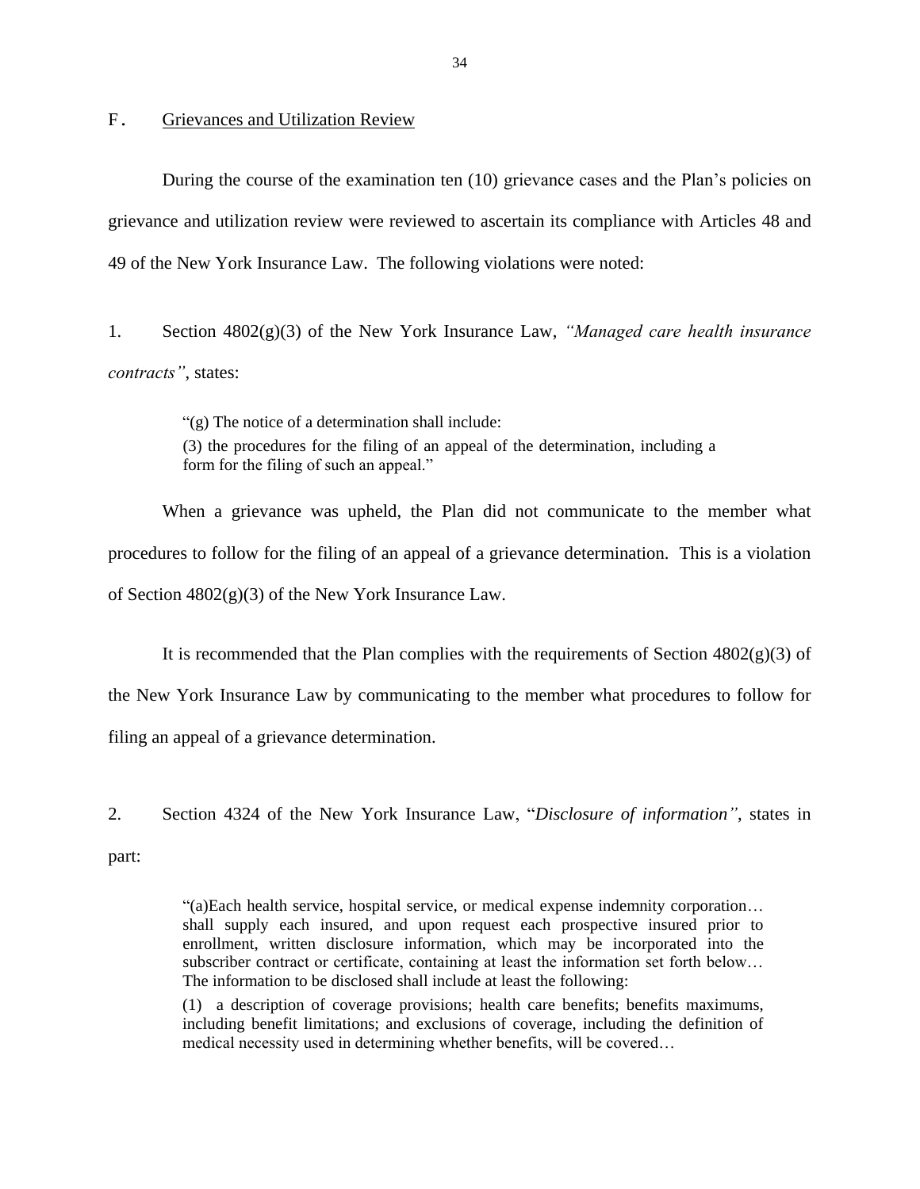## F. Grievances and Utilization Review

During the course of the examination ten (10) grievance cases and the Plan's policies on grievance and utilization review were reviewed to ascertain its compliance with Articles 48 and 49 of the New York Insurance Law. The following violations were noted:

1. Section 4802(g)(3) of the New York Insurance Law, *"Managed care health insurance contracts"*, states:

> "(g) The notice of a determination shall include:
> (3) the procedures for the filing of an appeal of the determination, including a form for the filing of such an appeal."

When a grievance was upheld, the Plan did not communicate to the member what procedures to follow for the filing of an appeal of a grievance determination. This is a violation of Section 4802(g)(3) of the New York Insurance Law.

It is recommended that the Plan complies with the requirements of Section 4802(g)(3) of the New York Insurance Law by communicating to the member what procedures to follow for filing an appeal of a grievance determination.

2. Section 4324 of the New York Insurance Law, "*Disclosure of information"*, states in part:

> "(a)Each health service, hospital service, or medical expense indemnity corporation… shall supply each insured, and upon request each prospective insured prior to enrollment, written disclosure information, which may be incorporated into the subscriber contract or certificate, containing at least the information set forth below… The information to be disclosed shall include at least the following:
>
> (1) a description of coverage provisions; health care benefits; benefits maximums, including benefit limitations; and exclusions of coverage, including the definition of medical necessity used in determining whether benefits, will be covered…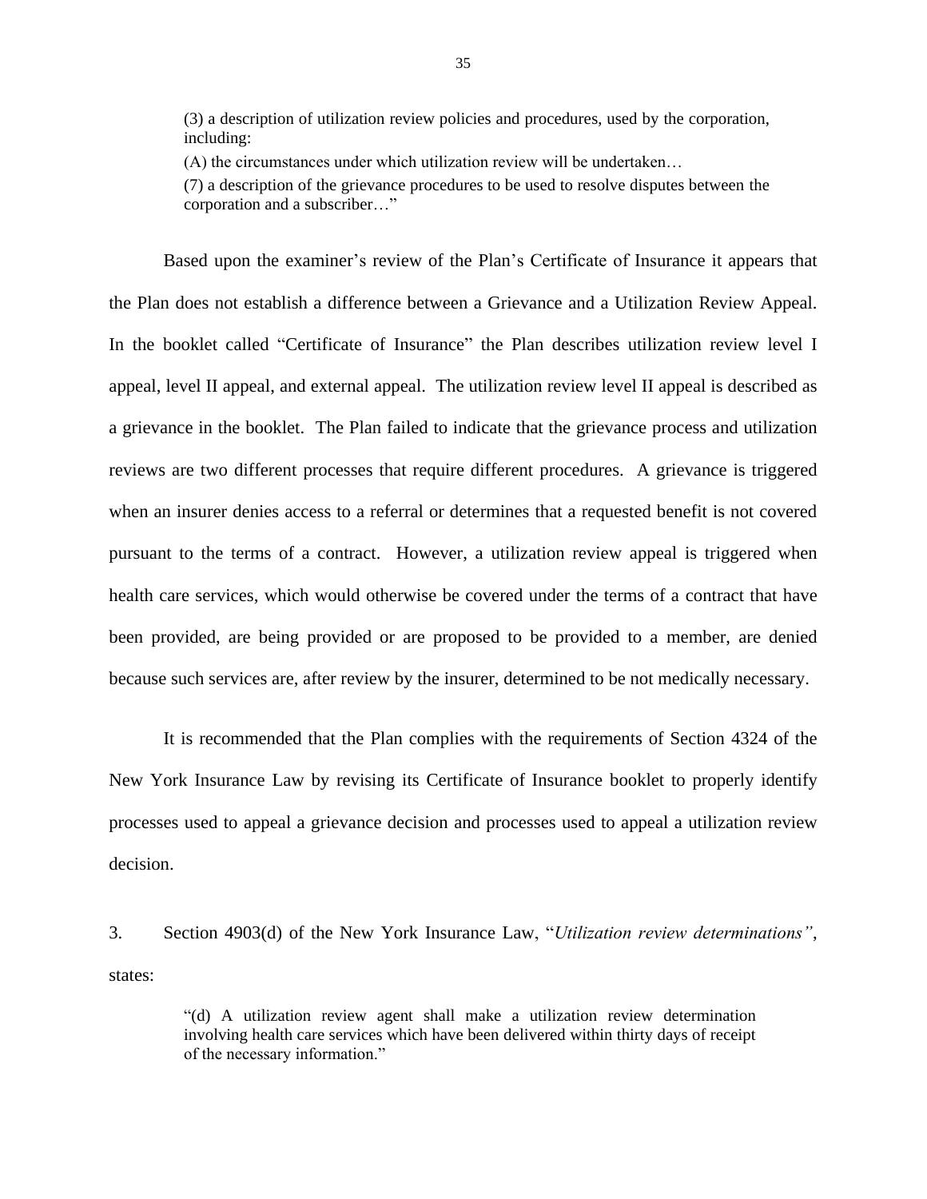> (3) a description of utilization review policies and procedures, used by the corporation, including:
>
> (A) the circumstances under which utilization review will be undertaken…
>
> (7) a description of the grievance procedures to be used to resolve disputes between the corporation and a subscriber…"

Based upon the examiner's review of the Plan's Certificate of Insurance it appears that the Plan does not establish a difference between a Grievance and a Utilization Review Appeal. In the booklet called "Certificate of Insurance" the Plan describes utilization review level I appeal, level II appeal, and external appeal. The utilization review level II appeal is described as a grievance in the booklet. The Plan failed to indicate that the grievance process and utilization reviews are two different processes that require different procedures. A grievance is triggered when an insurer denies access to a referral or determines that a requested benefit is not covered pursuant to the terms of a contract. However, a utilization review appeal is triggered when health care services, which would otherwise be covered under the terms of a contract that have been provided, are being provided or are proposed to be provided to a member, are denied because such services are, after review by the insurer, determined to be not medically necessary.

It is recommended that the Plan complies with the requirements of Section 4324 of the New York Insurance Law by revising its Certificate of Insurance booklet to properly identify processes used to appeal a grievance decision and processes used to appeal a utilization review decision.

3. Section 4903(d) of the New York Insurance Law, "*Utilization review determinations"*, states:

> "(d) A utilization review agent shall make a utilization review determination involving health care services which have been delivered within thirty days of receipt of the necessary information."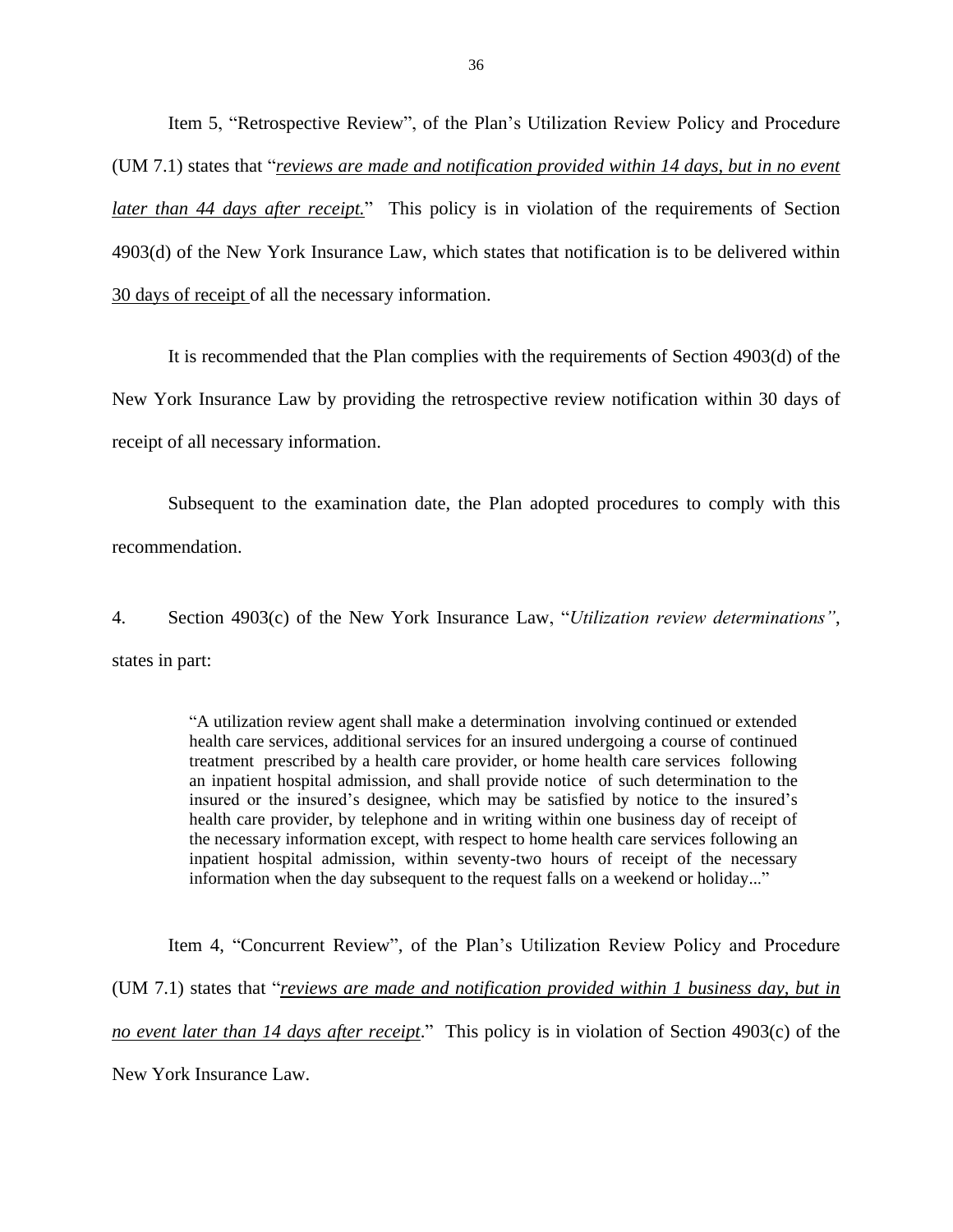Item 5, "Retrospective Review", of the Plan's Utilization Review Policy and Procedure (UM 7.1) states that "*reviews are made and notification provided within 14 days, but in no event later than 44 days after receipt.*" This policy is in violation of the requirements of Section 4903(d) of the New York Insurance Law, which states that notification is to be delivered within 30 days of receipt of all the necessary information.

It is recommended that the Plan complies with the requirements of Section 4903(d) of the New York Insurance Law by providing the retrospective review notification within 30 days of receipt of all necessary information.

Subsequent to the examination date, the Plan adopted procedures to comply with this recommendation.

4. Section 4903(c) of the New York Insurance Law, "*Utilization review determinations"*, states in part:

> "A utilization review agent shall make a determination involving continued or extended health care services, additional services for an insured undergoing a course of continued treatment prescribed by a health care provider, or home health care services following an inpatient hospital admission, and shall provide notice of such determination to the insured or the insured's designee, which may be satisfied by notice to the insured's health care provider, by telephone and in writing within one business day of receipt of the necessary information except, with respect to home health care services following an inpatient hospital admission, within seventy-two hours of receipt of the necessary information when the day subsequent to the request falls on a weekend or holiday..."

Item 4, "Concurrent Review", of the Plan's Utilization Review Policy and Procedure (UM 7.1) states that "*reviews are made and notification provided within 1 business day, but in no event later than 14 days after receipt*." This policy is in violation of Section 4903(c) of the New York Insurance Law.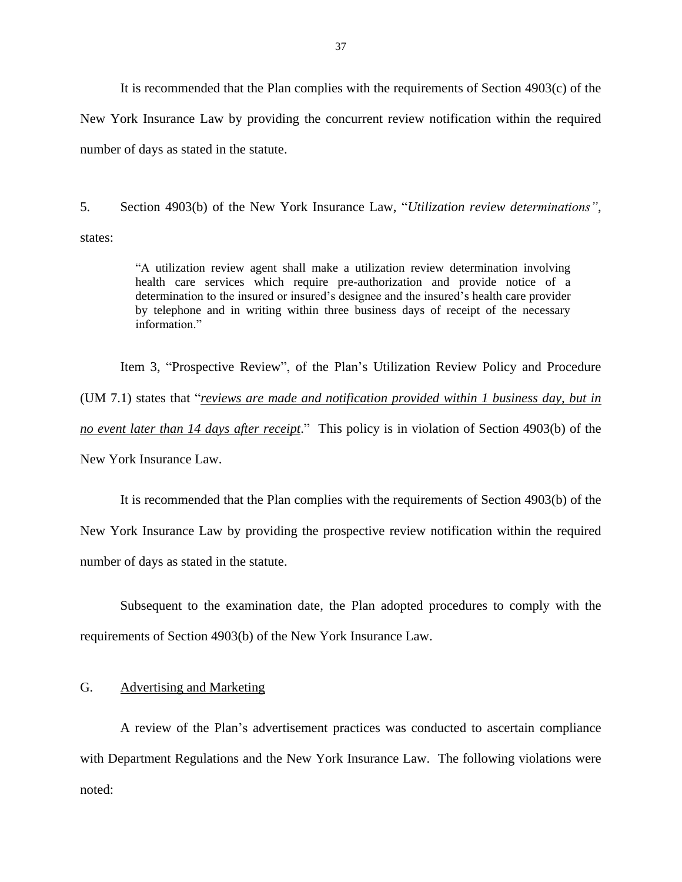It is recommended that the Plan complies with the requirements of Section 4903(c) of the New York Insurance Law by providing the concurrent review notification within the required number of days as stated in the statute.

5. Section 4903(b) of the New York Insurance Law, "*Utilization review determinations"*, states:

> "A utilization review agent shall make a utilization review determination involving health care services which require pre-authorization and provide notice of a determination to the insured or insured's designee and the insured's health care provider by telephone and in writing within three business days of receipt of the necessary information."

Item 3, "Prospective Review", of the Plan's Utilization Review Policy and Procedure (UM 7.1) states that "*<u>reviews are made and notification provided within 1 business day, but in no event later than 14 days after receipt</u>*." This policy is in violation of Section 4903(b) of the New York Insurance Law.

It is recommended that the Plan complies with the requirements of Section 4903(b) of the New York Insurance Law by providing the prospective review notification within the required number of days as stated in the statute.

Subsequent to the examination date, the Plan adopted procedures to comply with the requirements of Section 4903(b) of the New York Insurance Law.

## G. Advertising and Marketing

A review of the Plan's advertisement practices was conducted to ascertain compliance with Department Regulations and the New York Insurance Law. The following violations were noted: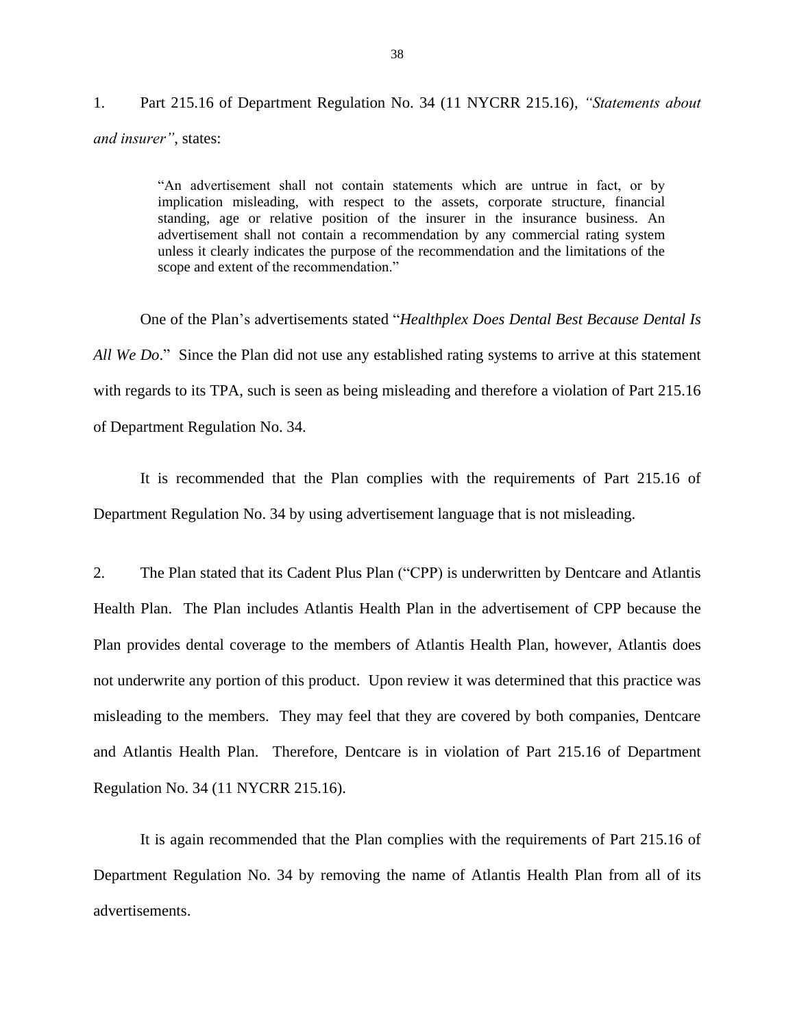1. Part 215.16 of Department Regulation No. 34 (11 NYCRR 215.16), *"Statements about and insurer"*, states:

> "An advertisement shall not contain statements which are untrue in fact, or by implication misleading, with respect to the assets, corporate structure, financial standing, age or relative position of the insurer in the insurance business. An advertisement shall not contain a recommendation by any commercial rating system unless it clearly indicates the purpose of the recommendation and the limitations of the scope and extent of the recommendation."

One of the Plan's advertisements stated "*Healthplex Does Dental Best Because Dental Is All We Do*." Since the Plan did not use any established rating systems to arrive at this statement with regards to its TPA, such is seen as being misleading and therefore a violation of Part 215.16 of Department Regulation No. 34.

It is recommended that the Plan complies with the requirements of Part 215.16 of Department Regulation No. 34 by using advertisement language that is not misleading.

2. The Plan stated that its Cadent Plus Plan ("CPP) is underwritten by Dentcare and Atlantis Health Plan. The Plan includes Atlantis Health Plan in the advertisement of CPP because the Plan provides dental coverage to the members of Atlantis Health Plan, however, Atlantis does not underwrite any portion of this product. Upon review it was determined that this practice was misleading to the members. They may feel that they are covered by both companies, Dentcare and Atlantis Health Plan. Therefore, Dentcare is in violation of Part 215.16 of Department Regulation No. 34 (11 NYCRR 215.16).

It is again recommended that the Plan complies with the requirements of Part 215.16 of Department Regulation No. 34 by removing the name of Atlantis Health Plan from all of its advertisements.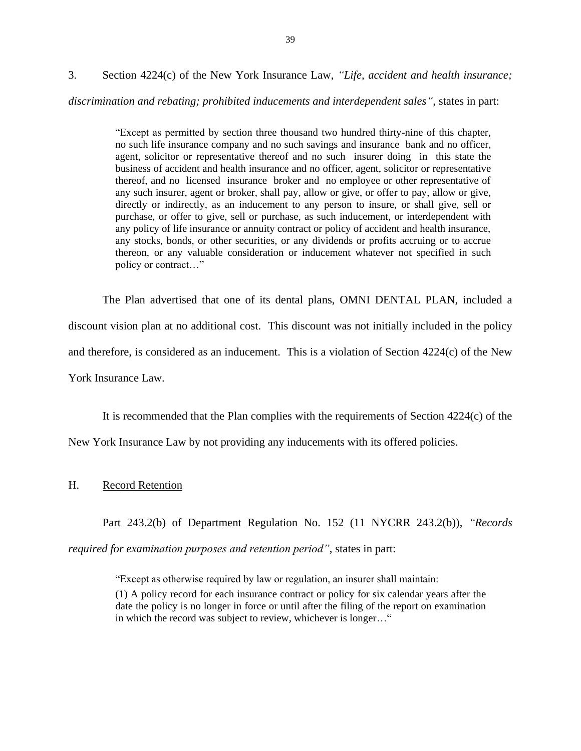3. Section 4224(c) of the New York Insurance Law, *"Life, accident and health insurance; discrimination and rebating; prohibited inducements and interdependent sales"*, states in part:

> "Except as permitted by section three thousand two hundred thirty-nine of this chapter, no such life insurance company and no such savings and insurance bank and no officer, agent, solicitor or representative thereof and no such insurer doing in this state the business of accident and health insurance and no officer, agent, solicitor or representative thereof, and no licensed insurance broker and no employee or other representative of any such insurer, agent or broker, shall pay, allow or give, or offer to pay, allow or give, directly or indirectly, as an inducement to any person to insure, or shall give, sell or purchase, or offer to give, sell or purchase, as such inducement, or interdependent with any policy of life insurance or annuity contract or policy of accident and health insurance, any stocks, bonds, or other securities, or any dividends or profits accruing or to accrue thereon, or any valuable consideration or inducement whatever not specified in such policy or contract…"

The Plan advertised that one of its dental plans, OMNI DENTAL PLAN, included a discount vision plan at no additional cost. This discount was not initially included in the policy and therefore, is considered as an inducement. This is a violation of Section 4224(c) of the New York Insurance Law.

It is recommended that the Plan complies with the requirements of Section 4224(c) of the New York Insurance Law by not providing any inducements with its offered policies.

## H. Record Retention

Part 243.2(b) of Department Regulation No. 152 (11 NYCRR 243.2(b)), *"Records required for examination purposes and retention period"*, states in part:

> "Except as otherwise required by law or regulation, an insurer shall maintain:
>
> (1) A policy record for each insurance contract or policy for six calendar years after the date the policy is no longer in force or until after the filing of the report on examination in which the record was subject to review, whichever is longer…"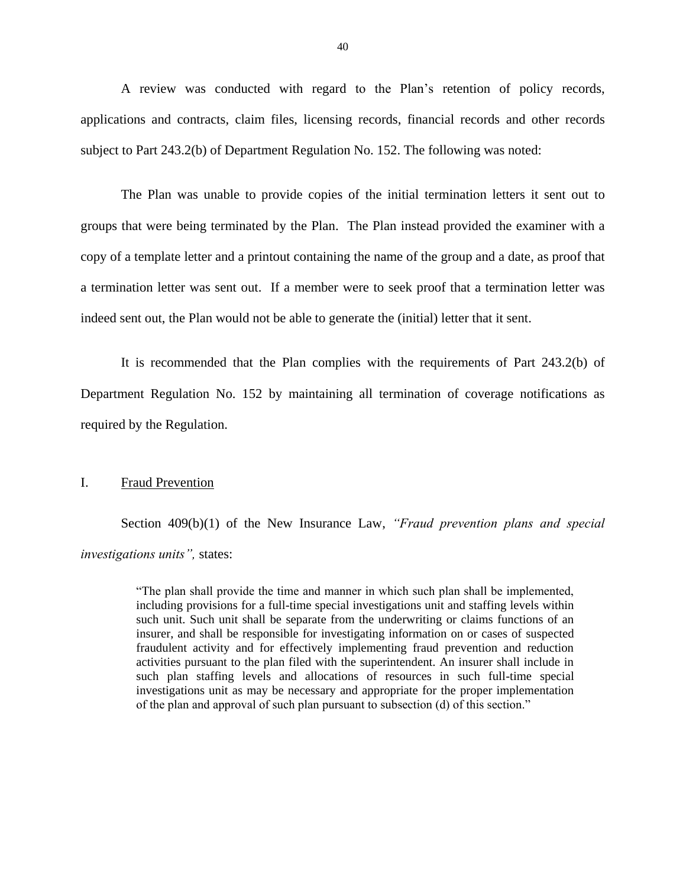A review was conducted with regard to the Plan's retention of policy records, applications and contracts, claim files, licensing records, financial records and other records subject to Part 243.2(b) of Department Regulation No. 152. The following was noted:

The Plan was unable to provide copies of the initial termination letters it sent out to groups that were being terminated by the Plan. The Plan instead provided the examiner with a copy of a template letter and a printout containing the name of the group and a date, as proof that a termination letter was sent out. If a member were to seek proof that a termination letter was indeed sent out, the Plan would not be able to generate the (initial) letter that it sent.

It is recommended that the Plan complies with the requirements of Part 243.2(b) of Department Regulation No. 152 by maintaining all termination of coverage notifications as required by the Regulation.

## I. Fraud Prevention

Section 409(b)(1) of the New Insurance Law, *"Fraud prevention plans and special investigations units",* states:

> "The plan shall provide the time and manner in which such plan shall be implemented, including provisions for a full-time special investigations unit and staffing levels within such unit. Such unit shall be separate from the underwriting or claims functions of an insurer, and shall be responsible for investigating information on or cases of suspected fraudulent activity and for effectively implementing fraud prevention and reduction activities pursuant to the plan filed with the superintendent. An insurer shall include in such plan staffing levels and allocations of resources in such full-time special investigations unit as may be necessary and appropriate for the proper implementation of the plan and approval of such plan pursuant to subsection (d) of this section."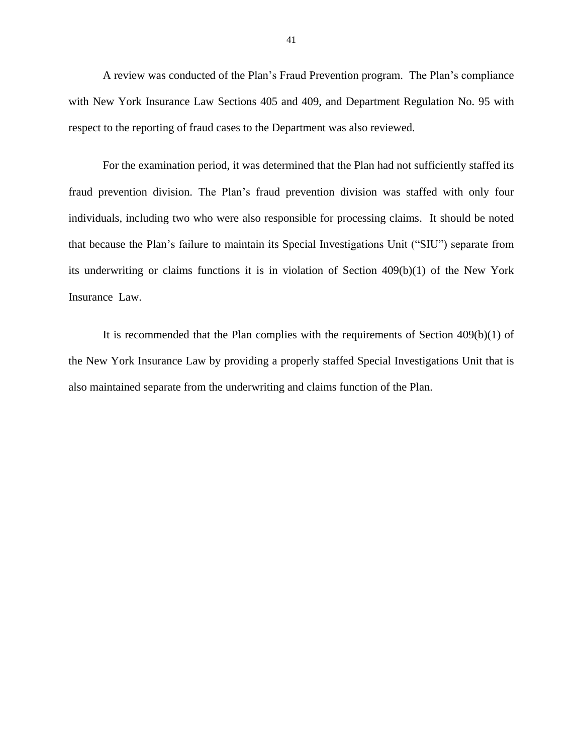A review was conducted of the Plan's Fraud Prevention program. The Plan's compliance with New York Insurance Law Sections 405 and 409, and Department Regulation No. 95 with respect to the reporting of fraud cases to the Department was also reviewed.

For the examination period, it was determined that the Plan had not sufficiently staffed its fraud prevention division. The Plan's fraud prevention division was staffed with only four individuals, including two who were also responsible for processing claims. It should be noted that because the Plan's failure to maintain its Special Investigations Unit ("SIU") separate from its underwriting or claims functions it is in violation of Section 409(b)(1) of the New York Insurance Law.

It is recommended that the Plan complies with the requirements of Section 409(b)(1) of the New York Insurance Law by providing a properly staffed Special Investigations Unit that is also maintained separate from the underwriting and claims function of the Plan.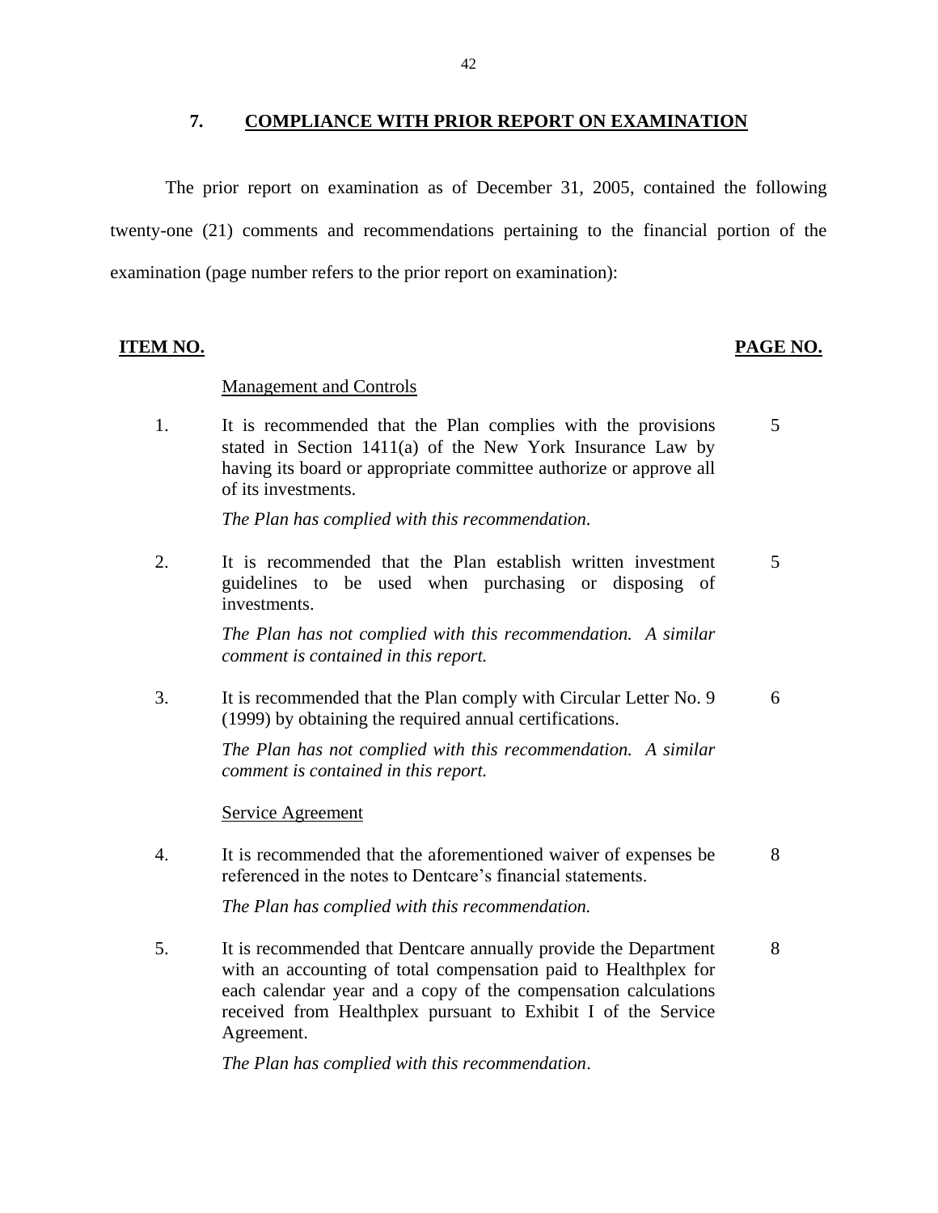## 7. COMPLIANCE WITH PRIOR REPORT ON EXAMINATION

The prior report on examination as of December 31, 2005, contained the following twenty-one (21) comments and recommendations pertaining to the financial portion of the examination (page number refers to the prior report on examination):

| ITEM NO. | | PAGE NO. |
|---|---|---|
| | Management and Controls | |
| 1. | It is recommended that the Plan complies with the provisions stated in Section 1411(a) of the New York Insurance Law by having its board or appropriate committee authorize or approve all of its investments.<br><br>*The Plan has complied with this recommendation.* | 5 |
| 2. | It is recommended that the Plan establish written investment guidelines to be used when purchasing or disposing of investments.<br><br>*The Plan has not complied with this recommendation. A similar comment is contained in this report.* | 5 |
| 3. | It is recommended that the Plan comply with Circular Letter No. 9 (1999) by obtaining the required annual certifications.<br><br>*The Plan has not complied with this recommendation. A similar comment is contained in this report.* | 6 |
| | Service Agreement | |
| 4. | It is recommended that the aforementioned waiver of expenses be referenced in the notes to Dentcare's financial statements.<br><br>*The Plan has complied with this recommendation.* | 8 |
| 5. | It is recommended that Dentcare annually provide the Department with an accounting of total compensation paid to Healthplex for each calendar year and a copy of the compensation calculations received from Healthplex pursuant to Exhibit I of the Service Agreement.<br><br>*The Plan has complied with this recommendation*. | 8 |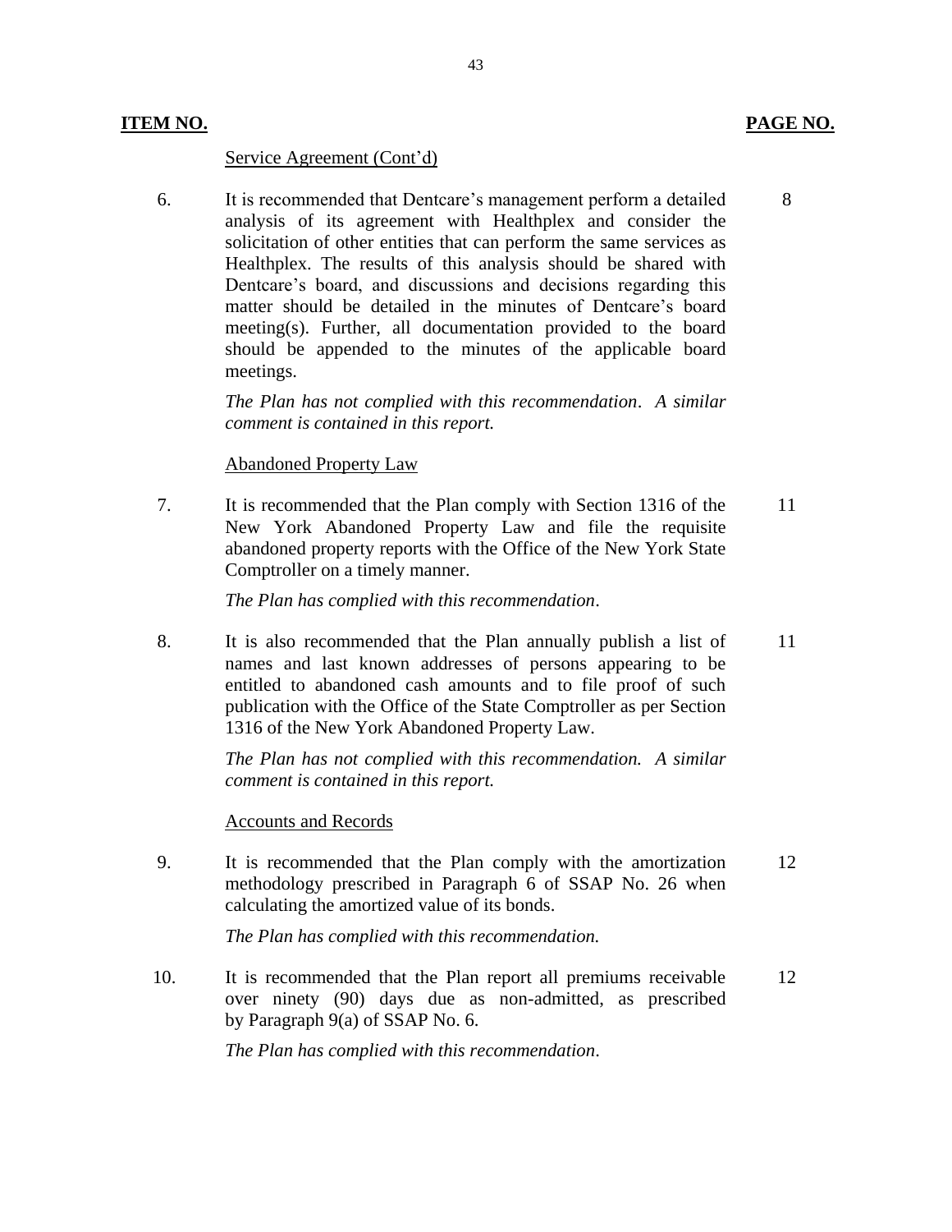| ITEM NO. | | PAGE NO. |
|---|---|---|
| | Service Agreement (Cont'd) | |
| 6. | It is recommended that Dentcare's management perform a detailed analysis of its agreement with Healthplex and consider the solicitation of other entities that can perform the same services as Healthplex. The results of this analysis should be shared with Dentcare's board, and discussions and decisions regarding this matter should be detailed in the minutes of Dentcare's board meeting(s). Further, all documentation provided to the board should be appended to the minutes of the applicable board meetings.<br><br>*The Plan has not complied with this recommendation. A similar comment is contained in this report.* | 8 |
| | Abandoned Property Law | |
| 7. | It is recommended that the Plan comply with Section 1316 of the New York Abandoned Property Law and file the requisite abandoned property reports with the Office of the New York State Comptroller on a timely manner.<br><br>*The Plan has complied with this recommendation.* | 11 |
| 8. | It is also recommended that the Plan annually publish a list of names and last known addresses of persons appearing to be entitled to abandoned cash amounts and to file proof of such publication with the Office of the State Comptroller as per Section 1316 of the New York Abandoned Property Law.<br><br>*The Plan has not complied with this recommendation. A similar comment is contained in this report.* | 11 |
| | Accounts and Records | |
| 9. | It is recommended that the Plan comply with the amortization methodology prescribed in Paragraph 6 of SSAP No. 26 when calculating the amortized value of its bonds.<br><br>*The Plan has complied with this recommendation.* | 12 |
| 10. | It is recommended that the Plan report all premiums receivable over ninety (90) days due as non-admitted, as prescribed by Paragraph 9(a) of SSAP No. 6.<br><br>*The Plan has complied with this recommendation.* | 12 |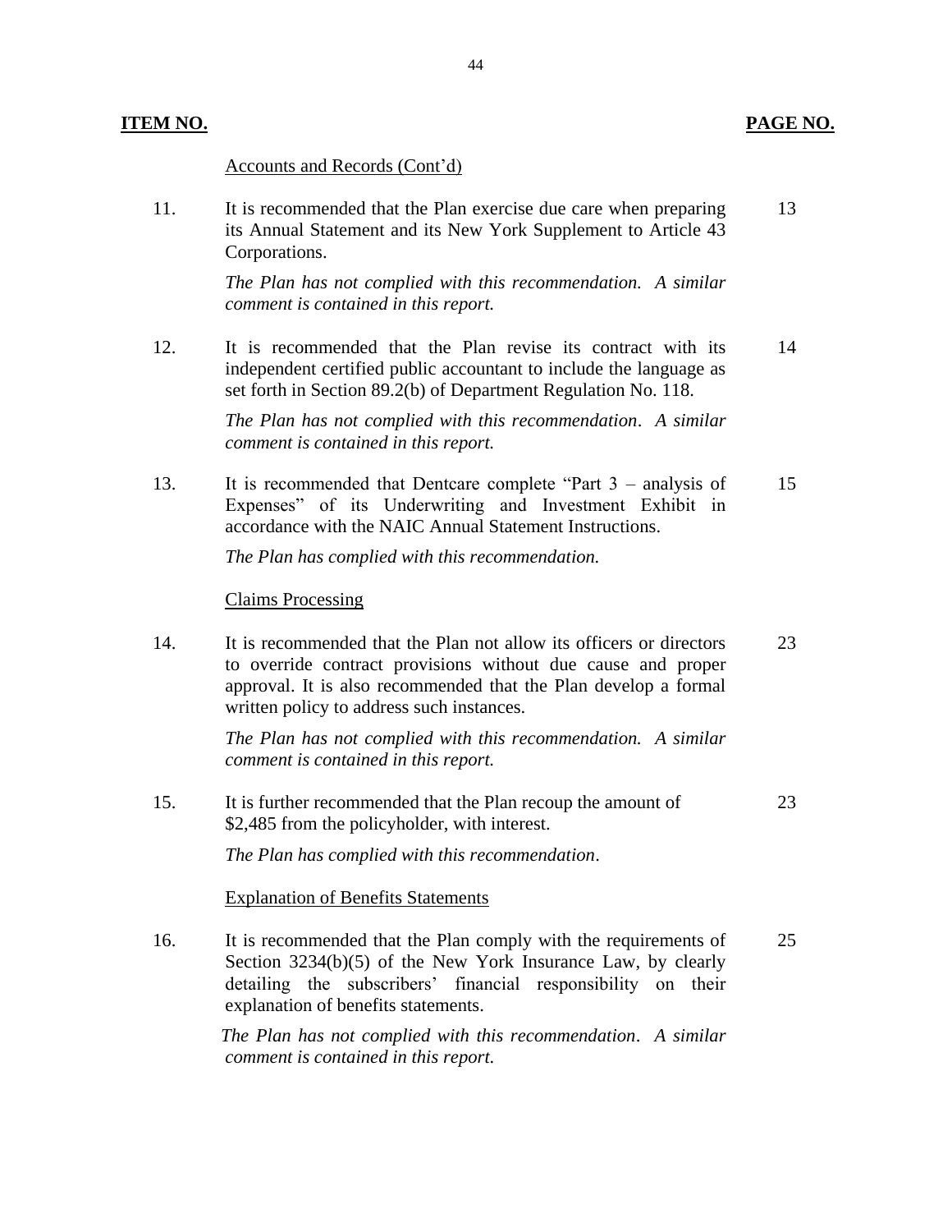| ITEM NO. | | PAGE NO. |
|---|---|---|
| | Accounts and Records (Cont'd) | |
| 11. | It is recommended that the Plan exercise due care when preparing its Annual Statement and its New York Supplement to Article 43 Corporations.<br><br>*The Plan has not complied with this recommendation. A similar comment is contained in this report.* | 13 |
| 12. | It is recommended that the Plan revise its contract with its independent certified public accountant to include the language as set forth in Section 89.2(b) of Department Regulation No. 118.<br><br>*The Plan has not complied with this recommendation. A similar comment is contained in this report.* | 14 |
| 13. | It is recommended that Dentcare complete "Part 3 – analysis of Expenses" of its Underwriting and Investment Exhibit in accordance with the NAIC Annual Statement Instructions.<br><br>*The Plan has complied with this recommendation.* | 15 |
| | Claims Processing | |
| 14. | It is recommended that the Plan not allow its officers or directors to override contract provisions without due cause and proper approval. It is also recommended that the Plan develop a formal written policy to address such instances.<br><br>*The Plan has not complied with this recommendation. A similar comment is contained in this report.* | 23 |
| 15. | It is further recommended that the Plan recoup the amount of $2,485 from the policyholder, with interest.<br><br>*The Plan has complied with this recommendation.* | 23 |
| | Explanation of Benefits Statements | |
| 16. | It is recommended that the Plan comply with the requirements of Section 3234(b)(5) of the New York Insurance Law, by clearly detailing the subscribers' financial responsibility on their explanation of benefits statements.<br><br>*The Plan has not complied with this recommendation. A similar comment is contained in this report.* | 25 |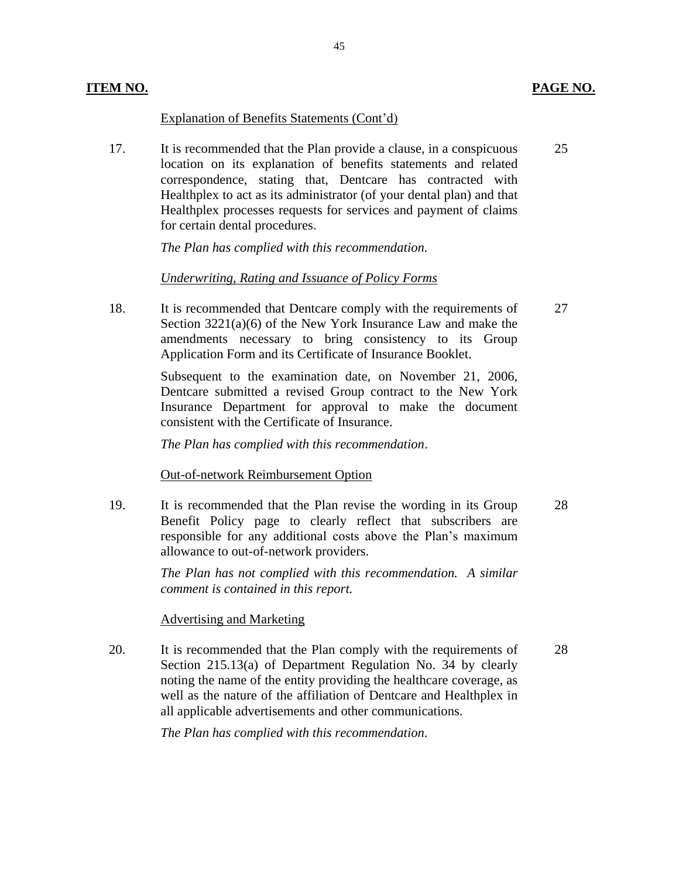| ITEM NO. | | PAGE NO. |
|---|---|---|
| | Explanation of Benefits Statements (Cont'd) | |
| 17. | It is recommended that the Plan provide a clause, in a conspicuous location on its explanation of benefits statements and related correspondence, stating that, Dentcare has contracted with Healthplex to act as its administrator (of your dental plan) and that Healthplex processes requests for services and payment of claims for certain dental procedures.<br><br>*The Plan has complied with this recommendation.* | 25 |
| | *Underwriting, Rating and Issuance of Policy Forms* | |
| 18. | It is recommended that Dentcare comply with the requirements of Section 3221(a)(6) of the New York Insurance Law and make the amendments necessary to bring consistency to its Group Application Form and its Certificate of Insurance Booklet.<br><br>Subsequent to the examination date, on November 21, 2006, Dentcare submitted a revised Group contract to the New York Insurance Department for approval to make the document consistent with the Certificate of Insurance.<br><br>*The Plan has complied with this recommendation*. | 27 |
| | Out-of-network Reimbursement Option | |
| 19. | It is recommended that the Plan revise the wording in its Group Benefit Policy page to clearly reflect that subscribers are responsible for any additional costs above the Plan's maximum allowance to out-of-network providers.<br><br>*The Plan has not complied with this recommendation. A similar comment is contained in this report.* | 28 |
| | Advertising and Marketing | |
| 20. | It is recommended that the Plan comply with the requirements of Section 215.13(a) of Department Regulation No. 34 by clearly noting the name of the entity providing the healthcare coverage, as well as the nature of the affiliation of Dentcare and Healthplex in all applicable advertisements and other communications.<br><br>*The Plan has complied with this recommendation*. | 28 |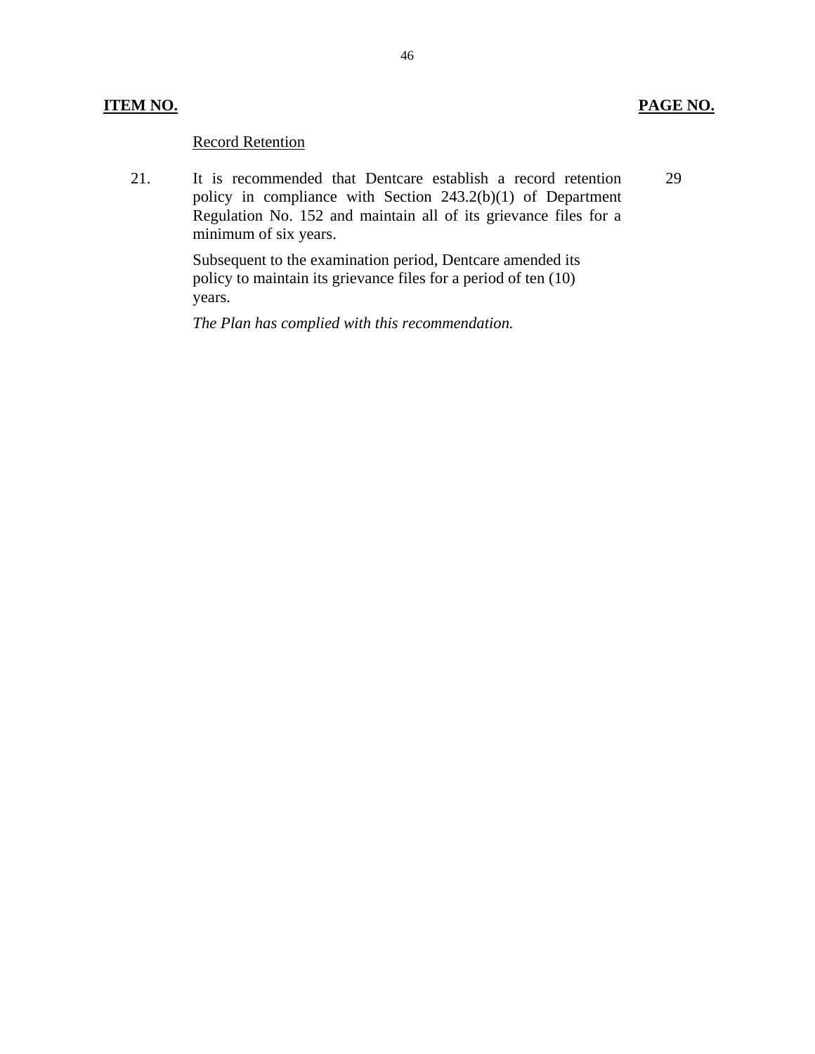| ITEM NO. | | PAGE NO. |
|---|---|---|
| | Record Retention | |
| 21. | It is recommended that Dentcare establish a record retention policy in compliance with Section 243.2(b)(1) of Department Regulation No. 152 and maintain all of its grievance files for a minimum of six years.<br><br>Subsequent to the examination period, Dentcare amended its policy to maintain its grievance files for a period of ten (10) years.<br><br>*The Plan has complied with this recommendation.* | 29 |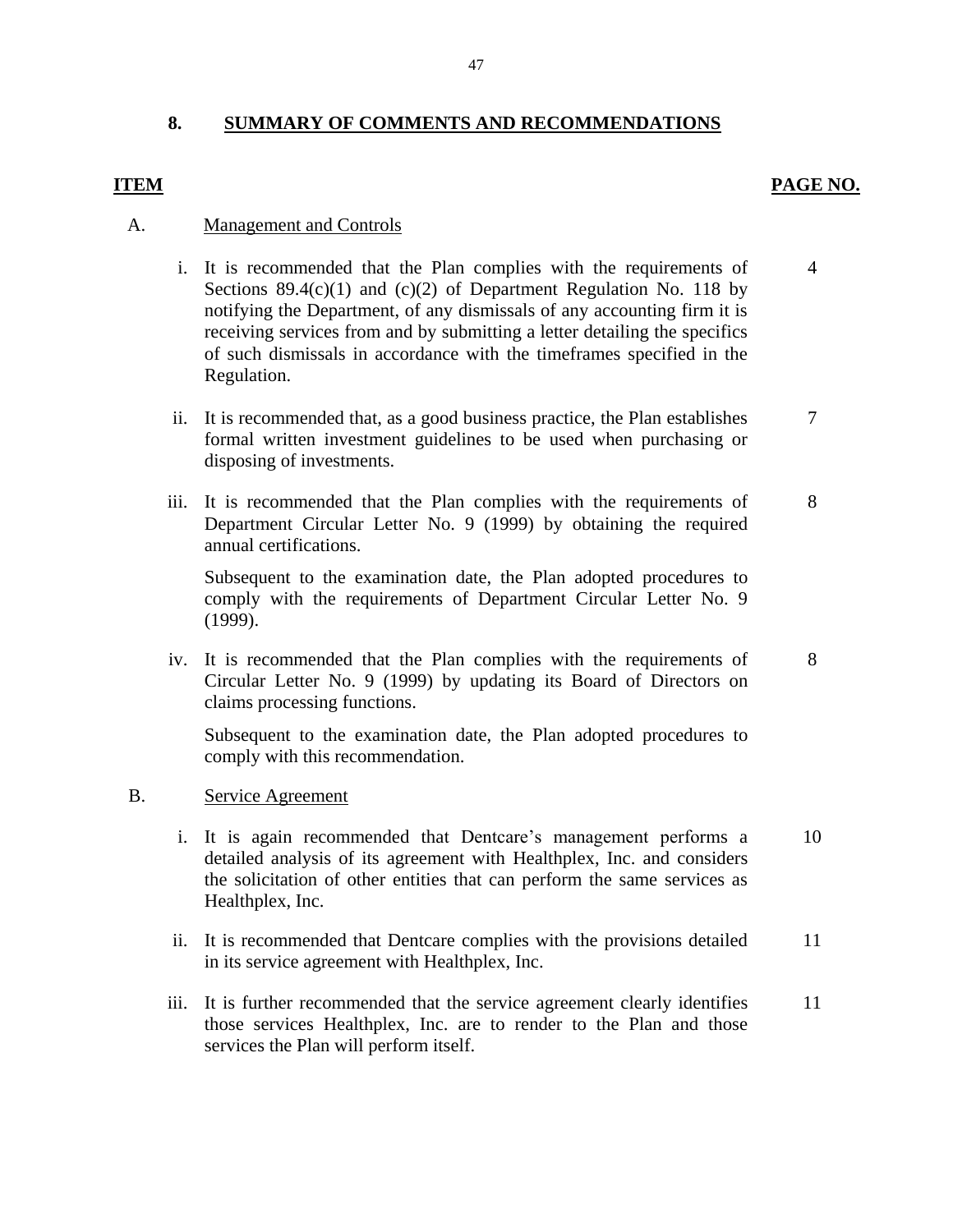## 8. SUMMARY OF COMMENTS AND RECOMMENDATIONS

| ITEM | | PAGE NO. |
|---|---|---|
| A. | Management and Controls | |
| i. | It is recommended that the Plan complies with the requirements of Sections 89.4(c)(1) and (c)(2) of Department Regulation No. 118 by notifying the Department, of any dismissals of any accounting firm it is receiving services from and by submitting a letter detailing the specifics of such dismissals in accordance with the timeframes specified in the Regulation. | 4 |
| ii. | It is recommended that, as a good business practice, the Plan establishes formal written investment guidelines to be used when purchasing or disposing of investments. | 7 |
| iii. | It is recommended that the Plan complies with the requirements of Department Circular Letter No. 9 (1999) by obtaining the required annual certifications.<br><br>Subsequent to the examination date, the Plan adopted procedures to comply with the requirements of Department Circular Letter No. 9 (1999). | 8 |
| iv. | It is recommended that the Plan complies with the requirements of Circular Letter No. 9 (1999) by updating its Board of Directors on claims processing functions.<br><br>Subsequent to the examination date, the Plan adopted procedures to comply with this recommendation. | 8 |
| B. | Service Agreement | |
| i. | It is again recommended that Dentcare's management performs a detailed analysis of its agreement with Healthplex, Inc. and considers the solicitation of other entities that can perform the same services as Healthplex, Inc. | 10 |
| ii. | It is recommended that Dentcare complies with the provisions detailed in its service agreement with Healthplex, Inc. | 11 |
| iii. | It is further recommended that the service agreement clearly identifies those services Healthplex, Inc. are to render to the Plan and those services the Plan will perform itself. | 11 |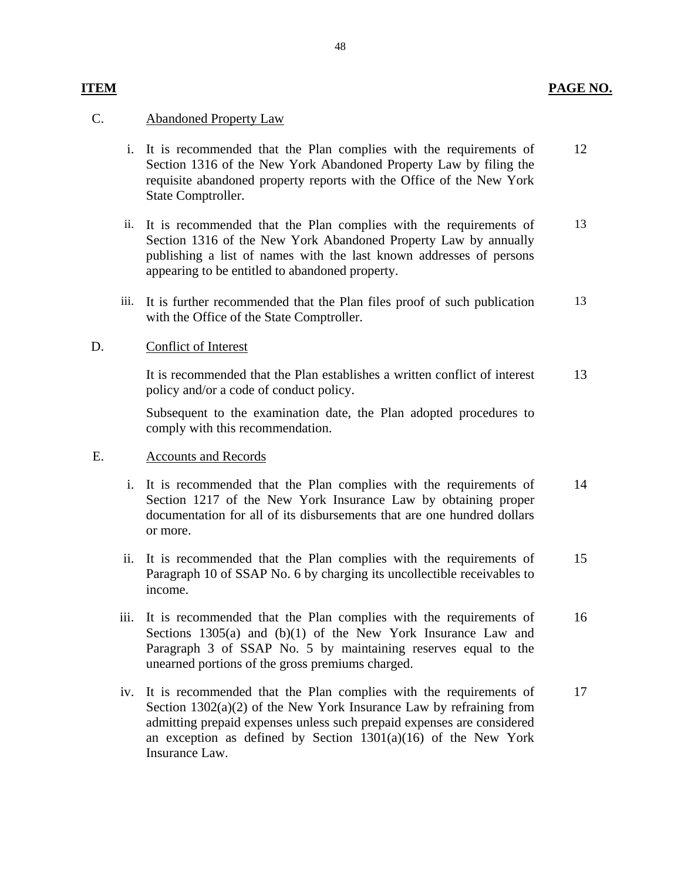| ITEM | | | PAGE NO. |
|---|---|---|---|
| C. | | Abandoned Property Law | |
| | i. | It is recommended that the Plan complies with the requirements of Section 1316 of the New York Abandoned Property Law by filing the requisite abandoned property reports with the Office of the New York State Comptroller. | 12 |
| | ii. | It is recommended that the Plan complies with the requirements of Section 1316 of the New York Abandoned Property Law by annually publishing a list of names with the last known addresses of persons appearing to be entitled to abandoned property. | 13 |
| | iii. | It is further recommended that the Plan files proof of such publication with the Office of the State Comptroller. | 13 |
| D. | | Conflict of Interest | |
| | | It is recommended that the Plan establishes a written conflict of interest policy and/or a code of conduct policy. | 13 |
| | | Subsequent to the examination date, the Plan adopted procedures to comply with this recommendation. | |
| E. | | Accounts and Records | |
| | i. | It is recommended that the Plan complies with the requirements of Section 1217 of the New York Insurance Law by obtaining proper documentation for all of its disbursements that are one hundred dollars or more. | 14 |
| | ii. | It is recommended that the Plan complies with the requirements of Paragraph 10 of SSAP No. 6 by charging its uncollectible receivables to income. | 15 |
| | iii. | It is recommended that the Plan complies with the requirements of Sections 1305(a) and (b)(1) of the New York Insurance Law and Paragraph 3 of SSAP No. 5 by maintaining reserves equal to the unearned portions of the gross premiums charged. | 16 |
| | iv. | It is recommended that the Plan complies with the requirements of Section 1302(a)(2) of the New York Insurance Law by refraining from admitting prepaid expenses unless such prepaid expenses are considered an exception as defined by Section 1301(a)(16) of the New York Insurance Law. | 17 |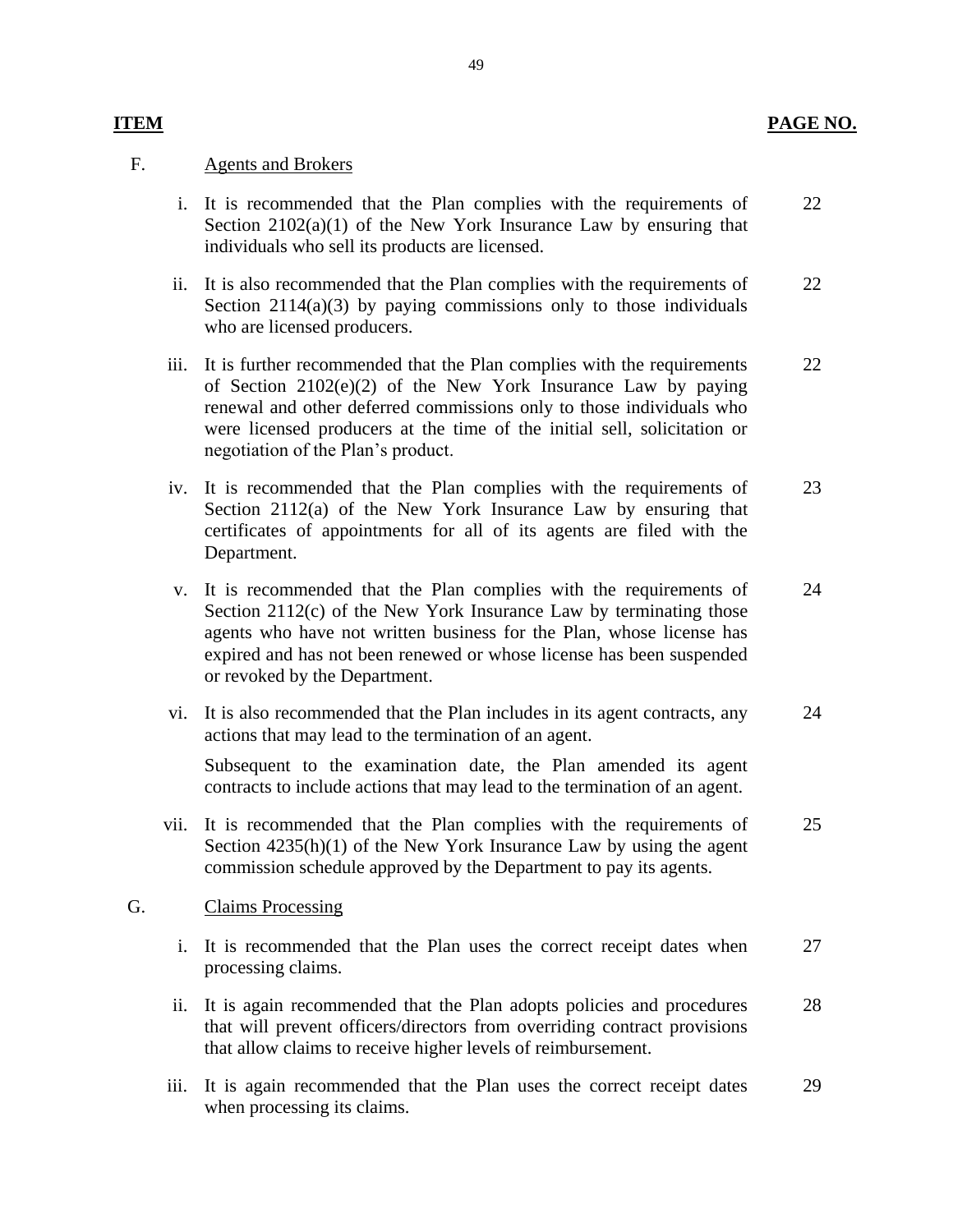| ITEM | | PAGE NO. |
|---|---|---|
| F. | Agents and Brokers | |
| i. | It is recommended that the Plan complies with the requirements of Section 2102(a)(1) of the New York Insurance Law by ensuring that individuals who sell its products are licensed. | 22 |
| ii. | It is also recommended that the Plan complies with the requirements of Section 2114(a)(3) by paying commissions only to those individuals who are licensed producers. | 22 |
| iii. | It is further recommended that the Plan complies with the requirements of Section 2102(e)(2) of the New York Insurance Law by paying renewal and other deferred commissions only to those individuals who were licensed producers at the time of the initial sell, solicitation or negotiation of the Plan's product. | 22 |
| iv. | It is recommended that the Plan complies with the requirements of Section 2112(a) of the New York Insurance Law by ensuring that certificates of appointments for all of its agents are filed with the Department. | 23 |
| v. | It is recommended that the Plan complies with the requirements of Section 2112(c) of the New York Insurance Law by terminating those agents who have not written business for the Plan, whose license has expired and has not been renewed or whose license has been suspended or revoked by the Department. | 24 |
| vi. | It is also recommended that the Plan includes in its agent contracts, any actions that may lead to the termination of an agent.<br><br>Subsequent to the examination date, the Plan amended its agent contracts to include actions that may lead to the termination of an agent. | 24 |
| vii. | It is recommended that the Plan complies with the requirements of Section 4235(h)(1) of the New York Insurance Law by using the agent commission schedule approved by the Department to pay its agents. | 25 |
| G. | Claims Processing | |
| i. | It is recommended that the Plan uses the correct receipt dates when processing claims. | 27 |
| ii. | It is again recommended that the Plan adopts policies and procedures that will prevent officers/directors from overriding contract provisions that allow claims to receive higher levels of reimbursement. | 28 |
| iii. | It is again recommended that the Plan uses the correct receipt dates when processing its claims. | 29 |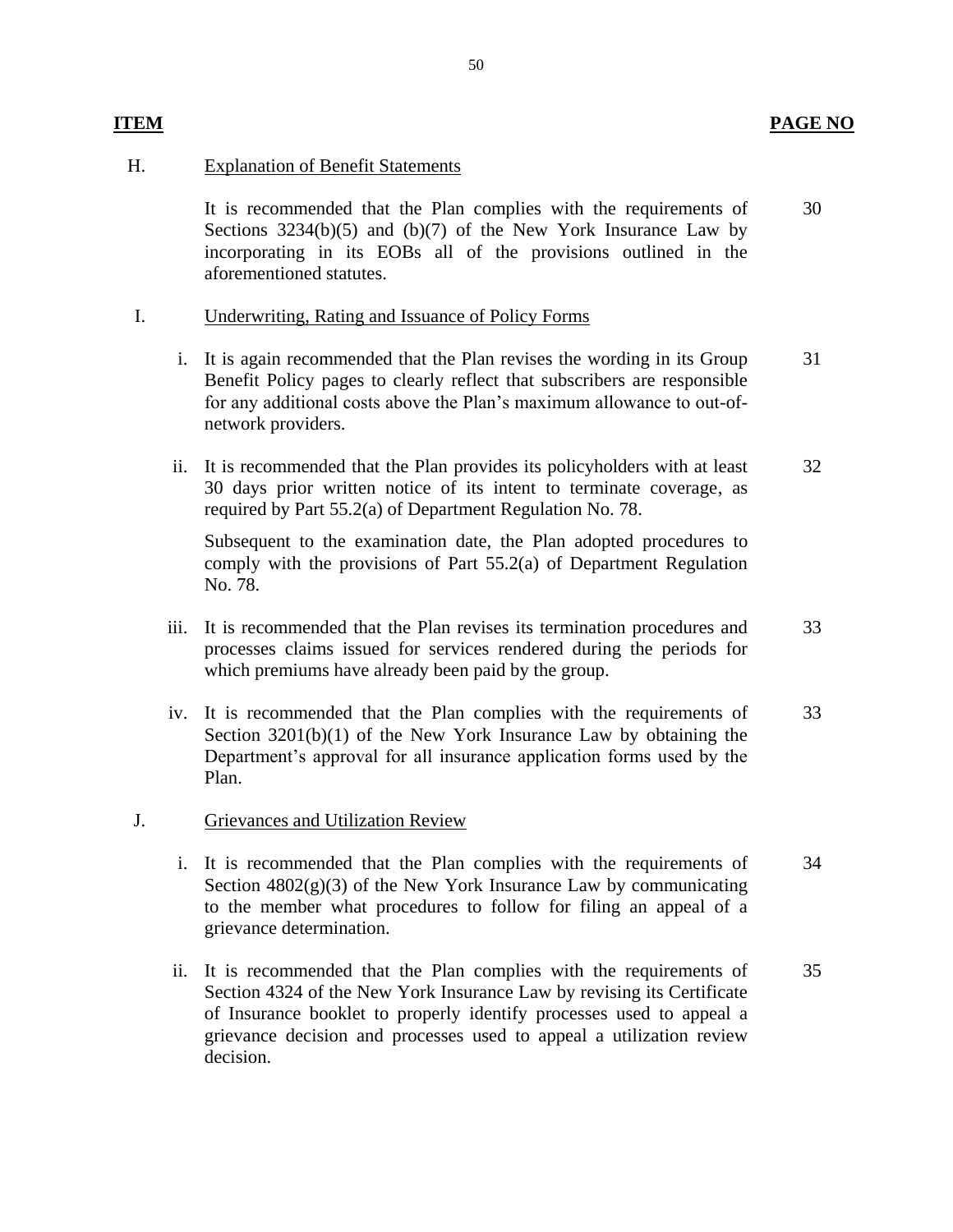| ITEM | | PAGE NO |
|---|---|---|
| H. | Explanation of Benefit Statements | |
| | It is recommended that the Plan complies with the requirements of Sections 3234(b)(5) and (b)(7) of the New York Insurance Law by incorporating in its EOBs all of the provisions outlined in the aforementioned statutes. | 30 |
| I. | Underwriting, Rating and Issuance of Policy Forms | |
| | i. It is again recommended that the Plan revises the wording in its Group Benefit Policy pages to clearly reflect that subscribers are responsible for any additional costs above the Plan's maximum allowance to out-of-network providers. | 31 |
| | ii. It is recommended that the Plan provides its policyholders with at least 30 days prior written notice of its intent to terminate coverage, as required by Part 55.2(a) of Department Regulation No. 78. | 32 |
| | Subsequent to the examination date, the Plan adopted procedures to comply with the provisions of Part 55.2(a) of Department Regulation No. 78. | |
| | iii. It is recommended that the Plan revises its termination procedures and processes claims issued for services rendered during the periods for which premiums have already been paid by the group. | 33 |
| | iv. It is recommended that the Plan complies with the requirements of Section 3201(b)(1) of the New York Insurance Law by obtaining the Department's approval for all insurance application forms used by the Plan. | 33 |
| J. | Grievances and Utilization Review | |
| | i. It is recommended that the Plan complies with the requirements of Section 4802(g)(3) of the New York Insurance Law by communicating to the member what procedures to follow for filing an appeal of a grievance determination. | 34 |
| | ii. It is recommended that the Plan complies with the requirements of Section 4324 of the New York Insurance Law by revising its Certificate of Insurance booklet to properly identify processes used to appeal a grievance decision and processes used to appeal a utilization review decision. | 35 |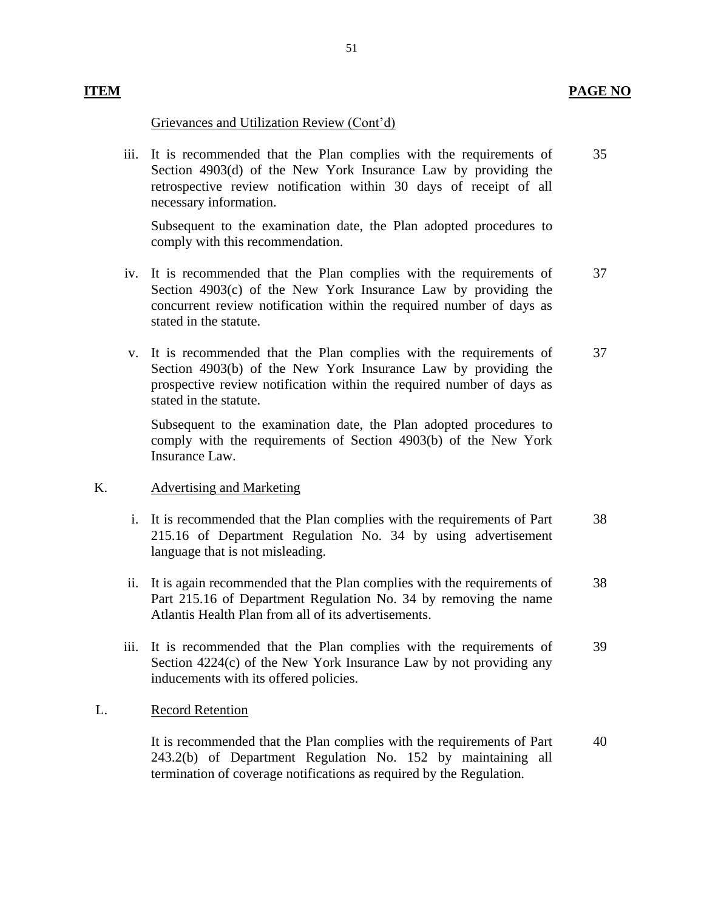| ITEM | | PAGE NO |
|---|---|---|
| | Grievances and Utilization Review (Cont'd) | |
| iii. | It is recommended that the Plan complies with the requirements of Section 4903(d) of the New York Insurance Law by providing the retrospective review notification within 30 days of receipt of all necessary information.<br><br>Subsequent to the examination date, the Plan adopted procedures to comply with this recommendation. | 35 |
| iv. | It is recommended that the Plan complies with the requirements of Section 4903(c) of the New York Insurance Law by providing the concurrent review notification within the required number of days as stated in the statute. | 37 |
| v. | It is recommended that the Plan complies with the requirements of Section 4903(b) of the New York Insurance Law by providing the prospective review notification within the required number of days as stated in the statute.<br><br>Subsequent to the examination date, the Plan adopted procedures to comply with the requirements of Section 4903(b) of the New York Insurance Law. | 37 |
| K. | Advertising and Marketing | |
| i. | It is recommended that the Plan complies with the requirements of Part 215.16 of Department Regulation No. 34 by using advertisement language that is not misleading. | 38 |
| ii. | It is again recommended that the Plan complies with the requirements of Part 215.16 of Department Regulation No. 34 by removing the name Atlantis Health Plan from all of its advertisements. | 38 |
| iii. | It is recommended that the Plan complies with the requirements of Section 4224(c) of the New York Insurance Law by not providing any inducements with its offered policies. | 39 |
| L. | Record Retention | |
| | It is recommended that the Plan complies with the requirements of Part 243.2(b) of Department Regulation No. 152 by maintaining all termination of coverage notifications as required by the Regulation. | 40 |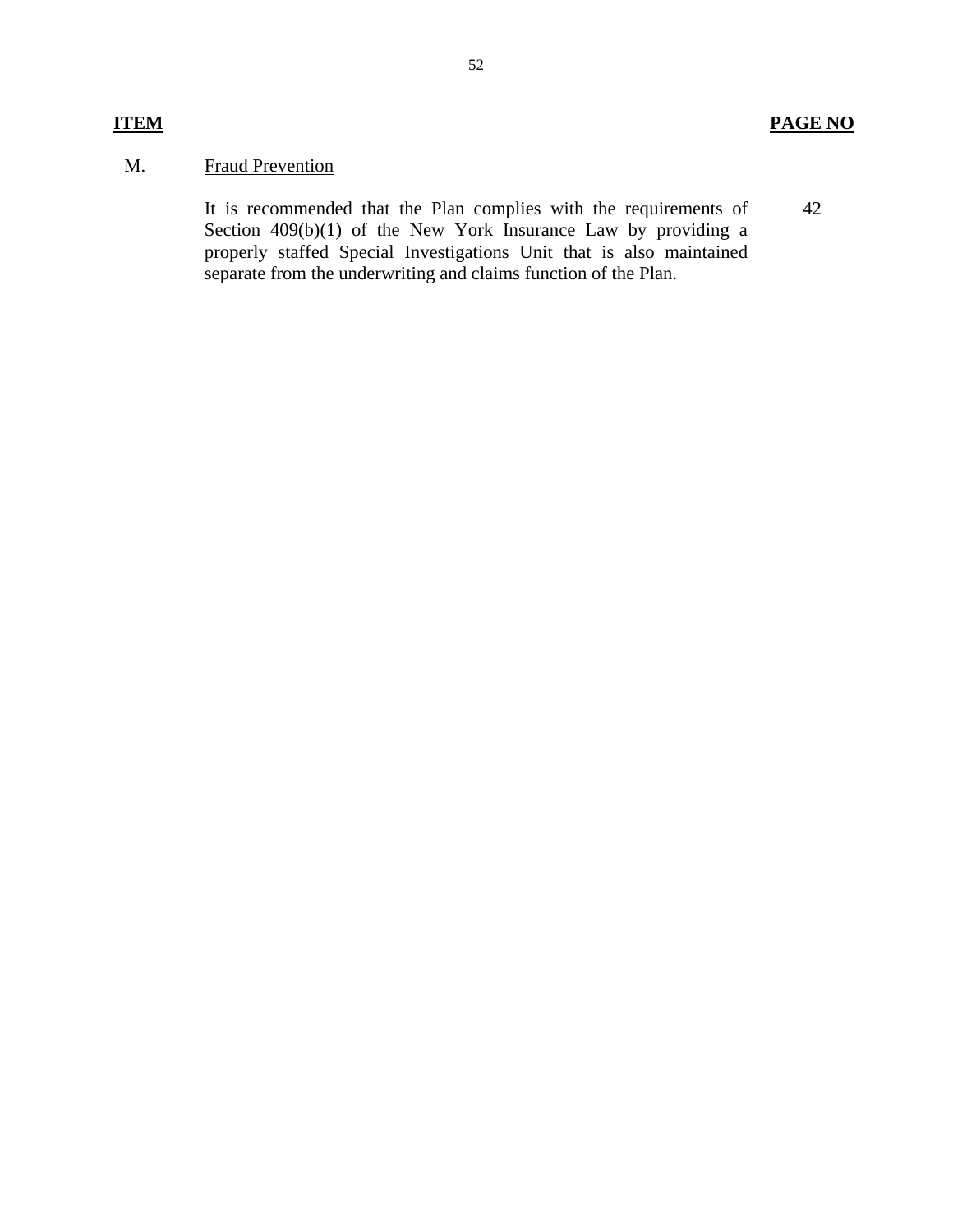| **ITEM** | | **PAGE NO** |
|---|---|---|
| M. | Fraud Prevention | |
| | It is recommended that the Plan complies with the requirements of Section 409(b)(1) of the New York Insurance Law by providing a properly staffed Special Investigations Unit that is also maintained separate from the underwriting and claims function of the Plan. | 42 |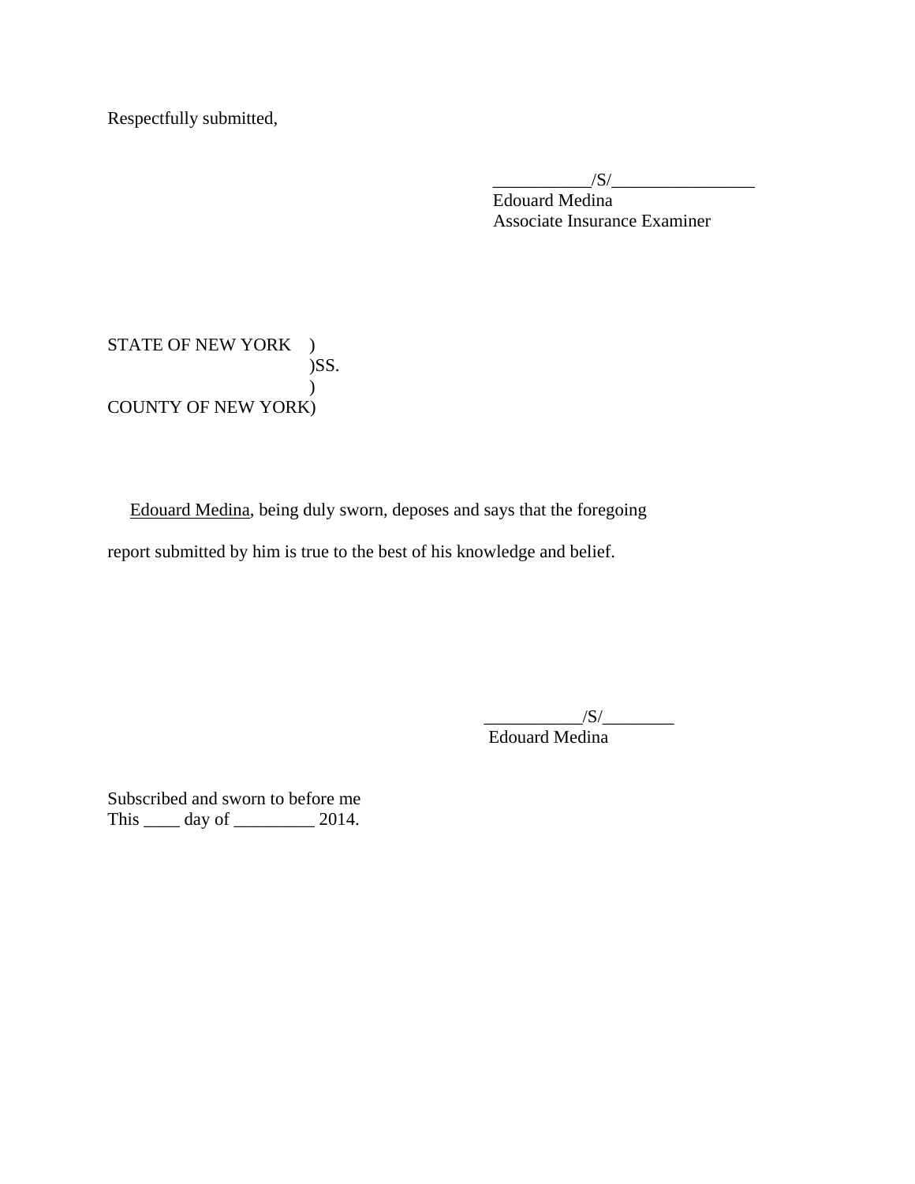Respectfully submitted,

___________/S/________________
Edouard Medina
Associate Insurance Examiner

STATE OF NEW YORK )
)SS.
)
COUNTY OF NEW YORK)

Edouard Medina, being duly sworn, deposes and says that the foregoing report submitted by him is true to the best of his knowledge and belief.

___________/S/________
Edouard Medina

Subscribed and sworn to before me
This ____ day of _________ 2014.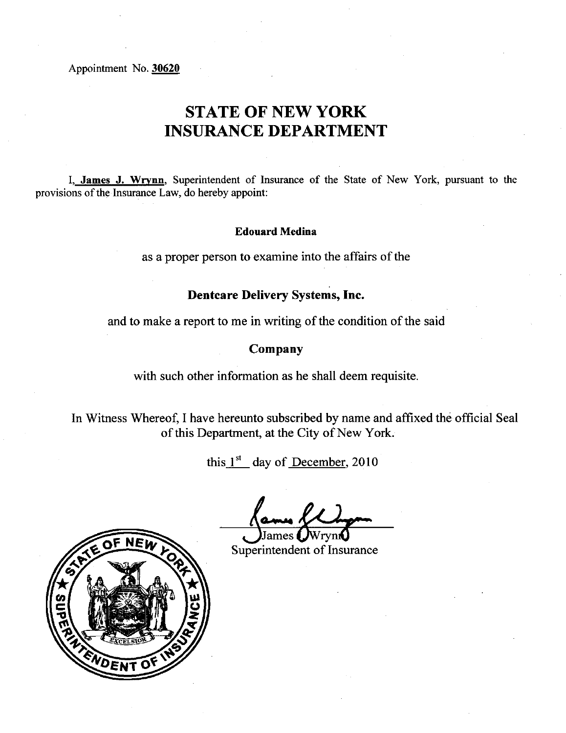Appointment No. **30620**

# STATE OF NEW YORK
# INSURANCE DEPARTMENT

I, **James J. Wrynn**, Superintendent of Insurance of the State of New York, pursuant to the provisions of the Insurance Law, do hereby appoint:

**Edouard Medina**

as a proper person to examine into the affairs of the

**Dentcare Delivery Systems, Inc.**

and to make a report to me in writing of the condition of the said

**Company**

with such other information as he shall deem requisite.

In Witness Whereof, I have hereunto subscribed by name and affixed the official Seal of this Department, at the City of New York.

this 1[st] day of December, 2010

James J. Wrynn
Superintendent of Insurance

STATE OF NEW YORK SUPERINTENDENT OF INSURANCE
EXCELSIOR